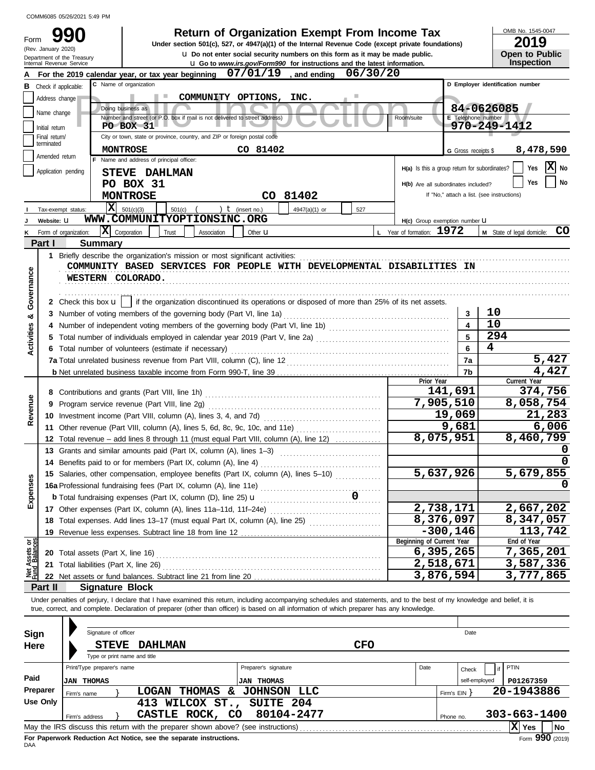COMM6085 05/26/2021 5:49 PM

# Form 990

**Return of Organization Exempt From Income Tax**

Under section 501(c), 527, or 4947(a)(1) of the Internal Revenue Code (except private foundations)

(Rev. January 2020) Department of the Treasury Internal Revenue Service

u Do not enter social security numbers on this form as it may be made public.
u Go to *www.irs.gov/Form990* for instructions and the latest information.

OMB No. 1545-0047
**2019**
**Open to Public Inspection**

**A** For the 2019 calendar year, or tax year beginning 07/01/19, and ending 06/30/20

**B** Check if applicable: Address change / Name change / Initial return / Final return/terminated / Amended return / Application pending

**C** Name of organization: COMMUNITY OPTIONS, INC.

Doing business as

Number and street (or P.O. box if mail is not delivered to street address): PO BOX 31 — Room/suite

City or town, state or province, country, and ZIP or foreign postal code: MONTROSE CO 81402

**D** Employer identification number: 84-0626085

**E** Telephone number: 970-249-1412

**G** Gross receipts $ 8,478,590

**F** Name and address of principal officer: STEVE DAHLMAN, PO BOX 31, MONTROSE CO 81402

H(a) Is this a group return for subordinates? Yes [ ] No [X]

H(b) Are all subordinates included? Yes [ ] No [ ]
If "No," attach a list. (see instructions)

**I** Tax-exempt status: [X] 501(c)(3) [ ] 501(c) ( ) t (insert no.) [ ] 4947(a)(1) or [ ] 527

**J** Website: u WWW.COMMUNITYOPTIONSINC.ORG

H(c) Group exemption number u

**K** Form of organization: [X] Corporation [ ] Trust [ ] Association [ ] Other u

**L** Year of formation: 1972

**M** State of legal domicile: CO

## Part I Summary

**Activities & Governance**

1 Briefly describe the organization's mission or most significant activities:
COMMUNITY BASED SERVICES FOR PEOPLE WITH DEVELOPMENTAL DISABILITIES IN WESTERN COLORADO.

2 Check this box u [ ] if the organization discontinued its operations or disposed of more than 25% of its net assets.

| | | Line | Value |
|---|---|---|---|
| 3 | Number of voting members of the governing body (Part VI, line 1a) | 3 | 10 |
| 4 | Number of independent voting members of the governing body (Part VI, line 1b) | 4 | 10 |
| 5 | Total number of individuals employed in calendar year 2019 (Part V, line 2a) | 5 | 294 |
| 6 | Total number of volunteers (estimate if necessary) | 6 | 4 |
| 7a | Total unrelated business revenue from Part VIII, column (C), line 12 | 7a | 5,427 |
| b | Net unrelated business taxable income from Form 990-T, line 39 | 7b | 4,427 |

| | | Prior Year | Current Year |
|---|---|---|---|
| **Revenue** | | | |
| 8 | Contributions and grants (Part VIII, line 1h) | 141,691 | 374,756 |
| 9 | Program service revenue (Part VIII, line 2g) | 7,905,510 | 8,058,754 |
| 10 | Investment income (Part VIII, column (A), lines 3, 4, and 7d) | 19,069 | 21,283 |
| 11 | Other revenue (Part VIII, column (A), lines 5, 6d, 8c, 9c, 10c, and 11e) | 9,681 | 6,006 |
| 12 | Total revenue – add lines 8 through 11 (must equal Part VIII, column (A), line 12) | 8,075,951 | 8,460,799 |
| **Expenses** | | | |
| 13 | Grants and similar amounts paid (Part IX, column (A), lines 1–3) | | 0 |
| 14 | Benefits paid to or for members (Part IX, column (A), line 4) | | 0 |
| 15 | Salaries, other compensation, employee benefits (Part IX, column (A), lines 5–10) | 5,637,926 | 5,679,855 |
| 16a | Professional fundraising fees (Part IX, column (A), line 11e) | | 0 |
| b | Total fundraising expenses (Part IX, column (D), line 25) u 0 | | |
| 17 | Other expenses (Part IX, column (A), lines 11a–11d, 11f–24e) | 2,738,171 | 2,667,202 |
| 18 | Total expenses. Add lines 13–17 (must equal Part IX, column (A), line 25) | 8,376,097 | 8,347,057 |
| 19 | Revenue less expenses. Subtract line 18 from line 12 | -300,146 | 113,742 |

| **Net Assets or Fund Balances** | | Beginning of Current Year | End of Year |
|---|---|---|---|
| 20 | Total assets (Part X, line 16) | 6,395,265 | 7,365,201 |
| 21 | Total liabilities (Part X, line 26) | 2,518,671 | 3,587,336 |
| 22 | Net assets or fund balances. Subtract line 21 from line 20 | 3,876,594 | 3,777,865 |

## Part II Signature Block

Under penalties of perjury, I declare that I have examined this return, including accompanying schedules and statements, and to the best of my knowledge and belief, it is true, correct, and complete. Declaration of preparer (other than officer) is based on all information of which preparer has any knowledge.

**Sign Here**

Signature of officer — Date

STEVE DAHLMAN CFO
Type or print name and title

**Paid Preparer Use Only**

| Print/Type preparer's name | Preparer's signature | Date | Check [ ] if self-employed | PTIN |
|---|---|---|---|---|
| JAN THOMAS | JAN THOMAS | | | P01267359 |

Firm's name } LOGAN THOMAS & JOHNSON LLC — Firm's EIN } 20-1943886

Firm's address } 413 WILCOX ST., SUITE 204, CASTLE ROCK, CO 80104-2477 — Phone no. 303-663-1400

May the IRS discuss this return with the preparer shown above? (see instructions) [X] Yes [ ] No

**For Paperwork Reduction Act Notice, see the separate instructions.**

DAA — Form **990** (2019)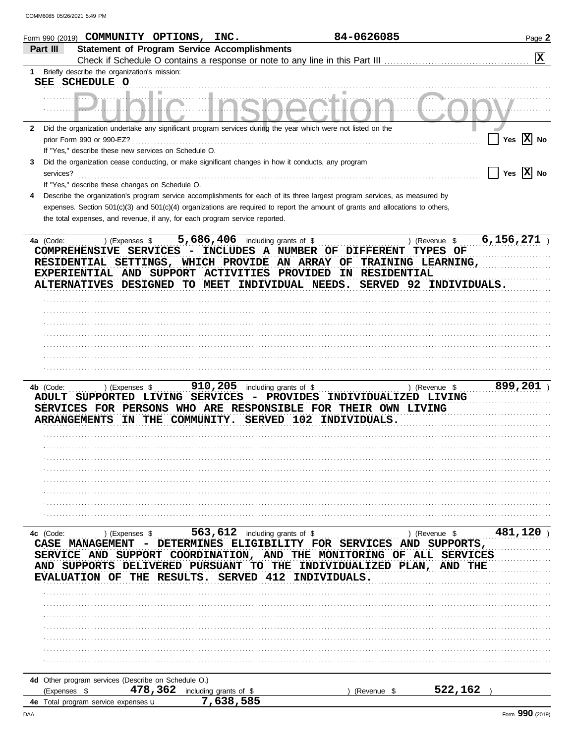Form 990 (2019) COMMUNITY OPTIONS, INC. 84-0626085

## Part III Statement of Program Service Accomplishments

Check if Schedule O contains a response or note to any line in this Part III [X]

1 Briefly describe the organization's mission:

SEE SCHEDULE O

2 Did the organization undertake any significant program services during the year which were not listed on the prior Form 990 or 990-EZ? [ ] Yes [X] No

If "Yes," describe these new services on Schedule O.

3 Did the organization cease conducting, or make significant changes in how it conducts, any program services? [ ] Yes [X] No

If "Yes," describe these changes on Schedule O.

4 Describe the organization's program service accomplishments for each of its three largest program services, as measured by expenses. Section 501(c)(3) and 501(c)(4) organizations are required to report the amount of grants and allocations to others, the total expenses, and revenue, if any, for each program service reported.

4a (Code: ) (Expenses $ 5,686,406 including grants of $ ) (Revenue $ 6,156,271 )

COMPREHENSIVE SERVICES - INCLUDES A NUMBER OF DIFFERENT TYPES OF RESIDENTIAL SETTINGS, WHICH PROVIDE AN ARRAY OF TRAINING LEARNING, EXPERIENTIAL AND SUPPORT ACTIVITIES PROVIDED IN RESIDENTIAL ALTERNATIVES DESIGNED TO MEET INDIVIDUAL NEEDS. SERVED 92 INDIVIDUALS.

4b (Code: ) (Expenses $ 910,205 including grants of $ ) (Revenue $ 899,201 )

ADULT SUPPORTED LIVING SERVICES - PROVIDES INDIVIDUALIZED LIVING SERVICES FOR PERSONS WHO ARE RESPONSIBLE FOR THEIR OWN LIVING ARRANGEMENTS IN THE COMMUNITY. SERVED 102 INDIVIDUALS.

4c (Code: ) (Expenses $ 563,612 including grants of $ ) (Revenue $ 481,120 )

CASE MANAGEMENT - DETERMINES ELIGIBILITY FOR SERVICES AND SUPPORTS, SERVICE AND SUPPORT COORDINATION, AND THE MONITORING OF ALL SERVICES AND SUPPORTS DELIVERED PURSUANT TO THE INDIVIDUALIZED PLAN, AND THE EVALUATION OF THE RESULTS. SERVED 412 INDIVIDUALS.

4d Other program services (Describe on Schedule O.)

(Expenses $ 478,362 including grants of $ ) (Revenue $ 522,162 )

4e Total program service expenses 7,638,585

Form 990 (2019)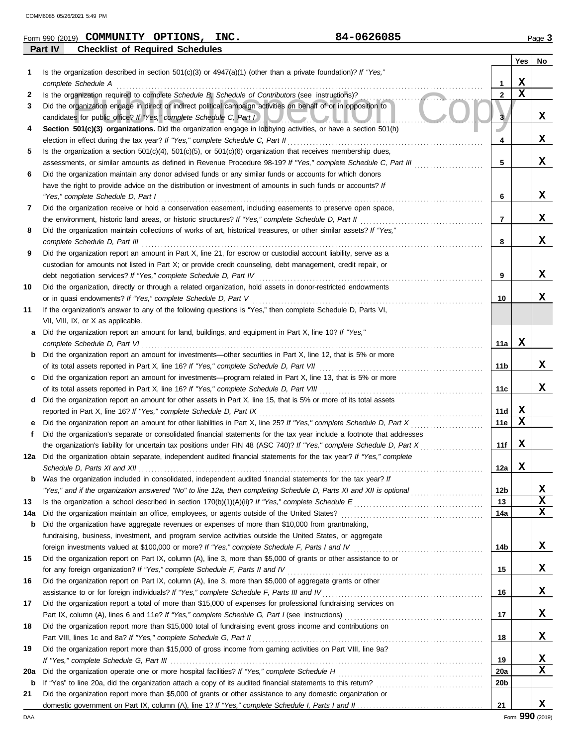Form 990 (2019) **COMMUNITY OPTIONS, INC.** **84-0626085**

## Part IV Checklist of Required Schedules

| | | | Yes | No |
|---|---|---|---|---|
| **1** | Is the organization described in section 501(c)(3) or 4947(a)(1) (other than a private foundation)? *If "Yes," complete Schedule A* | 1 | X | |
| **2** | Is the organization required to complete *Schedule B, Schedule of Contributors* (see instructions)? | 2 | X | |
| **3** | Did the organization engage in direct or indirect political campaign activities on behalf of or in opposition to candidates for public office? *If "Yes," complete Schedule C, Part I* | 3 | | X |
| **4** | **Section 501(c)(3) organizations.** Did the organization engage in lobbying activities, or have a section 501(h) election in effect during the tax year? *If "Yes," complete Schedule C, Part II* | 4 | | X |
| **5** | Is the organization a section 501(c)(4), 501(c)(5), or 501(c)(6) organization that receives membership dues, assessments, or similar amounts as defined in Revenue Procedure 98-19? *If "Yes," complete Schedule C, Part III* | 5 | | X |
| **6** | Did the organization maintain any donor advised funds or any similar funds or accounts for which donors have the right to provide advice on the distribution or investment of amounts in such funds or accounts? *If "Yes," complete Schedule D, Part I* | 6 | | X |
| **7** | Did the organization receive or hold a conservation easement, including easements to preserve open space, the environment, historic land areas, or historic structures? *If "Yes," complete Schedule D, Part II* | 7 | | X |
| **8** | Did the organization maintain collections of works of art, historical treasures, or other similar assets? *If "Yes," complete Schedule D, Part III* | 8 | | X |
| **9** | Did the organization report an amount in Part X, line 21, for escrow or custodial account liability, serve as a custodian for amounts not listed in Part X; or provide credit counseling, debt management, credit repair, or debt negotiation services? *If "Yes," complete Schedule D, Part IV* | 9 | | X |
| **10** | Did the organization, directly or through a related organization, hold assets in donor-restricted endowments or in quasi endowments? *If "Yes," complete Schedule D, Part V* | 10 | | X |
| **11** | If the organization's answer to any of the following questions is "Yes," then complete Schedule D, Parts VI, VII, VIII, IX, or X as applicable. | | | |
| **a** | Did the organization report an amount for land, buildings, and equipment in Part X, line 10? *If "Yes," complete Schedule D, Part VI* | 11a | X | |
| **b** | Did the organization report an amount for investments—other securities in Part X, line 12, that is 5% or more of its total assets reported in Part X, line 16? *If "Yes," complete Schedule D, Part VII* | 11b | | X |
| **c** | Did the organization report an amount for investments—program related in Part X, line 13, that is 5% or more of its total assets reported in Part X, line 16? *If "Yes," complete Schedule D, Part VIII* | 11c | | X |
| **d** | Did the organization report an amount for other assets in Part X, line 15, that is 5% or more of its total assets reported in Part X, line 16? *If "Yes," complete Schedule D, Part IX* | 11d | X | |
| **e** | Did the organization report an amount for other liabilities in Part X, line 25? *If "Yes," complete Schedule D, Part X* | 11e | X | |
| **f** | Did the organization's separate or consolidated financial statements for the tax year include a footnote that addresses the organization's liability for uncertain tax positions under FIN 48 (ASC 740)? *If "Yes," complete Schedule D, Part X* | 11f | X | |
| **12a** | Did the organization obtain separate, independent audited financial statements for the tax year? *If "Yes," complete Schedule D, Parts XI and XII* | 12a | X | |
| **b** | Was the organization included in consolidated, independent audited financial statements for the tax year? *If "Yes," and if the organization answered "No" to line 12a, then completing Schedule D, Parts XI and XII is optional* | 12b | | X |
| **13** | Is the organization a school described in section 170(b)(1)(A)(ii)? *If "Yes," complete Schedule E* | 13 | | X |
| **14a** | Did the organization maintain an office, employees, or agents outside of the United States? | 14a | | X |
| **b** | Did the organization have aggregate revenues or expenses of more than $10,000 from grantmaking, fundraising, business, investment, and program service activities outside the United States, or aggregate foreign investments valued at $100,000 or more? *If "Yes," complete Schedule F, Parts I and IV* | 14b | | X |
| **15** | Did the organization report on Part IX, column (A), line 3, more than $5,000 of grants or other assistance to or for any foreign organization? *If "Yes," complete Schedule F, Parts II and IV* | 15 | | X |
| **16** | Did the organization report on Part IX, column (A), line 3, more than $5,000 of aggregate grants or other assistance to or for foreign individuals? *If "Yes," complete Schedule F, Parts III and IV* | 16 | | X |
| **17** | Did the organization report a total of more than $15,000 of expenses for professional fundraising services on Part IX, column (A), lines 6 and 11e? *If "Yes," complete Schedule G, Part I* (see instructions) | 17 | | X |
| **18** | Did the organization report more than $15,000 total of fundraising event gross income and contributions on Part VIII, lines 1c and 8a? *If "Yes," complete Schedule G, Part II* | 18 | | X |
| **19** | Did the organization report more than $15,000 of gross income from gaming activities on Part VIII, line 9a? *If "Yes," complete Schedule G, Part III* | 19 | | X |
| **20a** | Did the organization operate one or more hospital facilities? *If "Yes," complete Schedule H* | 20a | | X |
| **b** | If "Yes" to line 20a, did the organization attach a copy of its audited financial statements to this return? | 20b | | |
| **21** | Did the organization report more than $5,000 of grants or other assistance to any domestic organization or domestic government on Part IX, column (A), line 1? *If "Yes," complete Schedule I, Parts I and II* | 21 | | X |

Form **990** (2019)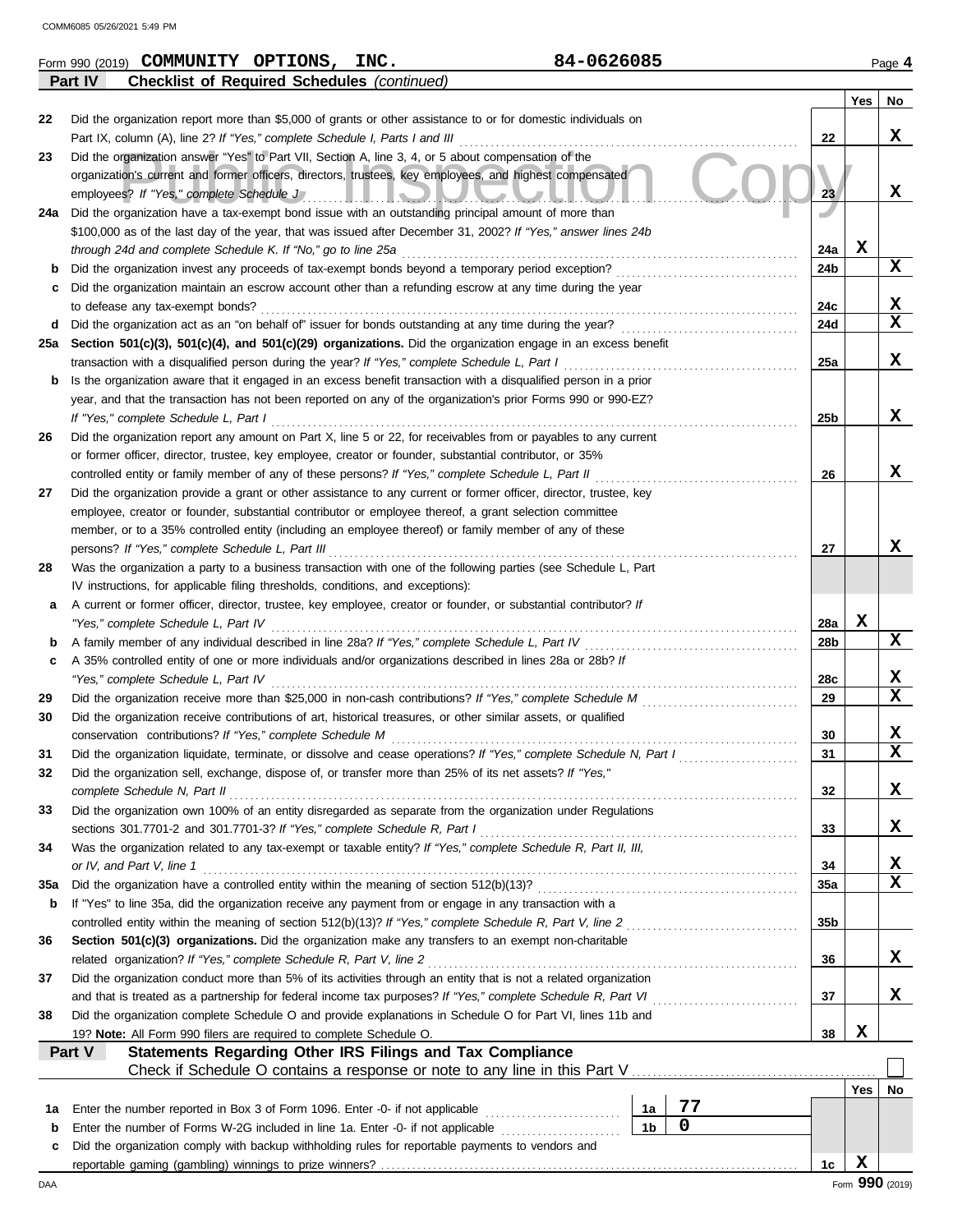Form 990 (2019) **COMMUNITY OPTIONS, INC.** 84-0626085

**Part IV Checklist of Required Schedules** *(continued)*

| | | | Yes | No |
|---|---|---|---|---|
| 22 | Did the organization report more than $5,000 of grants or other assistance to or for domestic individuals on Part IX, column (A), line 2? *If "Yes," complete Schedule I, Parts I and III* | 22 | | X |
| 23 | Did the organization answer "Yes" to Part VII, Section A, line 3, 4, or 5 about compensation of the organization's current and former officers, directors, trustees, key employees, and highest compensated employees? *If "Yes," complete Schedule J* | 23 | | X |
| 24a | Did the organization have a tax-exempt bond issue with an outstanding principal amount of more than $100,000 as of the last day of the year, that was issued after December 31, 2002? *If "Yes," answer lines 24b through 24d and complete Schedule K. If "No," go to line 25a* | 24a | X | |
| b | Did the organization invest any proceeds of tax-exempt bonds beyond a temporary period exception? | 24b | | X |
| c | Did the organization maintain an escrow account other than a refunding escrow at any time during the year to defease any tax-exempt bonds? | 24c | | X |
| d | Did the organization act as an "on behalf of" issuer for bonds outstanding at any time during the year? | 24d | | X |
| 25a | **Section 501(c)(3), 501(c)(4), and 501(c)(29) organizations.** Did the organization engage in an excess benefit transaction with a disqualified person during the year? *If "Yes," complete Schedule L, Part I* | 25a | | X |
| b | Is the organization aware that it engaged in an excess benefit transaction with a disqualified person in a prior year, and that the transaction has not been reported on any of the organization's prior Forms 990 or 990-EZ? *If "Yes," complete Schedule L, Part I* | 25b | | X |
| 26 | Did the organization report any amount on Part X, line 5 or 22, for receivables from or payables to any current or former officer, director, trustee, key employee, creator or founder, substantial contributor, or 35% controlled entity or family member of any of these persons? *If "Yes," complete Schedule L, Part II* | 26 | | X |
| 27 | Did the organization provide a grant or other assistance to any current or former officer, director, trustee, key employee, creator or founder, substantial contributor or employee thereof, a grant selection committee member, or to a 35% controlled entity (including an employee thereof) or family member of any of these persons? *If "Yes," complete Schedule L, Part III* | 27 | | X |
| 28 | Was the organization a party to a business transaction with one of the following parties (see Schedule L, Part IV instructions, for applicable filing thresholds, conditions, and exceptions): | | | |
| a | A current or former officer, director, trustee, key employee, creator or founder, or substantial contributor? *If "Yes," complete Schedule L, Part IV* | 28a | X | |
| b | A family member of any individual described in line 28a? *If "Yes," complete Schedule L, Part IV* | 28b | | X |
| c | A 35% controlled entity of one or more individuals and/or organizations described in lines 28a or 28b? *If "Yes," complete Schedule L, Part IV* | 28c | | X |
| 29 | Did the organization receive more than $25,000 in non-cash contributions? *If "Yes," complete Schedule M* | 29 | | X |
| 30 | Did the organization receive contributions of art, historical treasures, or other similar assets, or qualified conservation contributions? *If "Yes," complete Schedule M* | 30 | | X |
| 31 | Did the organization liquidate, terminate, or dissolve and cease operations? *If "Yes," complete Schedule N, Part I* | 31 | | X |
| 32 | Did the organization sell, exchange, dispose of, or transfer more than 25% of its net assets? *If "Yes," complete Schedule N, Part II* | 32 | | X |
| 33 | Did the organization own 100% of an entity disregarded as separate from the organization under Regulations sections 301.7701-2 and 301.7701-3? *If "Yes," complete Schedule R, Part I* | 33 | | X |
| 34 | Was the organization related to any tax-exempt or taxable entity? *If "Yes," complete Schedule R, Part II, III, or IV, and Part V, line 1* | 34 | | X |
| 35a | Did the organization have a controlled entity within the meaning of section 512(b)(13)? | 35a | | X |
| b | If "Yes" to line 35a, did the organization receive any payment from or engage in any transaction with a controlled entity within the meaning of section 512(b)(13)? *If "Yes," complete Schedule R, Part V, line 2* | 35b | | |
| 36 | **Section 501(c)(3) organizations.** Did the organization make any transfers to an exempt non-charitable related organization? *If "Yes," complete Schedule R, Part V, line 2* | 36 | | X |
| 37 | Did the organization conduct more than 5% of its activities through an entity that is not a related organization and that is treated as a partnership for federal income tax purposes? *If "Yes," complete Schedule R, Part VI* | 37 | | X |
| 38 | Did the organization complete Schedule O and provide explanations in Schedule O for Part VI, lines 11b and 19? **Note:** All Form 990 filers are required to complete Schedule O. | 38 | X | |

**Part V Statements Regarding Other IRS Filings and Tax Compliance**

Check if Schedule O contains a response or note to any line in this Part V ☐

| | | | | | Yes | No |
|---|---|---|---|---|---|---|
| 1a | Enter the number reported in Box 3 of Form 1096. Enter -0- if not applicable | 1a | 77 | | | |
| b | Enter the number of Forms W-2G included in line 1a. Enter -0- if not applicable | 1b | 0 | | | |
| c | Did the organization comply with backup withholding rules for reportable payments to vendors and reportable gaming (gambling) winnings to prize winners? | | | 1c | X | |

Form **990** (2019)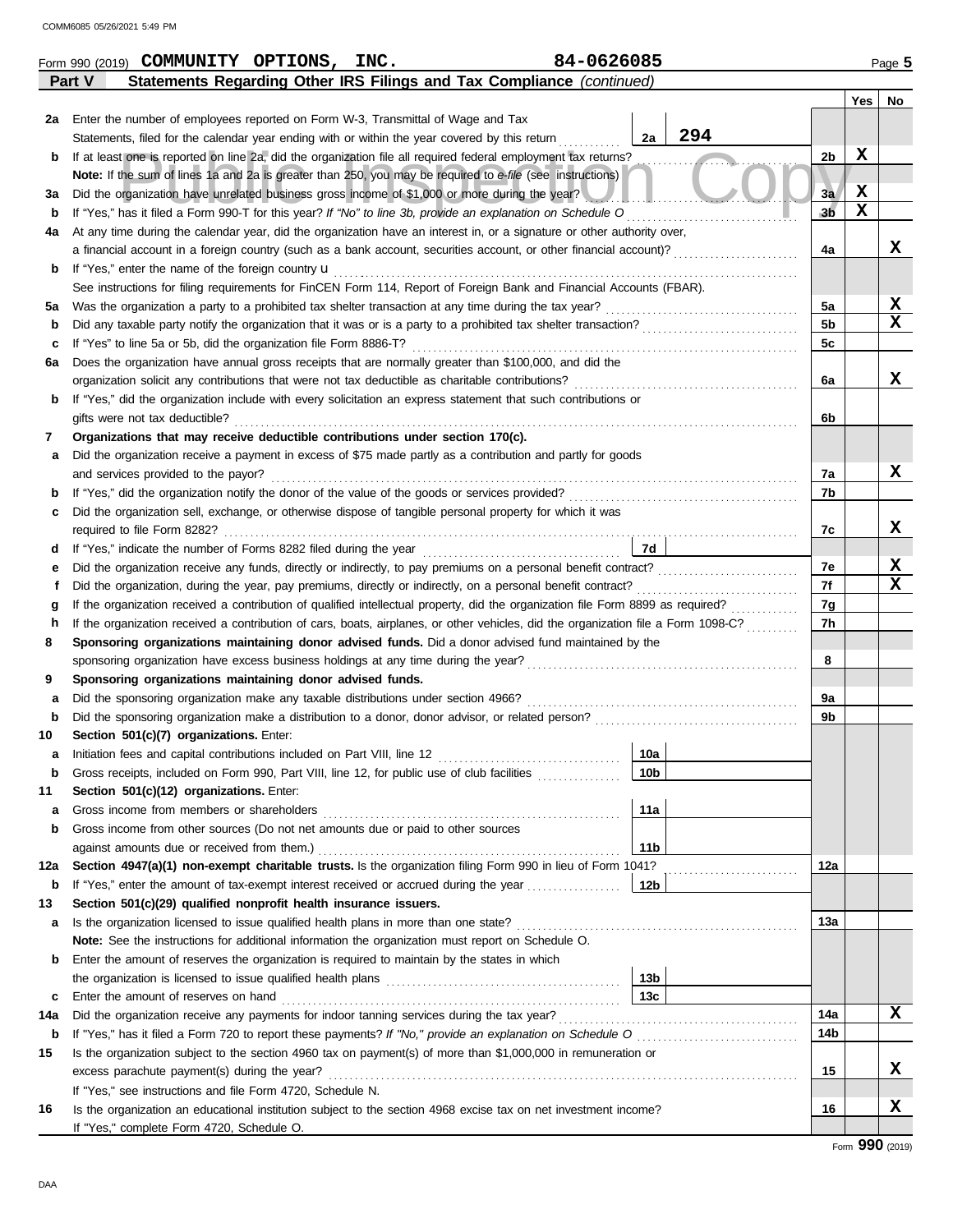Form 990 (2019) **COMMUNITY OPTIONS, INC.** 84-0626085 Page **5**

**Part V Statements Regarding Other IRS Filings and Tax Compliance** *(continued)*

| | | | | | Yes | No |
|---|---|---|---|---|---|---|
| **2a** | Enter the number of employees reported on Form W-3, Transmittal of Wage and Tax Statements, filed for the calendar year ending with or within the year covered by this return | 2a | 294 | | | |
| **b** | If at least one is reported on line 2a, did the organization file all required federal employment tax returns? | | | 2b | X | |
| | **Note:** If the sum of lines 1a and 2a is greater than 250, you may be required to *e-file* (see instructions) | | | | | |
| **3a** | Did the organization have unrelated business gross income of $1,000 or more during the year? | | | 3a | X | |
| **b** | If "Yes," has it filed a Form 990-T for this year? *If "No" to line 3b, provide an explanation on Schedule O* | | | 3b | X | |
| **4a** | At any time during the calendar year, did the organization have an interest in, or a signature or other authority over, a financial account in a foreign country (such as a bank account, securities account, or other financial account)? | | | 4a | | X |
| **b** | If "Yes," enter the name of the foreign country u | | | | | |
| | See instructions for filing requirements for FinCEN Form 114, Report of Foreign Bank and Financial Accounts (FBAR). | | | | | |
| **5a** | Was the organization a party to a prohibited tax shelter transaction at any time during the tax year? | | | 5a | | X |
| **b** | Did any taxable party notify the organization that it was or is a party to a prohibited tax shelter transaction? | | | 5b | | X |
| **c** | If "Yes" to line 5a or 5b, did the organization file Form 8886-T? | | | 5c | | |
| **6a** | Does the organization have annual gross receipts that are normally greater than $100,000, and did the organization solicit any contributions that were not tax deductible as charitable contributions? | | | 6a | | X |
| **b** | If "Yes," did the organization include with every solicitation an express statement that such contributions or gifts were not tax deductible? | | | 6b | | |
| **7** | **Organizations that may receive deductible contributions under section 170(c).** | | | | | |
| **a** | Did the organization receive a payment in excess of $75 made partly as a contribution and partly for goods and services provided to the payor? | | | 7a | | X |
| **b** | If "Yes," did the organization notify the donor of the value of the goods or services provided? | | | 7b | | |
| **c** | Did the organization sell, exchange, or otherwise dispose of tangible personal property for which it was required to file Form 8282? | | | 7c | | X |
| **d** | If "Yes," indicate the number of Forms 8282 filed during the year | 7d | | | | |
| **e** | Did the organization receive any funds, directly or indirectly, to pay premiums on a personal benefit contract? | | | 7e | | X |
| **f** | Did the organization, during the year, pay premiums, directly or indirectly, on a personal benefit contract? | | | 7f | | X |
| **g** | If the organization received a contribution of qualified intellectual property, did the organization file Form 8899 as required? | | | 7g | | |
| **h** | If the organization received a contribution of cars, boats, airplanes, or other vehicles, did the organization file a Form 1098-C? | | | 7h | | |
| **8** | **Sponsoring organizations maintaining donor advised funds.** Did a donor advised fund maintained by the sponsoring organization have excess business holdings at any time during the year? | | | 8 | | |
| **9** | **Sponsoring organizations maintaining donor advised funds.** | | | | | |
| **a** | Did the sponsoring organization make any taxable distributions under section 4966? | | | 9a | | |
| **b** | Did the sponsoring organization make a distribution to a donor, donor advisor, or related person? | | | 9b | | |
| **10** | **Section 501(c)(7) organizations.** Enter: | | | | | |
| **a** | Initiation fees and capital contributions included on Part VIII, line 12 | 10a | | | | |
| **b** | Gross receipts, included on Form 990, Part VIII, line 12, for public use of club facilities | 10b | | | | |
| **11** | **Section 501(c)(12) organizations.** Enter: | | | | | |
| **a** | Gross income from members or shareholders | 11a | | | | |
| **b** | Gross income from other sources (Do not net amounts due or paid to other sources against amounts due or received from them.) | 11b | | | | |
| **12a** | **Section 4947(a)(1) non-exempt charitable trusts.** Is the organization filing Form 990 in lieu of Form 1041? | | | 12a | | |
| **b** | If "Yes," enter the amount of tax-exempt interest received or accrued during the year | 12b | | | | |
| **13** | **Section 501(c)(29) qualified nonprofit health insurance issuers.** | | | | | |
| **a** | Is the organization licensed to issue qualified health plans in more than one state? | | | 13a | | |
| | **Note:** See the instructions for additional information the organization must report on Schedule O. | | | | | |
| **b** | Enter the amount of reserves the organization is required to maintain by the states in which the organization is licensed to issue qualified health plans | 13b | | | | |
| **c** | Enter the amount of reserves on hand | 13c | | | | |
| **14a** | Did the organization receive any payments for indoor tanning services during the tax year? | | | 14a | | X |
| **b** | If "Yes," has it filed a Form 720 to report these payments? *If "No," provide an explanation on Schedule O* | | | 14b | | |
| **15** | Is the organization subject to the section 4960 tax on payment(s) of more than $1,000,000 in remuneration or excess parachute payment(s) during the year? | | | 15 | | X |
| | If "Yes," see instructions and file Form 4720, Schedule N. | | | | | |
| **16** | Is the organization an educational institution subject to the section 4968 excise tax on net investment income? | | | 16 | | X |
| | If "Yes," complete Form 4720, Schedule O. | | | | | |

Form **990** (2019)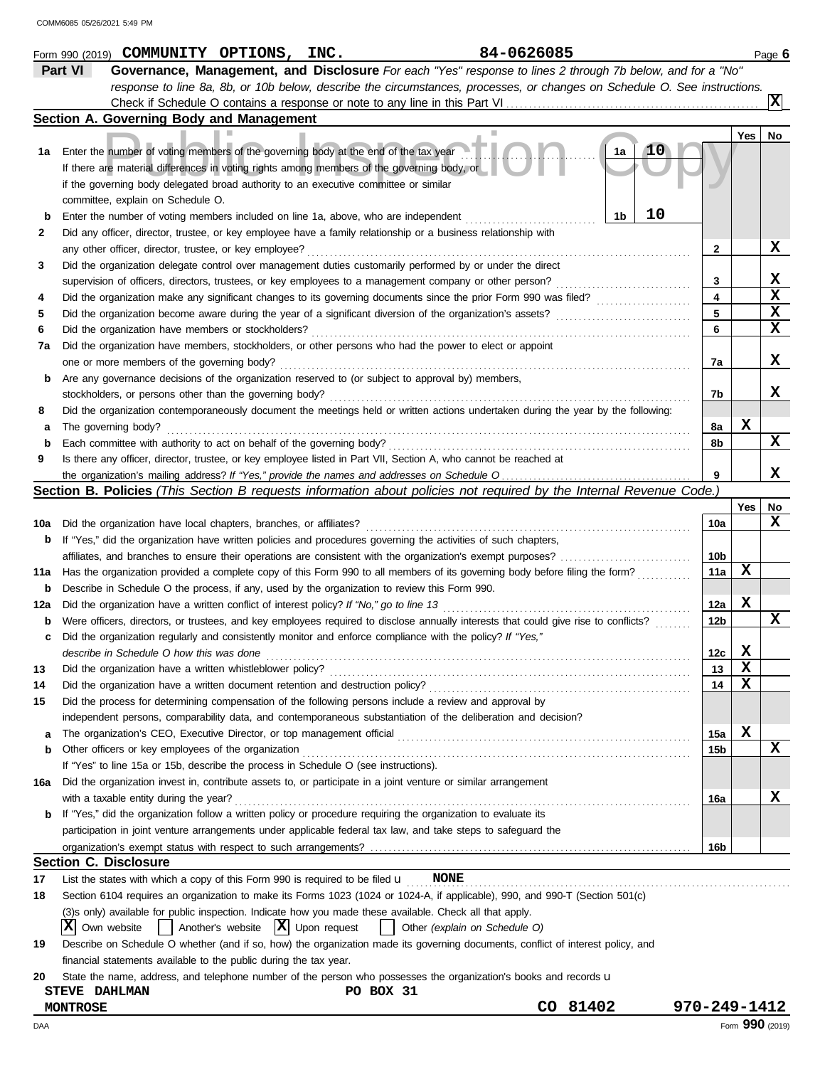COMM6085 05/26/2021 5:49 PM

Form 990 (2019) **COMMUNITY OPTIONS, INC.** 84-0626085 Page **6**

## Part VI Governance, Management, and Disclosure

*For each "Yes" response to lines 2 through 7b below, and for a "No" response to line 8a, 8b, or 10b below, describe the circumstances, processes, or changes on Schedule O. See instructions.*

Check if Schedule O contains a response or note to any line in this Part VI ... [X]

### Section A. Governing Body and Management

| | | | Yes | No |
|---|---|---|---|---|
| **1a** | Enter the number of voting members of the governing body at the end of the tax year ... **1a** 10. If there are material differences in voting rights among members of the governing body, or if the governing body delegated broad authority to an executive committee or similar committee, explain on Schedule O. | | | |
| **b** | Enter the number of voting members included on line 1a, above, who are independent ... **1b** 10 | | | |
| **2** | Did any officer, director, trustee, or key employee have a family relationship or a business relationship with any other officer, director, trustee, or key employee? | 2 | | X |
| **3** | Did the organization delegate control over management duties customarily performed by or under the direct supervision of officers, directors, trustees, or key employees to a management company or other person? | 3 | | X |
| **4** | Did the organization make any significant changes to its governing documents since the prior Form 990 was filed? | 4 | | X |
| **5** | Did the organization become aware during the year of a significant diversion of the organization's assets? | 5 | | X |
| **6** | Did the organization have members or stockholders? | 6 | | X |
| **7a** | Did the organization have members, stockholders, or other persons who had the power to elect or appoint one or more members of the governing body? | 7a | | X |
| **b** | Are any governance decisions of the organization reserved to (or subject to approval by) members, stockholders, or persons other than the governing body? | 7b | | X |
| **8** | Did the organization contemporaneously document the meetings held or written actions undertaken during the year by the following: | | | |
| **a** | The governing body? | 8a | X | |
| **b** | Each committee with authority to act on behalf of the governing body? | 8b | | X |
| **9** | Is there any officer, director, trustee, or key employee listed in Part VII, Section A, who cannot be reached at the organization's mailing address? *If "Yes," provide the names and addresses on Schedule O* | 9 | | X |

### Section B. Policies *(This Section B requests information about policies not required by the Internal Revenue Code.)*

| | | | Yes | No |
|---|---|---|---|---|
| **10a** | Did the organization have local chapters, branches, or affiliates? | 10a | | X |
| **b** | If "Yes," did the organization have written policies and procedures governing the activities of such chapters, affiliates, and branches to ensure their operations are consistent with the organization's exempt purposes? | 10b | | |
| **11a** | Has the organization provided a complete copy of this Form 990 to all members of its governing body before filing the form? | 11a | X | |
| **b** | Describe in Schedule O the process, if any, used by the organization to review this Form 990. | | | |
| **12a** | Did the organization have a written conflict of interest policy? *If "No," go to line 13* | 12a | X | |
| **b** | Were officers, directors, or trustees, and key employees required to disclose annually interests that could give rise to conflicts? | 12b | | X |
| **c** | Did the organization regularly and consistently monitor and enforce compliance with the policy? *If "Yes," describe in Schedule O how this was done* | 12c | X | |
| **13** | Did the organization have a written whistleblower policy? | 13 | X | |
| **14** | Did the organization have a written document retention and destruction policy? | 14 | X | |
| **15** | Did the process for determining compensation of the following persons include a review and approval by independent persons, comparability data, and contemporaneous substantiation of the deliberation and decision? | | | |
| **a** | The organization's CEO, Executive Director, or top management official | 15a | X | |
| **b** | Other officers or key employees of the organization | 15b | | X |
| | If "Yes" to line 15a or 15b, describe the process in Schedule O (see instructions). | | | |
| **16a** | Did the organization invest in, contribute assets to, or participate in a joint venture or similar arrangement with a taxable entity during the year? | 16a | | X |
| **b** | If "Yes," did the organization follow a written policy or procedure requiring the organization to evaluate its participation in joint venture arrangements under applicable federal tax law, and take steps to safeguard the organization's exempt status with respect to such arrangements? | 16b | | |

### Section C. Disclosure

**17** List the states with which a copy of this Form 990 is required to be filed u **NONE**

**18** Section 6104 requires an organization to make its Forms 1023 (1024 or 1024-A, if applicable), 990, and 990-T (Section 501(c)(3)s only) available for public inspection. Indicate how you made these available. Check all that apply.

[X] Own website [ ] Another's website [X] Upon request [ ] Other *(explain on Schedule O)*

**19** Describe on Schedule O whether (and if so, how) the organization made its governing documents, conflict of interest policy, and financial statements available to the public during the tax year.

**20** State the name, address, and telephone number of the person who possesses the organization's books and records u

**STEVE DAHLMAN** PO BOX 31
**MONTROSE** CO 81402 970-249-1412

DAA Form **990** (2019)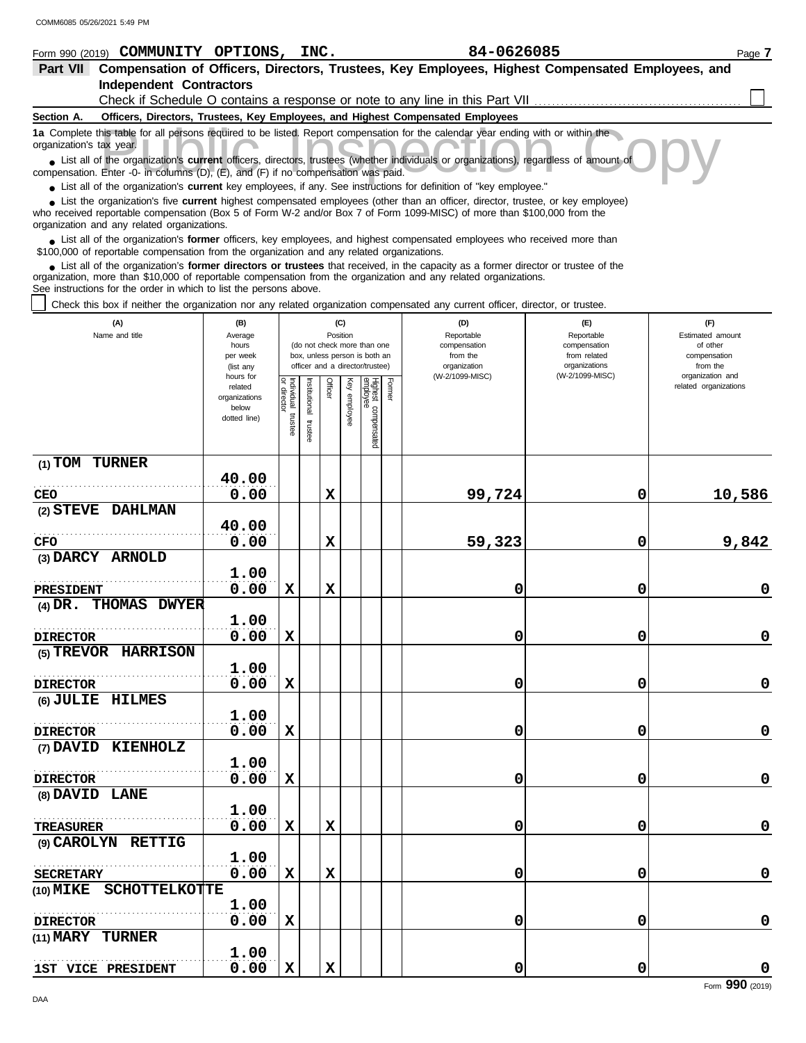Form 990 (2019) **COMMUNITY OPTIONS, INC.** **84-0626085**

**Part VII Compensation of Officers, Directors, Trustees, Key Employees, Highest Compensated Employees, and Independent Contractors**

Check if Schedule O contains a response or note to any line in this Part VII ☐

**Section A. Officers, Directors, Trustees, Key Employees, and Highest Compensated Employees**

**1a** Complete this table for all persons required to be listed. Report compensation for the calendar year ending with or within the organization's tax year.

- List all of the organization's **current** officers, directors, trustees (whether individuals or organizations), regardless of amount of compensation. Enter -0- in columns (D), (E), and (F) if no compensation was paid.
- List all of the organization's **current** key employees, if any. See instructions for definition of "key employee."
- List the organization's five **current** highest compensated employees (other than an officer, director, trustee, or key employee) who received reportable compensation (Box 5 of Form W-2 and/or Box 7 of Form 1099-MISC) of more than $100,000 from the organization and any related organizations.
- List all of the organization's **former** officers, key employees, and highest compensated employees who received more than $100,000 of reportable compensation from the organization and any related organizations.
- List all of the organization's **former directors or trustees** that received, in the capacity as a former director or trustee of the organization, more than $10,000 of reportable compensation from the organization and any related organizations.

See instructions for the order in which to list the persons above.

☐ Check this box if neither the organization nor any related organization compensated any current officer, director, or trustee.

| (A) Name and title | (B) Average hours per week (list any hours for related organizations below dotted line) | (C) Position: Individual trustee or director | Institutional trustee | Officer | Key employee | Highest compensated employee | Former | (D) Reportable compensation from the organization (W-2/1099-MISC) | (E) Reportable compensation from related organizations (W-2/1099-MISC) | (F) Estimated amount of other compensation from the organization and related organizations |
|---|---|---|---|---|---|---|---|---|---|---|
| (1) TOM TURNER<br>CEO | 40.00<br>0.00 | | | X | | | | 99,724 | 0 | 10,586 |
| (2) STEVE DAHLMAN<br>CFO | 40.00<br>0.00 | | | X | | | | 59,323 | 0 | 9,842 |
| (3) DARCY ARNOLD<br>PRESIDENT | 1.00<br>0.00 | X | | X | | | | 0 | 0 | 0 |
| (4) DR. THOMAS DWYER<br>DIRECTOR | 1.00<br>0.00 | X | | | | | | 0 | 0 | 0 |
| (5) TREVOR HARRISON<br>DIRECTOR | 1.00<br>0.00 | X | | | | | | 0 | 0 | 0 |
| (6) JULIE HILMES<br>DIRECTOR | 1.00<br>0.00 | X | | | | | | 0 | 0 | 0 |
| (7) DAVID KIENHOLZ<br>DIRECTOR | 1.00<br>0.00 | X | | | | | | 0 | 0 | 0 |
| (8) DAVID LANE<br>TREASURER | 1.00<br>0.00 | X | | X | | | | 0 | 0 | 0 |
| (9) CAROLYN RETTIG<br>SECRETARY | 1.00<br>0.00 | X | | X | | | | 0 | 0 | 0 |
| (10) MIKE SCHOTTELKOTTE<br>DIRECTOR | 1.00<br>0.00 | X | | | | | | 0 | 0 | 0 |
| (11) MARY TURNER<br>1ST VICE PRESIDENT | 1.00<br>0.00 | X | | X | | | | 0 | 0 | 0 |

Form **990** (2019)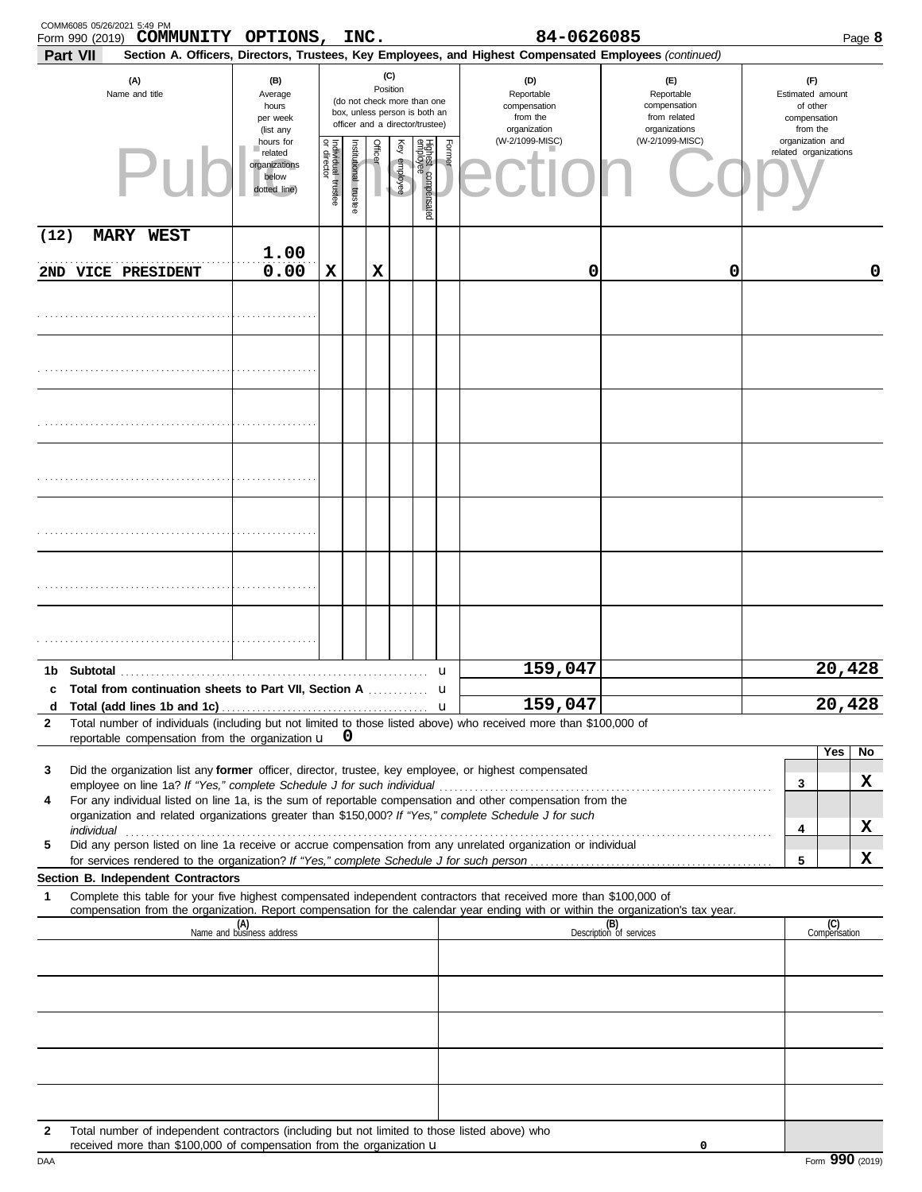Form 990 (2019) **COMMUNITY OPTIONS, INC.** 84-0626085

**Part VII** Section A. Officers, Directors, Trustees, Key Employees, and Highest Compensated Employees *(continued)*

| (A) Name and title | (B) Average hours per week (list any hours for related organizations below dotted line) | (C) Position: Individual trustee or director | Institutional trustee | Officer | Key employee | Highest compensated employee | Former | (D) Reportable compensation from the organization (W-2/1099-MISC) | (E) Reportable compensation from related organizations (W-2/1099-MISC) | (F) Estimated amount of other compensation from the organization and related organizations |
|---|---|---|---|---|---|---|---|---|---|---|
| (12) MARY WEST<br>2ND VICE PRESIDENT | 1.00<br>0.00 | X | | X | | | | 0 | 0 | 0 |
| | | | | | | | | | | |
| | | | | | | | | | | |
| | | | | | | | | | | |
| | | | | | | | | | | |
| | | | | | | | | | | |
| | | | | | | | | | | |
| | | | | | | | | | | |

| | | (D) | (E) | (F) |
|---|---|---|---|---|
| 1b | Subtotal | 159,047 | | 20,428 |
| c | Total from continuation sheets to Part VII, Section A | | | |
| d | Total (add lines 1b and 1c) | 159,047 | | 20,428 |

**2** Total number of individuals (including but not limited to those listed above) who received more than $100,000 of reportable compensation from the organization u **0**

| | | | Yes | No |
|---|---|---|---|---|
| 3 | Did the organization list any **former** officer, director, trustee, key employee, or highest compensated employee on line 1a? *If "Yes," complete Schedule J for such individual* | 3 | | X |
| 4 | For any individual listed on line 1a, is the sum of reportable compensation and other compensation from the organization and related organizations greater than $150,000? *If "Yes," complete Schedule J for such individual* | 4 | | X |
| 5 | Did any person listed on line 1a receive or accrue compensation from any unrelated organization or individual for services rendered to the organization? *If "Yes," complete Schedule J for such person* | 5 | | X |

**Section B. Independent Contractors**

**1** Complete this table for your five highest compensated independent contractors that received more than $100,000 of compensation from the organization. Report compensation for the calendar year ending with or within the organization's tax year.

| (A) Name and business address | (B) Description of services | (C) Compensation |
|---|---|---|
| | | |
| | | |
| | | |
| | | |
| | | |

**2** Total number of independent contractors (including but not limited to those listed above) who received more than $100,000 of compensation from the organization u 0

Form **990** (2019)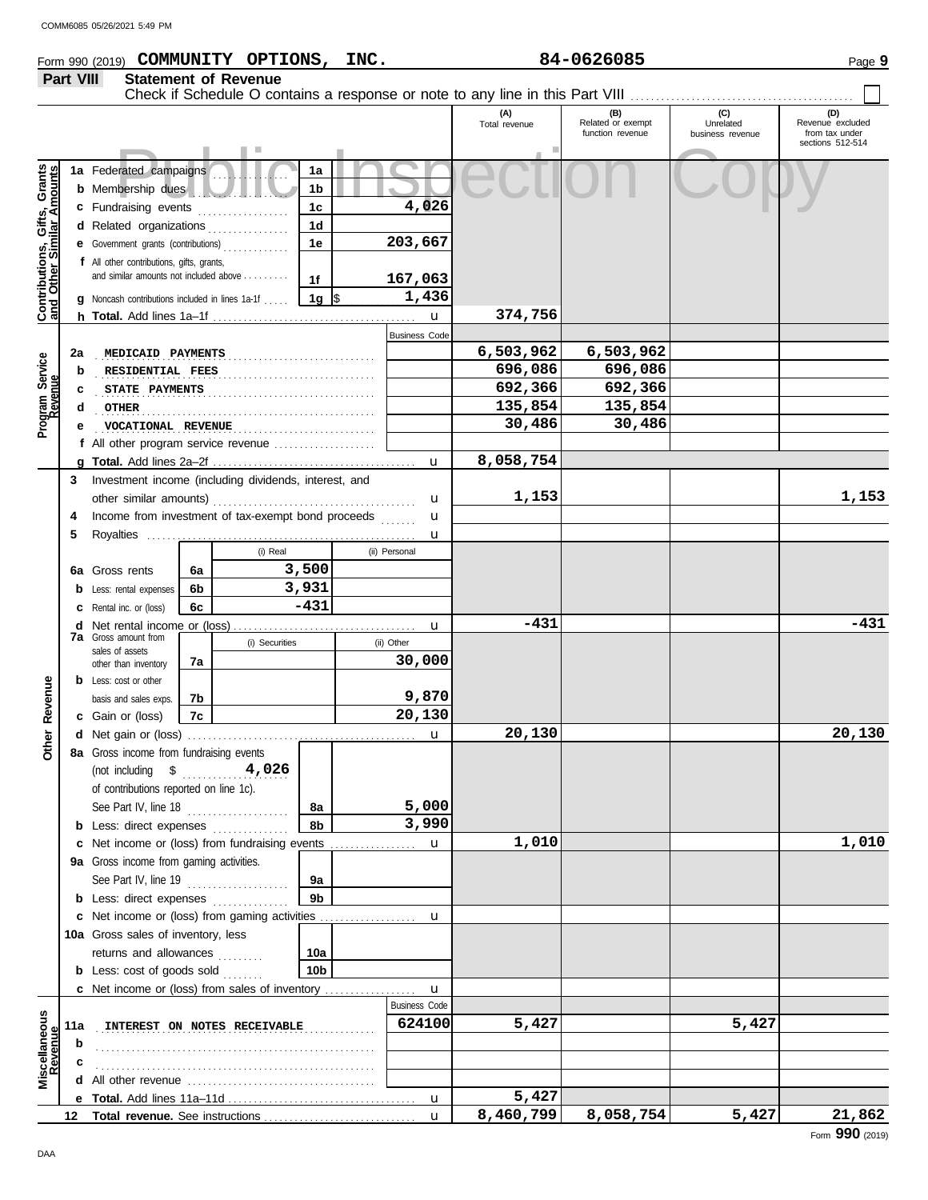Form 990 (2019) **COMMUNITY OPTIONS, INC.** **84-0626085**

## Part VIII Statement of Revenue

Check if Schedule O contains a response or note to any line in this Part VIII . . . . . . . . . . . . ☐

Public Inspection Copy

| | | | | (A) Total revenue | (B) Related or exempt function revenue | (C) Unrelated business revenue | (D) Revenue excluded from tax under sections 512-514 |
|---|---|---|---|---|---|---|---|
| **Contributions, Gifts, Grants and Other Similar Amounts** | 1a Federated campaigns | 1a | | | | | |
| | b Membership dues | 1b | | | | | |
| | c Fundraising events | 1c | 4,026 | | | | |
| | d Related organizations | 1d | | | | | |
| | e Government grants (contributions) | 1e | 203,667 | | | | |
| | f All other contributions, gifts, grants, and similar amounts not included above | 1f | 167,063 | | | | |
| | g Noncash contributions included in lines 1a-1f | 1g | $ 1,436 | | | | |
| | h **Total.** Add lines 1a–1f | | u | 374,756 | | | |
| **Program Service Revenue** | | | Business Code | | | | |
| | 2a MEDICAID PAYMENTS | | | 6,503,962 | 6,503,962 | | |
| | b RESIDENTIAL FEES | | | 696,086 | 696,086 | | |
| | c STATE PAYMENTS | | | 692,366 | 692,366 | | |
| | d OTHER | | | 135,854 | 135,854 | | |
| | e VOCATIONAL REVENUE | | | 30,486 | 30,486 | | |
| | f All other program service revenue | | | | | | |
| | g **Total.** Add lines 2a–2f | | u | 8,058,754 | | | |
| **Other Revenue** | 3 Investment income (including dividends, interest, and other similar amounts) | | u | 1,153 | | | 1,153 |
| | 4 Income from investment of tax-exempt bond proceeds | | u | | | | |
| | 5 Royalties | | u | | | | |
| | | (i) Real | (ii) Personal | | | | |
| | 6a Gross rents (6a) | 3,500 | | | | | |
| | b Less: rental expenses (6b) | 3,931 | | | | | |
| | c Rental inc. or (loss) (6c) | -431 | | | | | |
| | d Net rental income or (loss) | | u | -431 | | | -431 |
| | | (i) Securities | (ii) Other | | | | |
| | 7a Gross amount from sales of assets other than inventory (7a) | | 30,000 | | | | |
| | b Less: cost or other basis and sales exps. (7b) | | 9,870 | | | | |
| | c Gain or (loss) (7c) | | 20,130 | | | | |
| | d Net gain or (loss) | | u | 20,130 | | | 20,130 |
| | 8a Gross income from fundraising events (not including $ 4,026 of contributions reported on line 1c). See Part IV, line 18 | 8a | 5,000 | | | | |
| | b Less: direct expenses | 8b | 3,990 | | | | |
| | c Net income or (loss) from fundraising events | | u | 1,010 | | | 1,010 |
| | 9a Gross income from gaming activities. See Part IV, line 19 | 9a | | | | | |
| | b Less: direct expenses | 9b | | | | | |
| | c Net income or (loss) from gaming activities | | u | | | | |
| | 10a Gross sales of inventory, less returns and allowances | 10a | | | | | |
| | b Less: cost of goods sold | 10b | | | | | |
| | c Net income or (loss) from sales of inventory | | u | | | | |
| **Miscellaneous Revenue** | | | Business Code | | | | |
| | 11a INTEREST ON NOTES RECEIVABLE | | 624100 | 5,427 | | 5,427 | |
| | b | | | | | | |
| | c | | | | | | |
| | d All other revenue | | | | | | |
| | e **Total.** Add lines 11a–11d | | u | 5,427 | | | |
| | 12 **Total revenue.** See instructions | | u | 8,460,799 | 8,058,754 | 5,427 | 21,862 |

Form **990** (2019)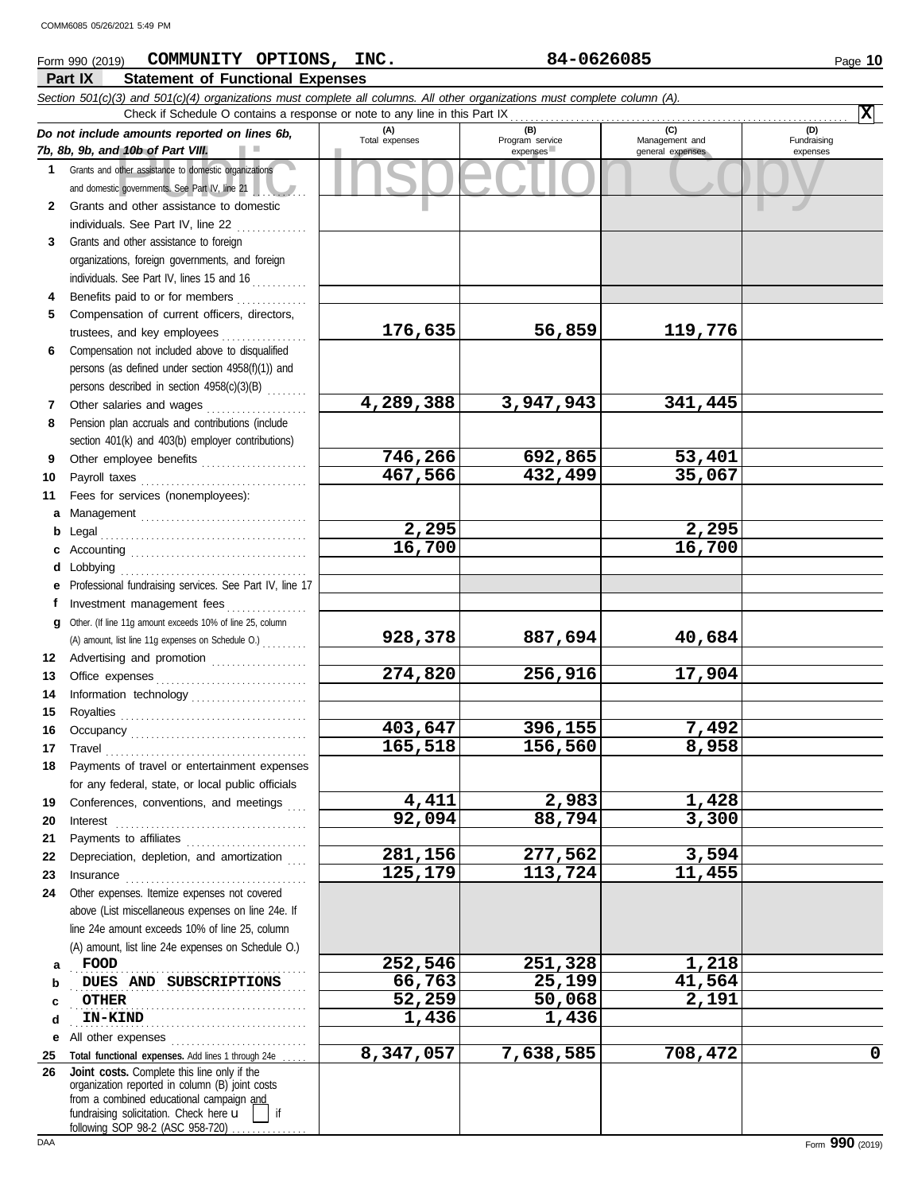COMM6085 05/26/2021 5:49 PM

Form 990 (2019) **COMMUNITY OPTIONS, INC.** **84-0626085**

## Part IX Statement of Functional Expenses

*Section 501(c)(3) and 501(c)(4) organizations must complete all columns. All other organizations must complete column (A).*

Check if Schedule O contains a response or note to any line in this Part IX . . . . . . . . . . **X**

| *Do not include amounts reported on lines 6b, 7b, 8b, 9b, and 10b of Part VIII.* | (A) Total expenses | (B) Program service expenses | (C) Management and general expenses | (D) Fundraising expenses |
|---|---|---|---|---|
| **1** Grants and other assistance to domestic organizations and domestic governments. See Part IV, line 21 | | | | |
| **2** Grants and other assistance to domestic individuals. See Part IV, line 22 | | | | |
| **3** Grants and other assistance to foreign organizations, foreign governments, and foreign individuals. See Part IV, lines 15 and 16 | | | | |
| **4** Benefits paid to or for members | | | | |
| **5** Compensation of current officers, directors, trustees, and key employees | 176,635 | 56,859 | 119,776 | |
| **6** Compensation not included above to disqualified persons (as defined under section 4958(f)(1)) and persons described in section 4958(c)(3)(B) | | | | |
| **7** Other salaries and wages | 4,289,388 | 3,947,943 | 341,445 | |
| **8** Pension plan accruals and contributions (include section 401(k) and 403(b) employer contributions) | | | | |
| **9** Other employee benefits | 746,266 | 692,865 | 53,401 | |
| **10** Payroll taxes | 467,566 | 432,499 | 35,067 | |
| **11** Fees for services (nonemployees): | | | | |
| **a** Management | | | | |
| **b** Legal | 2,295 | | 2,295 | |
| **c** Accounting | 16,700 | | 16,700 | |
| **d** Lobbying | | | | |
| **e** Professional fundraising services. See Part IV, line 17 | | | | |
| **f** Investment management fees | | | | |
| **g** Other. (If line 11g amount exceeds 10% of line 25, column (A) amount, list line 11g expenses on Schedule O.) | 928,378 | 887,694 | 40,684 | |
| **12** Advertising and promotion | | | | |
| **13** Office expenses | 274,820 | 256,916 | 17,904 | |
| **14** Information technology | | | | |
| **15** Royalties | | | | |
| **16** Occupancy | 403,647 | 396,155 | 7,492 | |
| **17** Travel | 165,518 | 156,560 | 8,958 | |
| **18** Payments of travel or entertainment expenses for any federal, state, or local public officials | | | | |
| **19** Conferences, conventions, and meetings | 4,411 | 2,983 | 1,428 | |
| **20** Interest | 92,094 | 88,794 | 3,300 | |
| **21** Payments to affiliates | | | | |
| **22** Depreciation, depletion, and amortization | 281,156 | 277,562 | 3,594 | |
| **23** Insurance | 125,179 | 113,724 | 11,455 | |
| **24** Other expenses. Itemize expenses not covered above (List miscellaneous expenses on line 24e. If line 24e amount exceeds 10% of line 25, column (A) amount, list line 24e expenses on Schedule O.) | | | | |
| **a** FOOD | 252,546 | 251,328 | 1,218 | |
| **b** DUES AND SUBSCRIPTIONS | 66,763 | 25,199 | 41,564 | |
| **c** OTHER | 52,259 | 50,068 | 2,191 | |
| **d** IN-KIND | 1,436 | 1,436 | | |
| **e** All other expenses | | | | |
| **25** **Total functional expenses.** Add lines 1 through 24e | 8,347,057 | 7,638,585 | 708,472 | 0 |
| **26** **Joint costs.** Complete this line only if the organization reported in column (B) joint costs from a combined educational campaign and fundraising solicitation. Check here ☐ if following SOP 98-2 (ASC 958-720) | | | | |

DAA Form **990** (2019)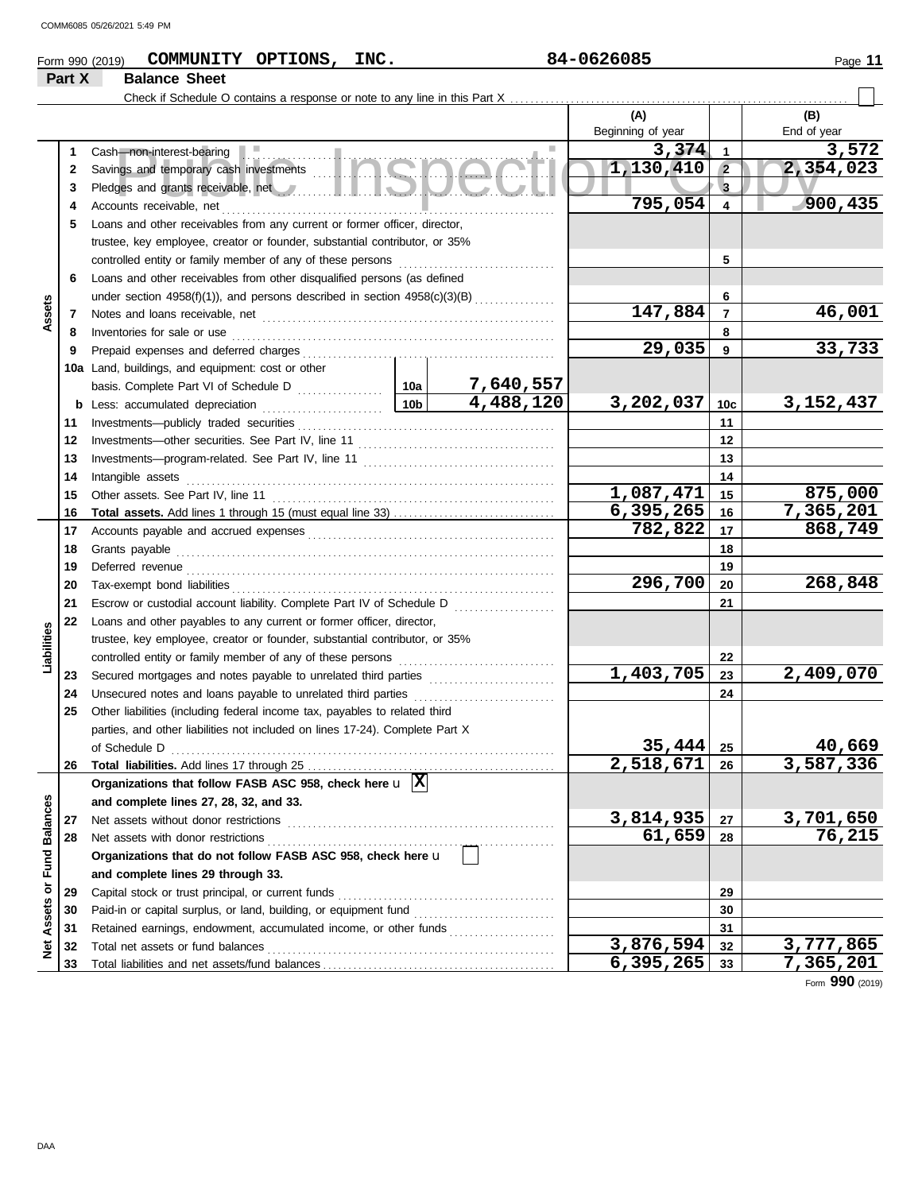Form 990 (2019) **COMMUNITY OPTIONS, INC.** 84-0626085

## Part X Balance Sheet

Check if Schedule O contains a response or note to any line in this Part X ☐

| | | | | (A) Beginning of year | | (B) End of year |
|---|---|---|---|---|---|---|
| **Assets** | 1 | Cash—non-interest-bearing | | 3,374 | 1 | 3,572 |
| | 2 | Savings and temporary cash investments | | 1,130,410 | 2 | 2,354,023 |
| | 3 | Pledges and grants receivable, net | | | 3 | |
| | 4 | Accounts receivable, net | | 795,054 | 4 | 900,435 |
| | 5 | Loans and other receivables from any current or former officer, director, trustee, key employee, creator or founder, substantial contributor, or 35% controlled entity or family member of any of these persons | | | 5 | |
| | 6 | Loans and other receivables from other disqualified persons (as defined under section 4958(f)(1)), and persons described in section 4958(c)(3)(B) | | | 6 | |
| | 7 | Notes and loans receivable, net | | 147,884 | 7 | 46,001 |
| | 8 | Inventories for sale or use | | | 8 | |
| | 9 | Prepaid expenses and deferred charges | | 29,035 | 9 | 33,733 |
| | 10a | Land, buildings, and equipment: cost or other basis. Complete Part VI of Schedule D | 10a 7,640,557 | | | |
| | b | Less: accumulated depreciation | 10b 4,488,120 | 3,202,037 | 10c | 3,152,437 |
| | 11 | Investments—publicly traded securities | | | 11 | |
| | 12 | Investments—other securities. See Part IV, line 11 | | | 12 | |
| | 13 | Investments—program-related. See Part IV, line 11 | | | 13 | |
| | 14 | Intangible assets | | | 14 | |
| | 15 | Other assets. See Part IV, line 11 | | 1,087,471 | 15 | 875,000 |
| | 16 | **Total assets.** Add lines 1 through 15 (must equal line 33) | | 6,395,265 | 16 | 7,365,201 |
| **Liabilities** | 17 | Accounts payable and accrued expenses | | 782,822 | 17 | 868,749 |
| | 18 | Grants payable | | | 18 | |
| | 19 | Deferred revenue | | | 19 | |
| | 20 | Tax-exempt bond liabilities | | 296,700 | 20 | 268,848 |
| | 21 | Escrow or custodial account liability. Complete Part IV of Schedule D | | | 21 | |
| | 22 | Loans and other payables to any current or former officer, director, trustee, key employee, creator or founder, substantial contributor, or 35% controlled entity or family member of any of these persons | | | 22 | |
| | 23 | Secured mortgages and notes payable to unrelated third parties | | 1,403,705 | 23 | 2,409,070 |
| | 24 | Unsecured notes and loans payable to unrelated third parties | | | 24 | |
| | 25 | Other liabilities (including federal income tax, payables to related third parties, and other liabilities not included on lines 17-24). Complete Part X of Schedule D | | 35,444 | 25 | 40,669 |
| | 26 | **Total liabilities.** Add lines 17 through 25 | | 2,518,671 | 26 | 3,587,336 |
| **Net Assets or Fund Balances** | | **Organizations that follow FASB ASC 958, check here** ☒ **and complete lines 27, 28, 32, and 33.** | | | | |
| | 27 | Net assets without donor restrictions | | 3,814,935 | 27 | 3,701,650 |
| | 28 | Net assets with donor restrictions | | 61,659 | 28 | 76,215 |
| | | **Organizations that do not follow FASB ASC 958, check here** ☐ **and complete lines 29 through 33.** | | | | |
| | 29 | Capital stock or trust principal, or current funds | | | 29 | |
| | 30 | Paid-in or capital surplus, or land, building, or equipment fund | | | 30 | |
| | 31 | Retained earnings, endowment, accumulated income, or other funds | | | 31 | |
| | 32 | Total net assets or fund balances | | 3,876,594 | 32 | 3,777,865 |
| | 33 | Total liabilities and net assets/fund balances | | 6,395,265 | 33 | 7,365,201 |

Form **990** (2019)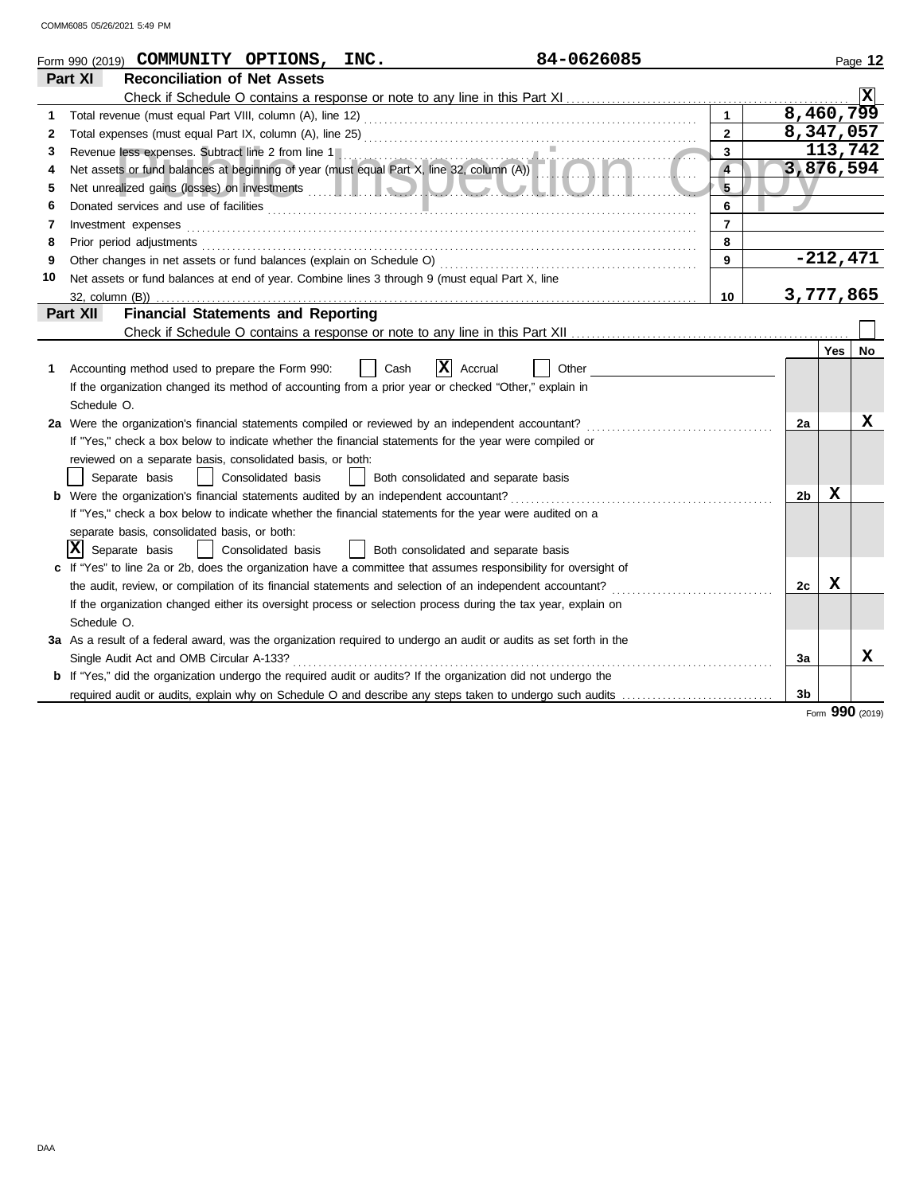Form 990 (2019) **COMMUNITY OPTIONS, INC.** 84-0626085

## Part XI Reconciliation of Net Assets

Check if Schedule O contains a response or note to any line in this Part XI . . . . . . . . . . [X]

| | | | |
|---|---|---|---|
| 1 | Total revenue (must equal Part VIII, column (A), line 12) | 1 | 8,460,799 |
| 2 | Total expenses (must equal Part IX, column (A), line 25) | 2 | 8,347,057 |
| 3 | Revenue less expenses. Subtract line 2 from line 1 | 3 | 113,742 |
| 4 | Net assets or fund balances at beginning of year (must equal Part X, line 32, column (A)) | 4 | 3,876,594 |
| 5 | Net unrealized gains (losses) on investments | 5 | |
| 6 | Donated services and use of facilities | 6 | |
| 7 | Investment expenses | 7 | |
| 8 | Prior period adjustments | 8 | |
| 9 | Other changes in net assets or fund balances (explain on Schedule O) | 9 | -212,471 |
| 10 | Net assets or fund balances at end of year. Combine lines 3 through 9 (must equal Part X, line 32, column (B)) | 10 | 3,777,865 |

## Part XII Financial Statements and Reporting

Check if Schedule O contains a response or note to any line in this Part XII . . . . . . . . . . [ ]

| | | | Yes | No |
|---|---|---|---|---|
| 1 | Accounting method used to prepare the Form 990: [ ] Cash [X] Accrual [ ] Other<br>If the organization changed its method of accounting from a prior year or checked "Other," explain in Schedule O. | | | |
| 2a | Were the organization's financial statements compiled or reviewed by an independent accountant?<br>If "Yes," check a box below to indicate whether the financial statements for the year were compiled or reviewed on a separate basis, consolidated basis, or both:<br>[ ] Separate basis [ ] Consolidated basis [ ] Both consolidated and separate basis | 2a | | X |
| b | Were the organization's financial statements audited by an independent accountant?<br>If "Yes," check a box below to indicate whether the financial statements for the year were audited on a separate basis, consolidated basis, or both:<br>[X] Separate basis [ ] Consolidated basis [ ] Both consolidated and separate basis | 2b | X | |
| c | If "Yes" to line 2a or 2b, does the organization have a committee that assumes responsibility for oversight of the audit, review, or compilation of its financial statements and selection of an independent accountant?<br>If the organization changed either its oversight process or selection process during the tax year, explain on Schedule O. | 2c | X | |
| 3a | As a result of a federal award, was the organization required to undergo an audit or audits as set forth in the Single Audit Act and OMB Circular A-133? | 3a | | X |
| b | If "Yes," did the organization undergo the required audit or audits? If the organization did not undergo the required audit or audits, explain why on Schedule O and describe any steps taken to undergo such audits | 3b | | |

Form **990** (2019)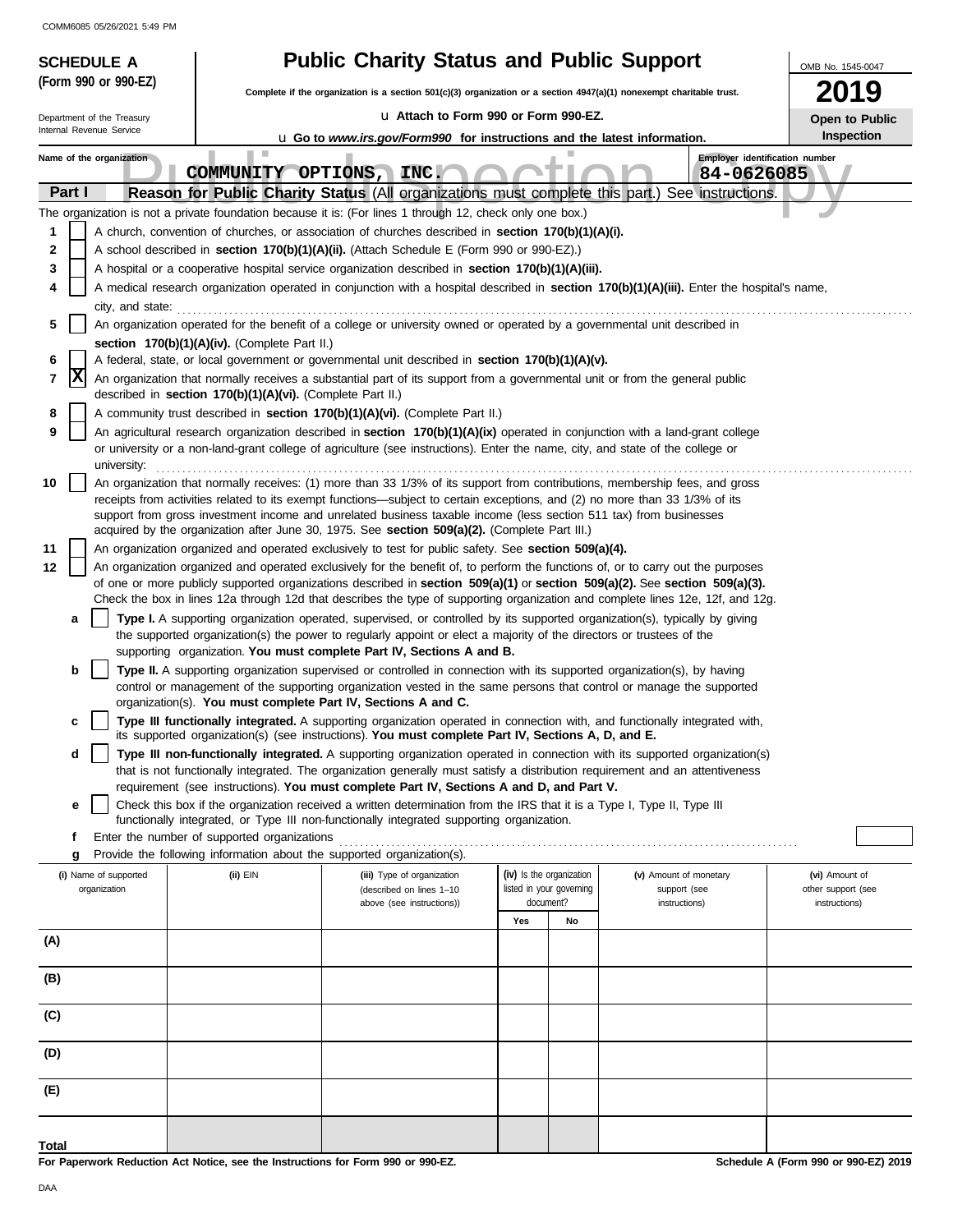**SCHEDULE A**
**(Form 990 or 990-EZ)**

Department of the Treasury
Internal Revenue Service

# Public Charity Status and Public Support

**Complete if the organization is a section 501(c)(3) organization or a section 4947(a)(1) nonexempt charitable trust.**

u **Attach to Form 990 or Form 990-EZ.**

u **Go to *www.irs.gov/Form990* for instructions and the latest information.**

OMB No. 1545-0047

**2019**

**Open to Public Inspection**

Name of the organization: **COMMUNITY OPTIONS, INC.**

Employer identification number: **84-0626085**

**Part I** **Reason for Public Charity Status** (All organizations must complete this part.) See instructions.

The organization is not a private foundation because it is: (For lines 1 through 12, check only one box.)

1. [ ] A church, convention of churches, or association of churches described in **section 170(b)(1)(A)(i).**
2. [ ] A school described in **section 170(b)(1)(A)(ii).** (Attach Schedule E (Form 990 or 990-EZ).)
3. [ ] A hospital or a cooperative hospital service organization described in **section 170(b)(1)(A)(iii).**
4. [ ] A medical research organization operated in conjunction with a hospital described in **section 170(b)(1)(A)(iii).** Enter the hospital's name, city, and state:
5. [ ] An organization operated for the benefit of a college or university owned or operated by a governmental unit described in **section 170(b)(1)(A)(iv).** (Complete Part II.)
6. [ ] A federal, state, or local government or governmental unit described in **section 170(b)(1)(A)(v).**
7. [X] An organization that normally receives a substantial part of its support from a governmental unit or from the general public described in **section 170(b)(1)(A)(vi).** (Complete Part II.)
8. [ ] A community trust described in **section 170(b)(1)(A)(vi).** (Complete Part II.)
9. [ ] An agricultural research organization described in **section 170(b)(1)(A)(ix)** operated in conjunction with a land-grant college or university or a non-land-grant college of agriculture (see instructions). Enter the name, city, and state of the college or university:
10. [ ] An organization that normally receives: (1) more than 33 1/3% of its support from contributions, membership fees, and gross receipts from activities related to its exempt functions—subject to certain exceptions, and (2) no more than 33 1/3% of its support from gross investment income and unrelated business taxable income (less section 511 tax) from businesses acquired by the organization after June 30, 1975. See **section 509(a)(2).** (Complete Part III.)
11. [ ] An organization organized and operated exclusively to test for public safety. See **section 509(a)(4).**
12. [ ] An organization organized and operated exclusively for the benefit of, to perform the functions of, or to carry out the purposes of one or more publicly supported organizations described in **section 509(a)(1)** or **section 509(a)(2).** See **section 509(a)(3).** Check the box in lines 12a through 12d that describes the type of supporting organization and complete lines 12e, 12f, and 12g.
   - **a** [ ] **Type I.** A supporting organization operated, supervised, or controlled by its supported organization(s), typically by giving the supported organization(s) the power to regularly appoint or elect a majority of the directors or trustees of the supporting organization. **You must complete Part IV, Sections A and B.**
   - **b** [ ] **Type II.** A supporting organization supervised or controlled in connection with its supported organization(s), by having control or management of the supporting organization vested in the same persons that control or manage the supported organization(s). **You must complete Part IV, Sections A and C.**
   - **c** [ ] **Type III functionally integrated.** A supporting organization operated in connection with, and functionally integrated with, its supported organization(s) (see instructions). **You must complete Part IV, Sections A, D, and E.**
   - **d** [ ] **Type III non-functionally integrated.** A supporting organization operated in connection with its supported organization(s) that is not functionally integrated. The organization generally must satisfy a distribution requirement and an attentiveness requirement (see instructions). **You must complete Part IV, Sections A and D, and Part V.**
   - **e** [ ] Check this box if the organization received a written determination from the IRS that it is a Type I, Type II, Type III functionally integrated, or Type III non-functionally integrated supporting organization.
   - **f** Enter the number of supported organizations
   - **g** Provide the following information about the supported organization(s).

| (i) Name of supported organization | (ii) EIN | (iii) Type of organization (described on lines 1–10 above (see instructions)) | (iv) Is the organization listed in your governing document? Yes | No | (v) Amount of monetary support (see instructions) | (vi) Amount of other support (see instructions) |
|---|---|---|---|---|---|---|
| (A) | | | | | | |
| (B) | | | | | | |
| (C) | | | | | | |
| (D) | | | | | | |
| (E) | | | | | | |
| **Total** | | | | | | |

**For Paperwork Reduction Act Notice, see the Instructions for Form 990 or 990-EZ.**

**Schedule A (Form 990 or 990-EZ) 2019**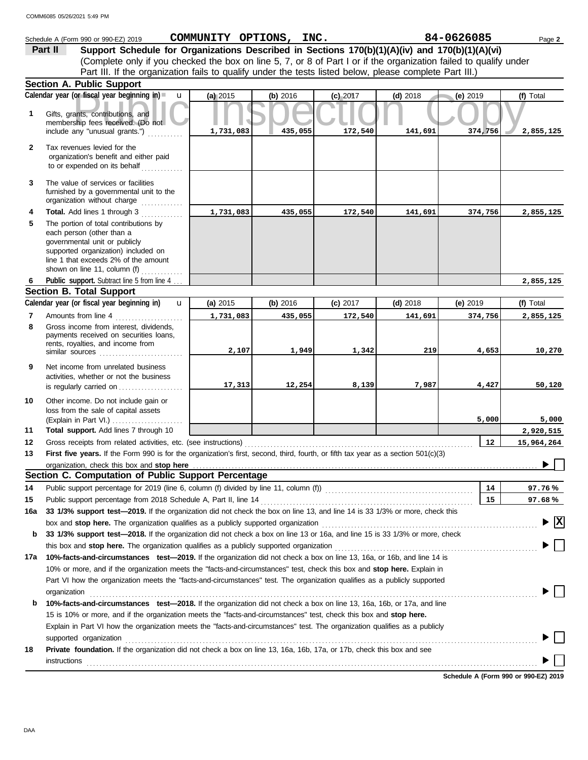Schedule A (Form 990 or 990-EZ) 2019 **COMMUNITY OPTIONS, INC.** **84-0626085**

## Part II Support Schedule for Organizations Described in Sections 170(b)(1)(A)(iv) and 170(b)(1)(A)(vi)

(Complete only if you checked the box on line 5, 7, or 8 of Part I or if the organization failed to qualify under Part III. If the organization fails to qualify under the tests listed below, please complete Part III.)

### Section A. Public Support

| Calendar year (or fiscal year beginning in) | (a) 2015 | (b) 2016 | (c) 2017 | (d) 2018 | (e) 2019 | (f) Total |
|---|---|---|---|---|---|---|
| **1** Gifts, grants, contributions, and membership fees received. (Do not include any "unusual grants.") | 1,731,083 | 435,055 | 172,540 | 141,691 | 374,756 | 2,855,125 |
| **2** Tax revenues levied for the organization's benefit and either paid to or expended on its behalf | | | | | | |
| **3** The value of services or facilities furnished by a governmental unit to the organization without charge | | | | | | |
| **4 Total.** Add lines 1 through 3 | 1,731,083 | 435,055 | 172,540 | 141,691 | 374,756 | 2,855,125 |
| **5** The portion of total contributions by each person (other than a governmental unit or publicly supported organization) included on line 1 that exceeds 2% of the amount shown on line 11, column (f) | | | | | | |
| **6 Public support.** Subtract line 5 from line 4 | | | | | | 2,855,125 |

### Section B. Total Support

| Calendar year (or fiscal year beginning in) | (a) 2015 | (b) 2016 | (c) 2017 | (d) 2018 | (e) 2019 | (f) Total |
|---|---|---|---|---|---|---|
| **7** Amounts from line 4 | 1,731,083 | 435,055 | 172,540 | 141,691 | 374,756 | 2,855,125 |
| **8** Gross income from interest, dividends, payments received on securities loans, rents, royalties, and income from similar sources | 2,107 | 1,949 | 1,342 | 219 | 4,653 | 10,270 |
| **9** Net income from unrelated business activities, whether or not the business is regularly carried on | 17,313 | 12,254 | 8,139 | 7,987 | 4,427 | 50,120 |
| **10** Other income. Do not include gain or loss from the sale of capital assets (Explain in Part VI.) | | | | | 5,000 | 5,000 |
| **11 Total support.** Add lines 7 through 10 | | | | | | 2,920,515 |

**12** Gross receipts from related activities, etc. (see instructions) — **12** — 15,964,264

**13 First five years.** If the Form 990 is for the organization's first, second, third, fourth, or fifth tax year as a section 501(c)(3) organization, check this box and **stop here** ☐

### Section C. Computation of Public Support Percentage

**14** Public support percentage for 2019 (line 6, column (f) divided by line 11, column (f)) — **14** — 97.76 %

**15** Public support percentage from 2018 Schedule A, Part II, line 14 — **15** — 97.68 %

**16a 33 1/3% support test—2019.** If the organization did not check the box on line 13, and line 14 is 33 1/3% or more, check this box and **stop here.** The organization qualifies as a publicly supported organization ☒

**b 33 1/3% support test—2018.** If the organization did not check a box on line 13 or 16a, and line 15 is 33 1/3% or more, check this box and **stop here.** The organization qualifies as a publicly supported organization ☐

**17a 10%-facts-and-circumstances test—2019.** If the organization did not check a box on line 13, 16a, or 16b, and line 14 is 10% or more, and if the organization meets the "facts-and-circumstances" test, check this box and **stop here.** Explain in Part VI how the organization meets the "facts-and-circumstances" test. The organization qualifies as a publicly supported organization ☐

**b 10%-facts-and-circumstances test—2018.** If the organization did not check a box on line 13, 16a, 16b, or 17a, and line 15 is 10% or more, and if the organization meets the "facts-and-circumstances" test, check this box and **stop here.** Explain in Part VI how the organization meets the "facts-and-circumstances" test. The organization qualifies as a publicly supported organization ☐

**18 Private foundation.** If the organization did not check a box on line 13, 16a, 16b, 17a, or 17b, check this box and see instructions ☐

**Schedule A (Form 990 or 990-EZ) 2019**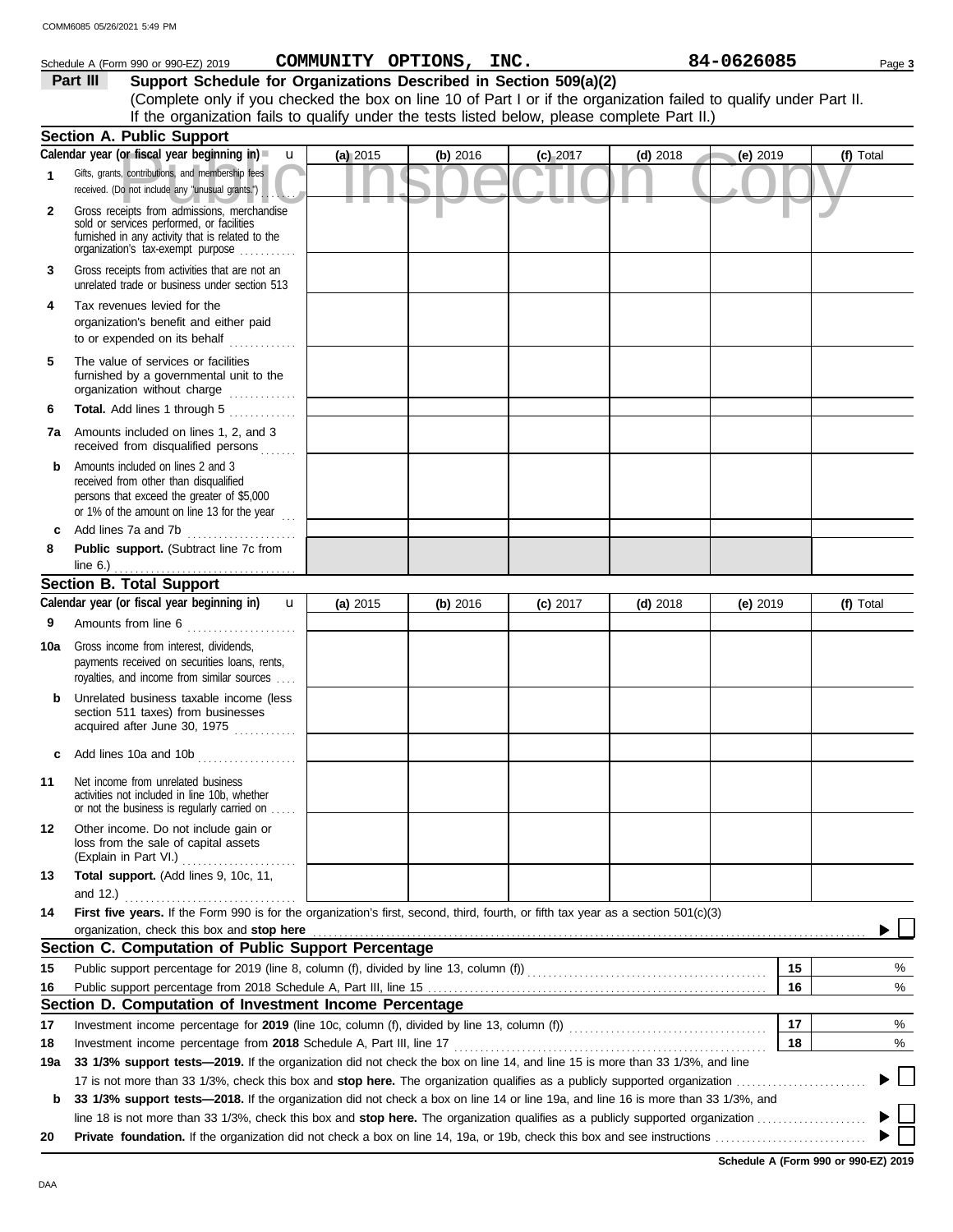Schedule A (Form 990 or 990-EZ) 2019 COMMUNITY OPTIONS, INC. 84-0626085 Page 3

## Part III Support Schedule for Organizations Described in Section 509(a)(2)

(Complete only if you checked the box on line 10 of Part I or if the organization failed to qualify under Part II. If the organization fails to qualify under the tests listed below, please complete Part II.)

### Section A. Public Support

| Calendar year (or fiscal year beginning in) | (a) 2015 | (b) 2016 | (c) 2017 | (d) 2018 | (e) 2019 | (f) Total |
|---|---|---|---|---|---|---|
| 1 Gifts, grants, contributions, and membership fees received. (Do not include any "unusual grants.") | | | | | | |
| 2 Gross receipts from admissions, merchandise sold or services performed, or facilities furnished in any activity that is related to the organization's tax-exempt purpose | | | | | | |
| 3 Gross receipts from activities that are not an unrelated trade or business under section 513 | | | | | | |
| 4 Tax revenues levied for the organization's benefit and either paid to or expended on its behalf | | | | | | |
| 5 The value of services or facilities furnished by a governmental unit to the organization without charge | | | | | | |
| 6 **Total.** Add lines 1 through 5 | | | | | | |
| 7a Amounts included on lines 1, 2, and 3 received from disqualified persons | | | | | | |
| b Amounts included on lines 2 and 3 received from other than disqualified persons that exceed the greater of $5,000 or 1% of the amount on line 13 for the year | | | | | | |
| c Add lines 7a and 7b | | | | | | |
| 8 **Public support.** (Subtract line 7c from line 6.) | | | | | | |

### Section B. Total Support

| Calendar year (or fiscal year beginning in) | (a) 2015 | (b) 2016 | (c) 2017 | (d) 2018 | (e) 2019 | (f) Total |
|---|---|---|---|---|---|---|
| 9 Amounts from line 6 | | | | | | |
| 10a Gross income from interest, dividends, payments received on securities loans, rents, royalties, and income from similar sources | | | | | | |
| b Unrelated business taxable income (less section 511 taxes) from businesses acquired after June 30, 1975 | | | | | | |
| c Add lines 10a and 10b | | | | | | |
| 11 Net income from unrelated business activities not included in line 10b, whether or not the business is regularly carried on | | | | | | |
| 12 Other income. Do not include gain or loss from the sale of capital assets (Explain in Part VI.) | | | | | | |
| 13 **Total support.** (Add lines 9, 10c, 11, and 12.) | | | | | | |

14 **First five years.** If the Form 990 is for the organization's first, second, third, fourth, or fifth tax year as a section 501(c)(3) organization, check this box and **stop here** ☐

### Section C. Computation of Public Support Percentage

| | | | |
|---|---|---|---|
| 15 | Public support percentage for 2019 (line 8, column (f), divided by line 13, column (f)) | 15 | % |
| 16 | Public support percentage from 2018 Schedule A, Part III, line 15 | 16 | % |

### Section D. Computation of Investment Income Percentage

| | | | |
|---|---|---|---|
| 17 | Investment income percentage for **2019** (line 10c, column (f), divided by line 13, column (f)) | 17 | % |
| 18 | Investment income percentage from **2018** Schedule A, Part III, line 17 | 18 | % |

19a **33 1/3% support tests—2019.** If the organization did not check the box on line 14, and line 15 is more than 33 1/3%, and line 17 is not more than 33 1/3%, check this box and **stop here.** The organization qualifies as a publicly supported organization ☐

b **33 1/3% support tests—2018.** If the organization did not check a box on line 14 or line 19a, and line 16 is more than 33 1/3%, and line 18 is not more than 33 1/3%, check this box and **stop here.** The organization qualifies as a publicly supported organization ☐

20 **Private foundation.** If the organization did not check a box on line 14, 19a, or 19b, check this box and see instructions ☐

Schedule A (Form 990 or 990-EZ) 2019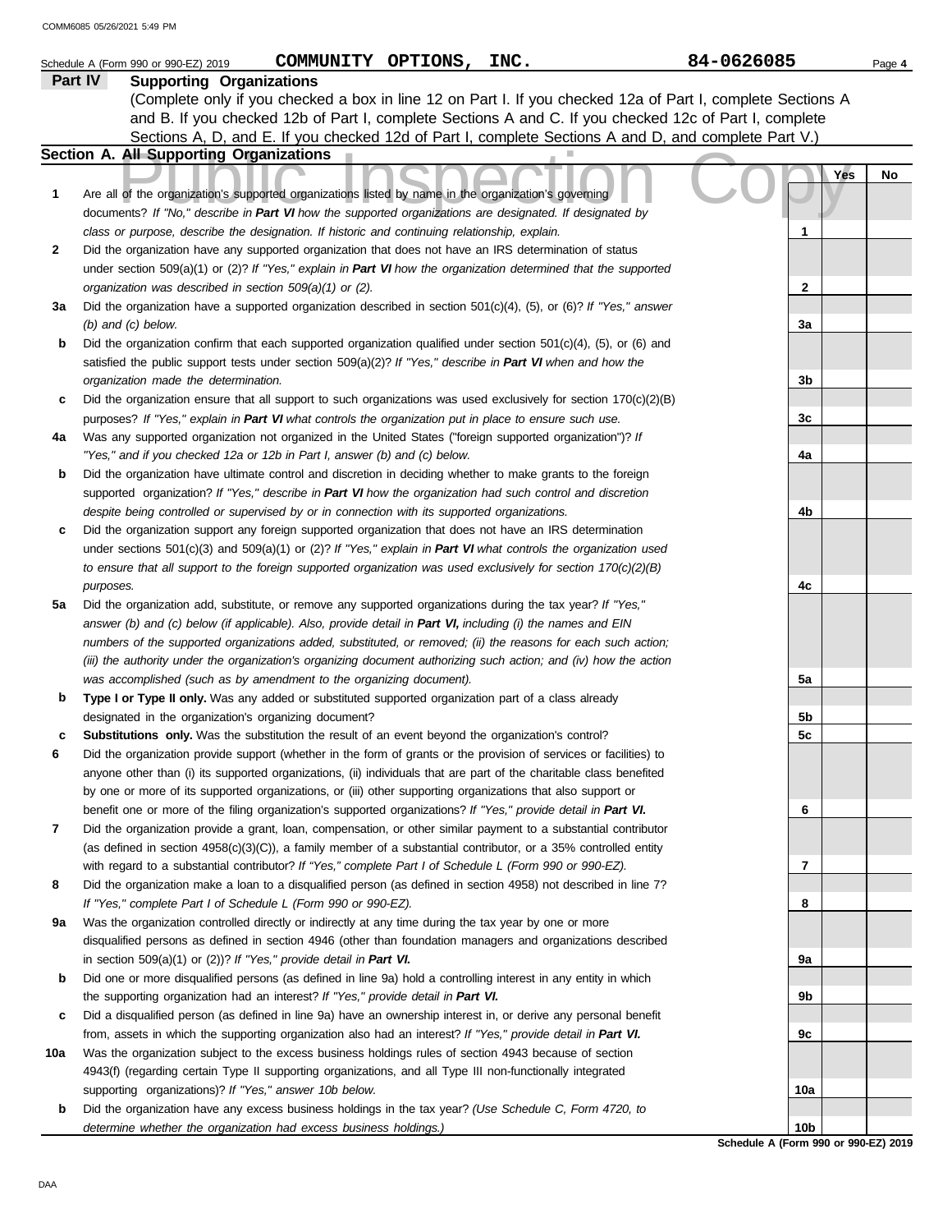Schedule A (Form 990 or 990-EZ) 2019 COMMUNITY OPTIONS, INC. 84-0626085 Page 4

## Part IV Supporting Organizations

(Complete only if you checked a box in line 12 on Part I. If you checked 12a of Part I, complete Sections A and B. If you checked 12b of Part I, complete Sections A and C. If you checked 12c of Part I, complete Sections A, D, and E. If you checked 12d of Part I, complete Sections A and D, and complete Part V.)

### Section A. All Supporting Organizations

| | | | Yes | No |
|---|---|---|---|---|
| **1** | Are all of the organization's supported organizations listed by name in the organization's governing documents? *If "No," describe in **Part VI** how the supported organizations are designated. If designated by class or purpose, describe the designation. If historic and continuing relationship, explain.* | 1 | | |
| **2** | Did the organization have any supported organization that does not have an IRS determination of status under section 509(a)(1) or (2)? *If "Yes," explain in **Part VI** how the organization determined that the supported organization was described in section 509(a)(1) or (2).* | 2 | | |
| **3a** | Did the organization have a supported organization described in section 501(c)(4), (5), or (6)? *If "Yes," answer (b) and (c) below.* | 3a | | |
| **b** | Did the organization confirm that each supported organization qualified under section 501(c)(4), (5), or (6) and satisfied the public support tests under section 509(a)(2)? *If "Yes," describe in **Part VI** when and how the organization made the determination.* | 3b | | |
| **c** | Did the organization ensure that all support to such organizations was used exclusively for section 170(c)(2)(B) purposes? *If "Yes," explain in **Part VI** what controls the organization put in place to ensure such use.* | 3c | | |
| **4a** | Was any supported organization not organized in the United States ("foreign supported organization")? *If "Yes," and if you checked 12a or 12b in Part I, answer (b) and (c) below.* | 4a | | |
| **b** | Did the organization have ultimate control and discretion in deciding whether to make grants to the foreign supported organization? *If "Yes," describe in **Part VI** how the organization had such control and discretion despite being controlled or supervised by or in connection with its supported organizations.* | 4b | | |
| **c** | Did the organization support any foreign supported organization that does not have an IRS determination under sections 501(c)(3) and 509(a)(1) or (2)? *If "Yes," explain in **Part VI** what controls the organization used to ensure that all support to the foreign supported organization was used exclusively for section 170(c)(2)(B) purposes.* | 4c | | |
| **5a** | Did the organization add, substitute, or remove any supported organizations during the tax year? *If "Yes," answer (b) and (c) below (if applicable). Also, provide detail in **Part VI,** including (i) the names and EIN numbers of the supported organizations added, substituted, or removed; (ii) the reasons for each such action; (iii) the authority under the organization's organizing document authorizing such action; and (iv) how the action was accomplished (such as by amendment to the organizing document).* | 5a | | |
| **b** | **Type I or Type II only.** Was any added or substituted supported organization part of a class already designated in the organization's organizing document? | 5b | | |
| **c** | **Substitutions only.** Was the substitution the result of an event beyond the organization's control? | 5c | | |
| **6** | Did the organization provide support (whether in the form of grants or the provision of services or facilities) to anyone other than (i) its supported organizations, (ii) individuals that are part of the charitable class benefited by one or more of its supported organizations, or (iii) other supporting organizations that also support or benefit one or more of the filing organization's supported organizations? *If "Yes," provide detail in **Part VI.*** | 6 | | |
| **7** | Did the organization provide a grant, loan, compensation, or other similar payment to a substantial contributor (as defined in section 4958(c)(3)(C)), a family member of a substantial contributor, or a 35% controlled entity with regard to a substantial contributor? *If "Yes," complete Part I of Schedule L (Form 990 or 990-EZ).* | 7 | | |
| **8** | Did the organization make a loan to a disqualified person (as defined in section 4958) not described in line 7? *If "Yes," complete Part I of Schedule L (Form 990 or 990-EZ).* | 8 | | |
| **9a** | Was the organization controlled directly or indirectly at any time during the tax year by one or more disqualified persons as defined in section 4946 (other than foundation managers and organizations described in section 509(a)(1) or (2))? *If "Yes," provide detail in **Part VI.*** | 9a | | |
| **b** | Did one or more disqualified persons (as defined in line 9a) hold a controlling interest in any entity in which the supporting organization had an interest? *If "Yes," provide detail in **Part VI.*** | 9b | | |
| **c** | Did a disqualified person (as defined in line 9a) have an ownership interest in, or derive any personal benefit from, assets in which the supporting organization also had an interest? *If "Yes," provide detail in **Part VI.*** | 9c | | |
| **10a** | Was the organization subject to the excess business holdings rules of section 4943 because of section 4943(f) (regarding certain Type II supporting organizations, and all Type III non-functionally integrated supporting organizations)? *If "Yes," answer 10b below.* | 10a | | |
| **b** | Did the organization have any excess business holdings in the tax year? *(Use Schedule C, Form 4720, to determine whether the organization had excess business holdings.)* | 10b | | |

Schedule A (Form 990 or 990-EZ) 2019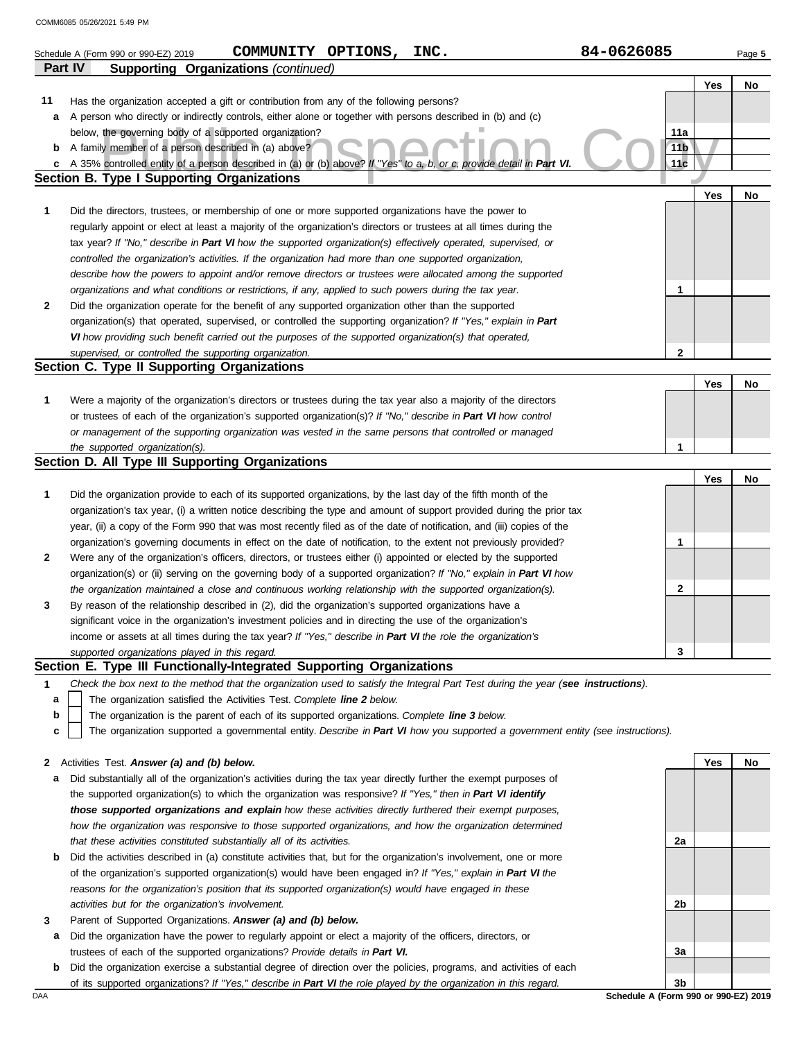Schedule A (Form 990 or 990-EZ) 2019 **COMMUNITY OPTIONS, INC.** **84-0626085**

## Part IV Supporting Organizations *(continued)*

| | | | Yes | No |
|---|---|---|---|---|
| **11** | Has the organization accepted a gift or contribution from any of the following persons? | | | |
| **a** | A person who directly or indirectly controls, either alone or together with persons described in (b) and (c) below, the governing body of a supported organization? | **11a** | | |
| **b** | A family member of a person described in (a) above? | **11b** | | |
| **c** | A 35% controlled entity of a person described in (a) or (b) above? *If "Yes" to a, b, or c, provide detail in* ***Part VI.*** | **11c** | | |

### Section B. Type I Supporting Organizations

| | | | Yes | No |
|---|---|---|---|---|
| **1** | Did the directors, trustees, or membership of one or more supported organizations have the power to regularly appoint or elect at least a majority of the organization's directors or trustees at all times during the tax year? *If "No," describe in* ***Part VI*** *how the supported organization(s) effectively operated, supervised, or controlled the organization's activities. If the organization had more than one supported organization, describe how the powers to appoint and/or remove directors or trustees were allocated among the supported organizations and what conditions or restrictions, if any, applied to such powers during the tax year.* | **1** | | |
| **2** | Did the organization operate for the benefit of any supported organization other than the supported organization(s) that operated, supervised, or controlled the supporting organization? *If "Yes," explain in* ***Part VI*** *how providing such benefit carried out the purposes of the supported organization(s) that operated, supervised, or controlled the supporting organization.* | **2** | | |

### Section C. Type II Supporting Organizations

| | | | Yes | No |
|---|---|---|---|---|
| **1** | Were a majority of the organization's directors or trustees during the tax year also a majority of the directors or trustees of each of the organization's supported organization(s)? *If "No," describe in* ***Part VI*** *how control or management of the supporting organization was vested in the same persons that controlled or managed the supported organization(s).* | **1** | | |

### Section D. All Type III Supporting Organizations

| | | | Yes | No |
|---|---|---|---|---|
| **1** | Did the organization provide to each of its supported organizations, by the last day of the fifth month of the organization's tax year, (i) a written notice describing the type and amount of support provided during the prior tax year, (ii) a copy of the Form 990 that was most recently filed as of the date of notification, and (iii) copies of the organization's governing documents in effect on the date of notification, to the extent not previously provided? | **1** | | |
| **2** | Were any of the organization's officers, directors, or trustees either (i) appointed or elected by the supported organization(s) or (ii) serving on the governing body of a supported organization? *If "No," explain in* ***Part VI*** *how the organization maintained a close and continuous working relationship with the supported organization(s).* | **2** | | |
| **3** | By reason of the relationship described in (2), did the organization's supported organizations have a significant voice in the organization's investment policies and in directing the use of the organization's income or assets at all times during the tax year? *If "Yes," describe in* ***Part VI*** *the role the organization's supported organizations played in this regard.* | **3** | | |

### Section E. Type III Functionally-Integrated Supporting Organizations

**1** *Check the box next to the method that the organization used to satisfy the Integral Part Test during the year (**see instructions**).*

- **a** ☐ The organization satisfied the Activities Test. *Complete **line 2** below.*
- **b** ☐ The organization is the parent of each of its supported organizations. *Complete **line 3** below.*
- **c** ☐ The organization supported a governmental entity. *Describe in **Part VI** how you supported a government entity (see instructions).*

| | | | Yes | No |
|---|---|---|---|---|
| **2** | Activities Test. ***Answer (a) and (b) below.*** | | | |
| **a** | Did substantially all of the organization's activities during the tax year directly further the exempt purposes of the supported organization(s) to which the organization was responsive? *If "Yes," then in* ***Part VI identify those supported organizations and explain*** *how these activities directly furthered their exempt purposes, how the organization was responsive to those supported organizations, and how the organization determined that these activities constituted substantially all of its activities.* | **2a** | | |
| **b** | Did the activities described in (a) constitute activities that, but for the organization's involvement, one or more of the organization's supported organization(s) would have been engaged in? *If "Yes," explain in* ***Part VI*** *the reasons for the organization's position that its supported organization(s) would have engaged in these activities but for the organization's involvement.* | **2b** | | |
| **3** | Parent of Supported Organizations. ***Answer (a) and (b) below.*** | | | |
| **a** | Did the organization have the power to regularly appoint or elect a majority of the officers, directors, or trustees of each of the supported organizations? *Provide details in* ***Part VI.*** | **3a** | | |
| **b** | Did the organization exercise a substantial degree of direction over the policies, programs, and activities of each of its supported organizations? *If "Yes," describe in* ***Part VI*** *the role played by the organization in this regard.* | **3b** | | |

Schedule A (Form 990 or 990-EZ) 2019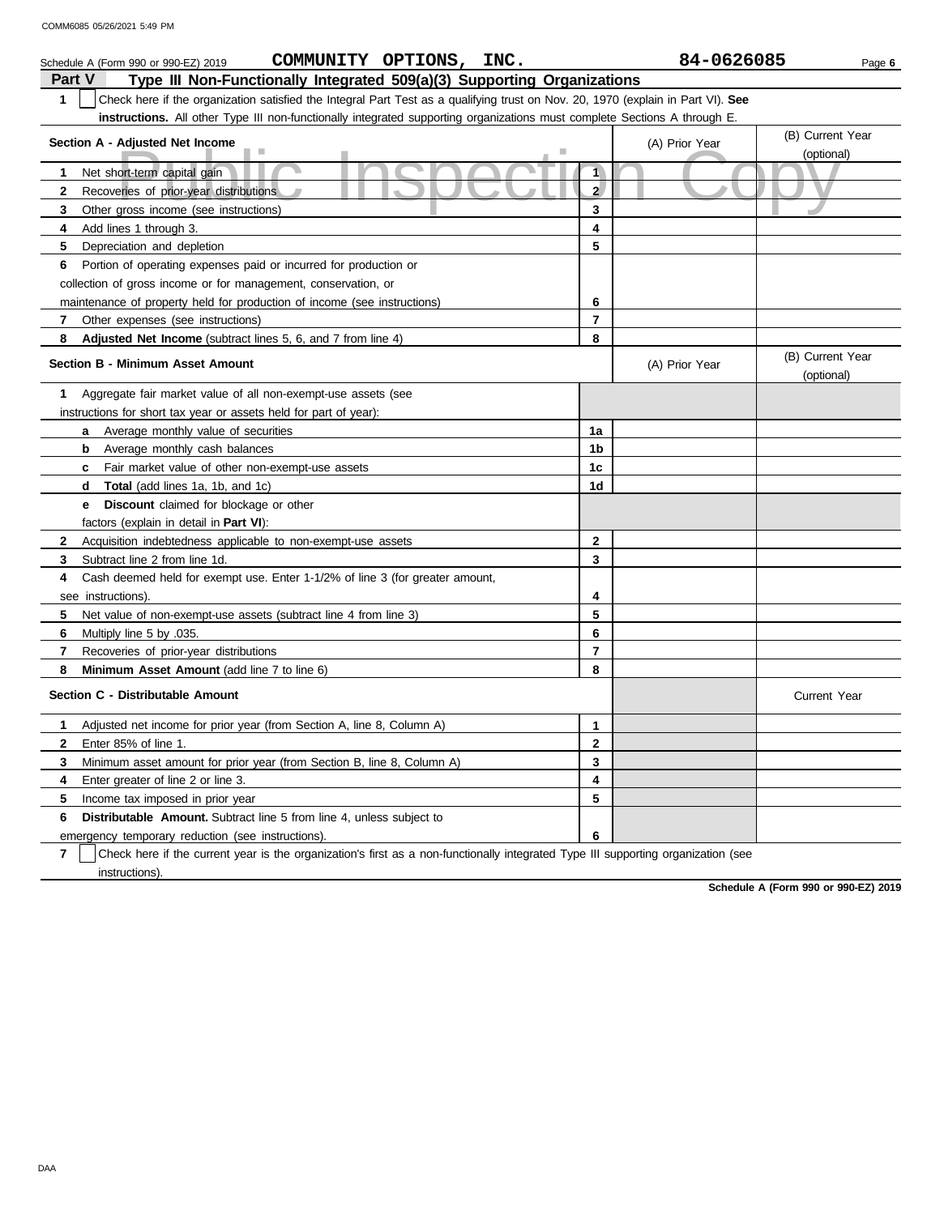COMM6085 05/26/2021 5:49 PM

Schedule A (Form 990 or 990-EZ) 2019 **COMMUNITY OPTIONS, INC.** **84-0626085** Page **6**

## Part V Type III Non-Functionally Integrated 509(a)(3) Supporting Organizations

**1** ☐ Check here if the organization satisfied the Integral Part Test as a qualifying trust on Nov. 20, 1970 (explain in Part VI). **See instructions.** All other Type III non-functionally integrated supporting organizations must complete Sections A through E.

| **Section A - Adjusted Net Income** | | (A) Prior Year | (B) Current Year (optional) |
|---|---|---|---|
| **1** Net short-term capital gain | 1 | | |
| **2** Recoveries of prior-year distributions | 2 | | |
| **3** Other gross income (see instructions) | 3 | | |
| **4** Add lines 1 through 3. | 4 | | |
| **5** Depreciation and depletion | 5 | | |
| **6** Portion of operating expenses paid or incurred for production or collection of gross income or for management, conservation, or maintenance of property held for production of income (see instructions) | 6 | | |
| **7** Other expenses (see instructions) | 7 | | |
| **8** **Adjusted Net Income** (subtract lines 5, 6, and 7 from line 4) | 8 | | |

| **Section B - Minimum Asset Amount** | | (A) Prior Year | (B) Current Year (optional) |
|---|---|---|---|
| **1** Aggregate fair market value of all non-exempt-use assets (see instructions for short tax year or assets held for part of year): | | | |
| **a** Average monthly value of securities | 1a | | |
| **b** Average monthly cash balances | 1b | | |
| **c** Fair market value of other non-exempt-use assets | 1c | | |
| **d** **Total** (add lines 1a, 1b, and 1c) | 1d | | |
| **e** **Discount** claimed for blockage or other factors (explain in detail in **Part VI**): | | | |
| **2** Acquisition indebtedness applicable to non-exempt-use assets | 2 | | |
| **3** Subtract line 2 from line 1d. | 3 | | |
| **4** Cash deemed held for exempt use. Enter 1-1/2% of line 3 (for greater amount, see instructions). | 4 | | |
| **5** Net value of non-exempt-use assets (subtract line 4 from line 3) | 5 | | |
| **6** Multiply line 5 by .035. | 6 | | |
| **7** Recoveries of prior-year distributions | 7 | | |
| **8** **Minimum Asset Amount** (add line 7 to line 6) | 8 | | |

| **Section C - Distributable Amount** | | | Current Year |
|---|---|---|---|
| **1** Adjusted net income for prior year (from Section A, line 8, Column A) | 1 | | |
| **2** Enter 85% of line 1. | 2 | | |
| **3** Minimum asset amount for prior year (from Section B, line 8, Column A) | 3 | | |
| **4** Enter greater of line 2 or line 3. | 4 | | |
| **5** Income tax imposed in prior year | 5 | | |
| **6** **Distributable Amount.** Subtract line 5 from line 4, unless subject to emergency temporary reduction (see instructions). | 6 | | |

**7** ☐ Check here if the current year is the organization's first as a non-functionally integrated Type III supporting organization (see instructions).

**Schedule A (Form 990 or 990-EZ) 2019**

DAA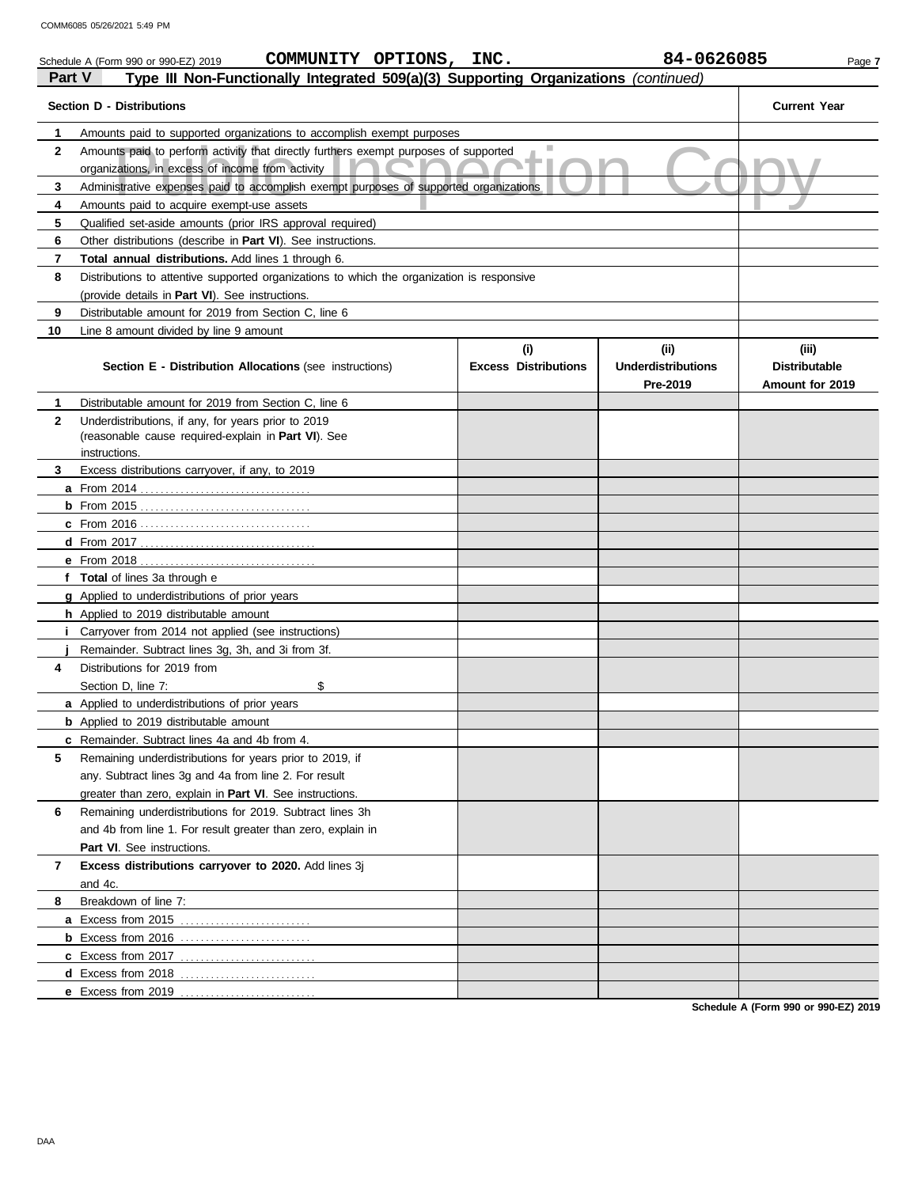Schedule A (Form 990 or 990-EZ) 2019 **COMMUNITY OPTIONS, INC.** **84-0626085**

## Part V Type III Non-Functionally Integrated 509(a)(3) Supporting Organizations *(continued)*

| **Section D - Distributions** | | **Current Year** |
|---|---|---|
| 1 | Amounts paid to supported organizations to accomplish exempt purposes | |
| 2 | Amounts paid to perform activity that directly furthers exempt purposes of supported organizations, in excess of income from activity | |
| 3 | Administrative expenses paid to accomplish exempt purposes of supported organizations | |
| 4 | Amounts paid to acquire exempt-use assets | |
| 5 | Qualified set-aside amounts (prior IRS approval required) | |
| 6 | Other distributions (describe in **Part VI**). See instructions. | |
| 7 | **Total annual distributions.** Add lines 1 through 6. | |
| 8 | Distributions to attentive supported organizations to which the organization is responsive (provide details in **Part VI**). See instructions. | |
| 9 | Distributable amount for 2019 from Section C, line 6 | |
| 10 | Line 8 amount divided by line 9 amount | |

| **Section E - Distribution Allocations** (see instructions) | **(i)** **Excess Distributions** | **(ii)** **Underdistributions Pre-2019** | **(iii)** **Distributable Amount for 2019** |
|---|---|---|---|
| **1** Distributable amount for 2019 from Section C, line 6 | | | |
| **2** Underdistributions, if any, for years prior to 2019 (reasonable cause required-explain in **Part VI**). See instructions. | | | |
| **3** Excess distributions carryover, if any, to 2019 | | | |
| **a** From 2014 | | | |
| **b** From 2015 | | | |
| **c** From 2016 | | | |
| **d** From 2017 | | | |
| **e** From 2018 | | | |
| **f Total** of lines 3a through e | | | |
| **g** Applied to underdistributions of prior years | | | |
| **h** Applied to 2019 distributable amount | | | |
| **i** Carryover from 2014 not applied (see instructions) | | | |
| **j** Remainder. Subtract lines 3g, 3h, and 3i from 3f. | | | |
| **4** Distributions for 2019 from Section D, line 7: $ | | | |
| **a** Applied to underdistributions of prior years | | | |
| **b** Applied to 2019 distributable amount | | | |
| **c** Remainder. Subtract lines 4a and 4b from 4. | | | |
| **5** Remaining underdistributions for years prior to 2019, if any. Subtract lines 3g and 4a from line 2. For result greater than zero, explain in **Part VI**. See instructions. | | | |
| **6** Remaining underdistributions for 2019. Subtract lines 3h and 4b from line 1. For result greater than zero, explain in **Part VI**. See instructions. | | | |
| **7 Excess distributions carryover to 2020.** Add lines 3j and 4c. | | | |
| **8** Breakdown of line 7: | | | |
| **a** Excess from 2015 | | | |
| **b** Excess from 2016 | | | |
| **c** Excess from 2017 | | | |
| **d** Excess from 2018 | | | |
| **e** Excess from 2019 | | | |

**Schedule A (Form 990 or 990-EZ) 2019**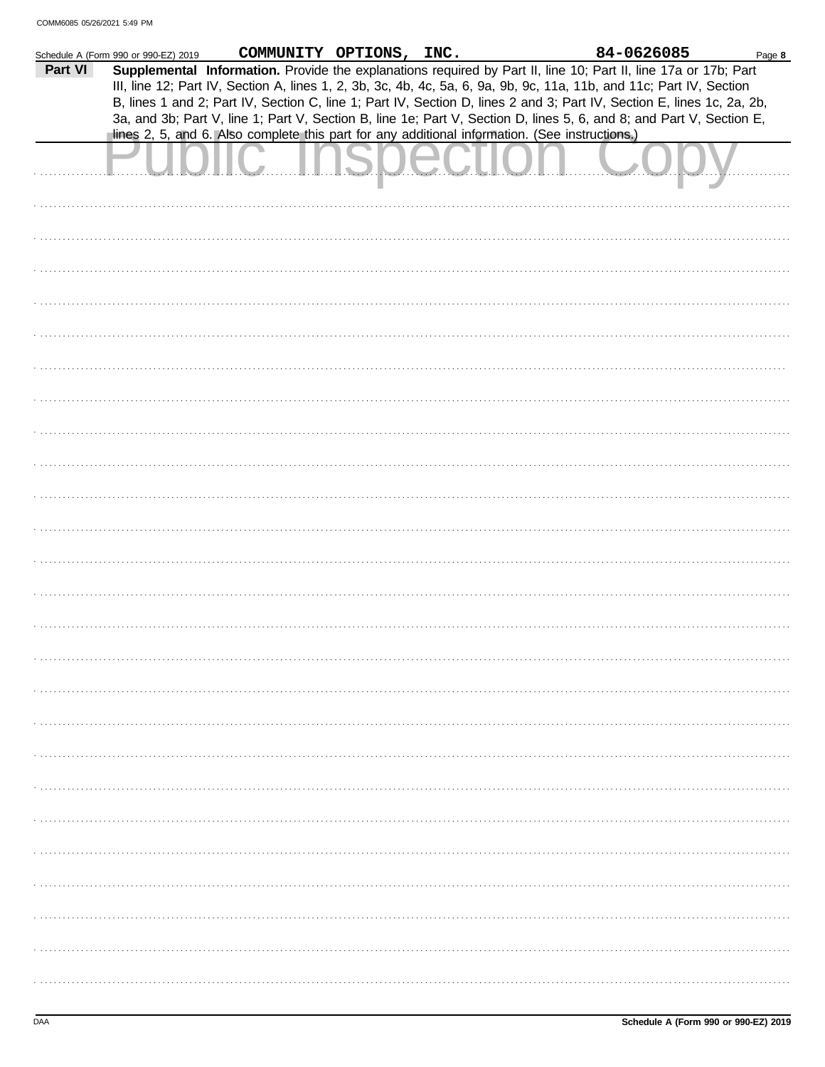Schedule A (Form 990 or 990-EZ) 2019 **COMMUNITY OPTIONS, INC.** **84-0626085**

**Part VI** **Supplemental Information.** Provide the explanations required by Part II, line 10; Part II, line 17a or 17b; Part III, line 12; Part IV, Section A, lines 1, 2, 3b, 3c, 4b, 4c, 5a, 6, 9a, 9b, 9c, 11a, 11b, and 11c; Part IV, Section B, lines 1 and 2; Part IV, Section C, line 1; Part IV, Section D, lines 2 and 3; Part IV, Section E, lines 1c, 2a, 2b, 3a, and 3b; Part V, line 1; Part V, Section B, line 1e; Part V, Section D, lines 5, 6, and 8; and Part V, Section E, lines 2, 5, and 6. Also complete this part for any additional information. (See instructions.)

Public Inspection Copy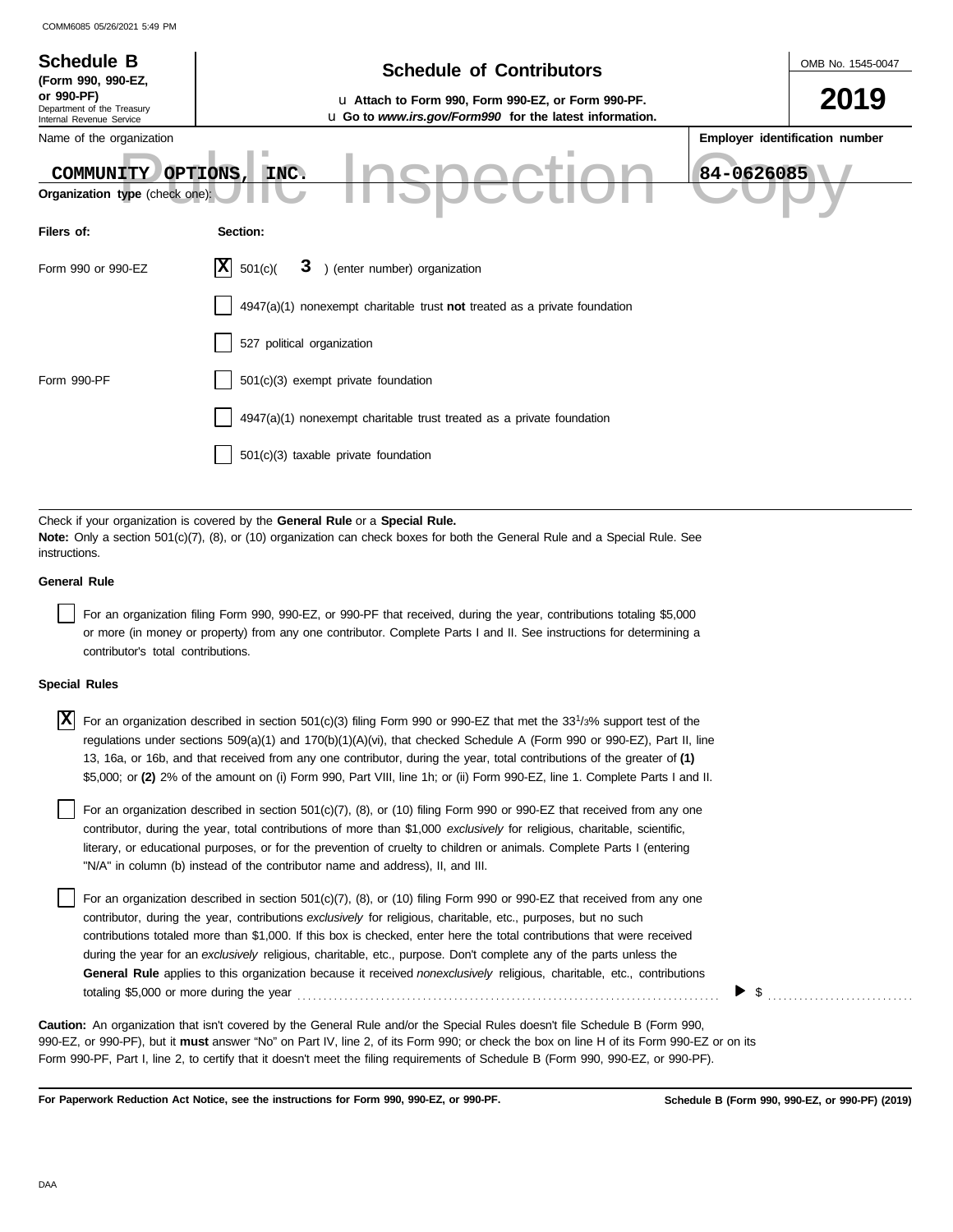**Schedule B** (Form 990, 990-EZ, or 990-PF)
Department of the Treasury
Internal Revenue Service

# Schedule of Contributors

u Attach to Form 990, Form 990-EZ, or Form 990-PF.
u Go to *www.irs.gov/Form990* for the latest information.

OMB No. 1545-0047

**2019**

Name of the organization: COMMUNITY OPTIONS, INC.

Employer identification number: 84-0626085

**Organization type** (check one):

| Filers of: | Section: |
|---|---|
| Form 990 or 990-EZ | [X] 501(c)( 3 ) (enter number) organization |
| | [ ] 4947(a)(1) nonexempt charitable trust **not** treated as a private foundation |
| | [ ] 527 political organization |
| Form 990-PF | [ ] 501(c)(3) exempt private foundation |
| | [ ] 4947(a)(1) nonexempt charitable trust treated as a private foundation |
| | [ ] 501(c)(3) taxable private foundation |

Check if your organization is covered by the **General Rule** or a **Special Rule.**

**Note:** Only a section 501(c)(7), (8), or (10) organization can check boxes for both the General Rule and a Special Rule. See instructions.

**General Rule**

[ ] For an organization filing Form 990, 990-EZ, or 990-PF that received, during the year, contributions totaling $5,000 or more (in money or property) from any one contributor. Complete Parts I and II. See instructions for determining a contributor's total contributions.

**Special Rules**

[X] For an organization described in section 501(c)(3) filing Form 990 or 990-EZ that met the 33 1/3% support test of the regulations under sections 509(a)(1) and 170(b)(1)(A)(vi), that checked Schedule A (Form 990 or 990-EZ), Part II, line 13, 16a, or 16b, and that received from any one contributor, during the year, total contributions of the greater of **(1)** $5,000; or **(2)** 2% of the amount on (i) Form 990, Part VIII, line 1h; or (ii) Form 990-EZ, line 1. Complete Parts I and II.

[ ] For an organization described in section 501(c)(7), (8), or (10) filing Form 990 or 990-EZ that received from any one contributor, during the year, total contributions of more than $1,000 *exclusively* for religious, charitable, scientific, literary, or educational purposes, or for the prevention of cruelty to children or animals. Complete Parts I (entering "N/A" in column (b) instead of the contributor name and address), II, and III.

[ ] For an organization described in section 501(c)(7), (8), or (10) filing Form 990 or 990-EZ that received from any one contributor, during the year, contributions *exclusively* for religious, charitable, etc., purposes, but no such contributions totaled more than $1,000. If this box is checked, enter here the total contributions that were received during the year for an *exclusively* religious, charitable, etc., purpose. Don't complete any of the parts unless the **General Rule** applies to this organization because it received *nonexclusively* religious, charitable, etc., contributions totaling $5,000 or more during the year . . . . . ▶ $ . . . . . . . .

**Caution:** An organization that isn't covered by the General Rule and/or the Special Rules doesn't file Schedule B (Form 990, 990-EZ, or 990-PF), but it **must** answer "No" on Part IV, line 2, of its Form 990; or check the box on line H of its Form 990-EZ or on its Form 990-PF, Part I, line 2, to certify that it doesn't meet the filing requirements of Schedule B (Form 990, 990-EZ, or 990-PF).

**For Paperwork Reduction Act Notice, see the instructions for Form 990, 990-EZ, or 990-PF.**

**Schedule B (Form 990, 990-EZ, or 990-PF) (2019)**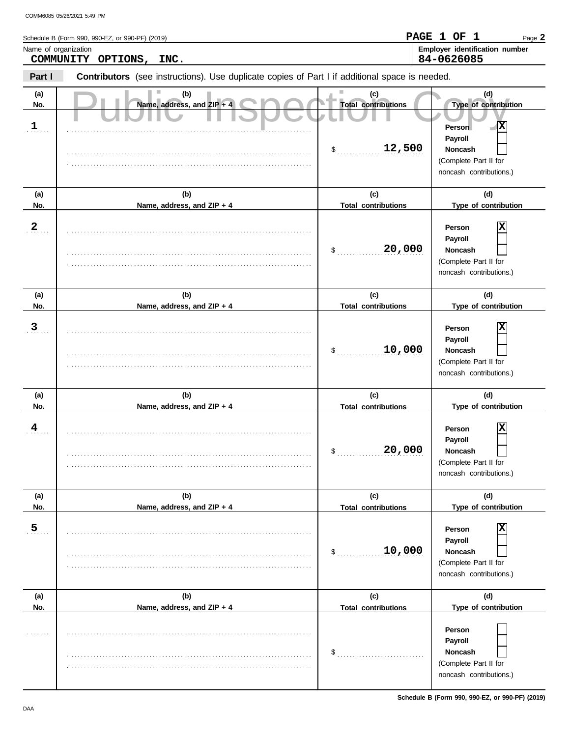Schedule B (Form 990, 990-EZ, or 990-PF) (2019)

**PAGE 1 OF 1**

Name of organization

**COMMUNITY OPTIONS, INC.**

**Employer identification number**

**84-0626085**

**Part I** **Contributors** (see instructions). Use duplicate copies of Part I if additional space is needed.

Public Inspection Copy

| (a) No. | (b) Name, address, and ZIP + 4 | (c) Total contributions | (d) Type of contribution |
|---|---|---|---|
| 1 | | $ 12,500 | Person [X] Payroll [ ] Noncash [ ] (Complete Part II for noncash contributions.) |
| 2 | | $ 20,000 | Person [X] Payroll [ ] Noncash [ ] (Complete Part II for noncash contributions.) |
| 3 | | $ 10,000 | Person [X] Payroll [ ] Noncash [ ] (Complete Part II for noncash contributions.) |
| 4 | | $ 20,000 | Person [X] Payroll [ ] Noncash [ ] (Complete Part II for noncash contributions.) |
| 5 | | $ 10,000 | Person [X] Payroll [ ] Noncash [ ] (Complete Part II for noncash contributions.) |
| | | $ | Person [ ] Payroll [ ] Noncash [ ] (Complete Part II for noncash contributions.) |

Schedule B (Form 990, 990-EZ, or 990-PF) (2019)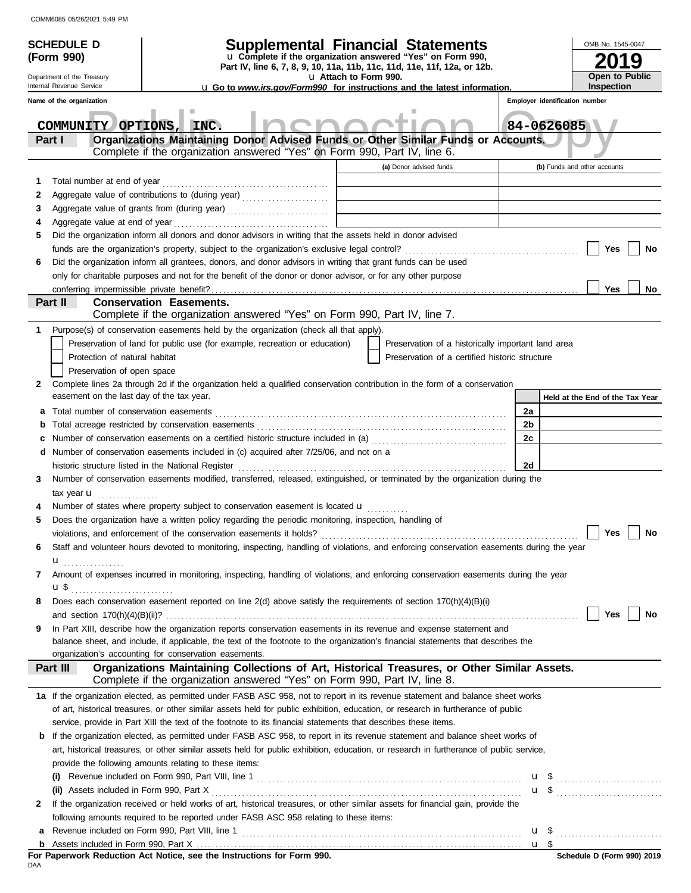COMM6085 05/26/2021 5:49 PM

**SCHEDULE D (Form 990)**

Department of the Treasury
Internal Revenue Service

# Supplemental Financial Statements

u Complete if the organization answered "Yes" on Form 990, Part IV, line 6, 7, 8, 9, 10, 11a, 11b, 11c, 11d, 11e, 11f, 12a, or 12b.

u Attach to Form 990.

u Go to *www.irs.gov/Form990* for instructions and the latest information.

OMB No. 1545-0047

**2019**

**Open to Public Inspection**

Public Inspection Copy

| Name of the organization | Employer identification number |
|---|---|
| COMMUNITY OPTIONS, INC. | 84-0626085 |

## Part I Organizations Maintaining Donor Advised Funds or Other Similar Funds or Accounts.

Complete if the organization answered "Yes" on Form 990, Part IV, line 6.

| | | (a) Donor advised funds | (b) Funds and other accounts |
|---|---|---|---|
| 1 | Total number at end of year | | |
| 2 | Aggregate value of contributions to (during year) | | |
| 3 | Aggregate value of grants from (during year) | | |
| 4 | Aggregate value at end of year | | |

5 Did the organization inform all donors and donor advisors in writing that the assets held in donor advised funds are the organization's property, subject to the organization's exclusive legal control? Yes No

6 Did the organization inform all grantees, donors, and donor advisors in writing that grant funds can be used only for charitable purposes and not for the benefit of the donor or donor advisor, or for any other purpose conferring impermissible private benefit? Yes No

## Part II Conservation Easements.

Complete if the organization answered "Yes" on Form 990, Part IV, line 7.

1 Purpose(s) of conservation easements held by the organization (check all that apply).

- Preservation of land for public use (for example, recreation or education)
- Protection of natural habitat
- Preservation of open space
- Preservation of a historically important land area
- Preservation of a certified historic structure

2 Complete lines 2a through 2d if the organization held a qualified conservation contribution in the form of a conservation easement on the last day of the tax year.

| | | | Held at the End of the Tax Year |
|---|---|---|---|
| a | Total number of conservation easements | 2a | |
| b | Total acreage restricted by conservation easements | 2b | |
| c | Number of conservation easements on a certified historic structure included in (a) | 2c | |
| d | Number of conservation easements included in (c) acquired after 7/25/06, and not on a historic structure listed in the National Register | 2d | |

3 Number of conservation easements modified, transferred, released, extinguished, or terminated by the organization during the tax year u

4 Number of states where property subject to conservation easement is located u

5 Does the organization have a written policy regarding the periodic monitoring, inspection, handling of violations, and enforcement of the conservation easements it holds? Yes No

6 Staff and volunteer hours devoted to monitoring, inspecting, handling of violations, and enforcing conservation easements during the year u

7 Amount of expenses incurred in monitoring, inspecting, handling of violations, and enforcing conservation easements during the year u $

8 Does each conservation easement reported on line 2(d) above satisfy the requirements of section 170(h)(4)(B)(i) and section 170(h)(4)(B)(ii)? Yes No

9 In Part XIII, describe how the organization reports conservation easements in its revenue and expense statement and balance sheet, and include, if applicable, the text of the footnote to the organization's financial statements that describes the organization's accounting for conservation easements.

## Part III Organizations Maintaining Collections of Art, Historical Treasures, or Other Similar Assets.

Complete if the organization answered "Yes" on Form 990, Part IV, line 8.

1a If the organization elected, as permitted under FASB ASC 958, not to report in its revenue statement and balance sheet works of art, historical treasures, or other similar assets held for public exhibition, education, or research in furtherance of public service, provide in Part XIII the text of the footnote to its financial statements that describes these items.

b If the organization elected, as permitted under FASB ASC 958, to report in its revenue statement and balance sheet works of art, historical treasures, or other similar assets held for public exhibition, education, or research in furtherance of public service, provide the following amounts relating to these items:

(i) Revenue included on Form 990, Part VIII, line 1 u $

(ii) Assets included in Form 990, Part X u $

2 If the organization received or held works of art, historical treasures, or other similar assets for financial gain, provide the following amounts required to be reported under FASB ASC 958 relating to these items:

a Revenue included on Form 990, Part VIII, line 1 u $

b Assets included in Form 990, Part X u $

**For Paperwork Reduction Act Notice, see the Instructions for Form 990.**

DAA

**Schedule D (Form 990) 2019**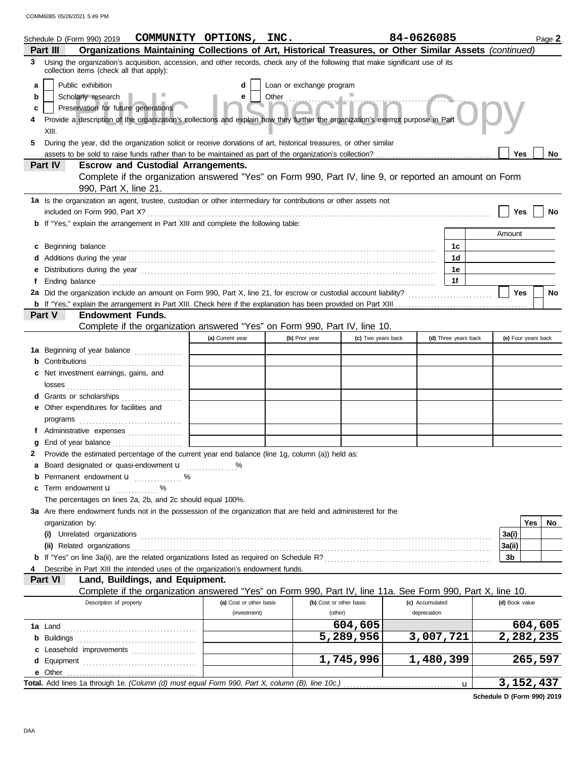Schedule D (Form 990) 2019 **COMMUNITY OPTIONS, INC.** **84-0626085** Page **2**

## Part III Organizations Maintaining Collections of Art, Historical Treasures, or Other Similar Assets *(continued)*

**3** Using the organization's acquisition, accession, and other records, check any of the following that make significant use of its collection items (check all that apply):

- **a** ☐ Public exhibition
- **b** ☐ Scholarly research
- **c** ☐ Preservation for future generations
- **d** ☐ Loan or exchange program
- **e** ☐ Other

**4** Provide a description of the organization's collections and explain how they further the organization's exempt purpose in Part XIII.

**5** During the year, did the organization solicit or receive donations of art, historical treasures, or other similar assets to be sold to raise funds rather than to be maintained as part of the organization's collection? ☐ Yes ☐ No

## Part IV Escrow and Custodial Arrangements.

Complete if the organization answered "Yes" on Form 990, Part IV, line 9, or reported an amount on Form 990, Part X, line 21.

**1a** Is the organization an agent, trustee, custodian or other intermediary for contributions or other assets not included on Form 990, Part X? ☐ Yes ☐ No

**b** If "Yes," explain the arrangement in Part XIII and complete the following table:

| | | Amount |
|---|---|---|
| **c** Beginning balance | 1c | |
| **d** Additions during the year | 1d | |
| **e** Distributions during the year | 1e | |
| **f** Ending balance | 1f | |

**2a** Did the organization include an amount on Form 990, Part X, line 21, for escrow or custodial account liability? ☐ Yes ☐ No

**b** If "Yes," explain the arrangement in Part XIII. Check here if the explanation has been provided on Part XIII ☐

## Part V Endowment Funds.

Complete if the organization answered "Yes" on Form 990, Part IV, line 10.

| | (a) Current year | (b) Prior year | (c) Two years back | (d) Three years back | (e) Four years back |
|---|---|---|---|---|---|
| **1a** Beginning of year balance | | | | | |
| **b** Contributions | | | | | |
| **c** Net investment earnings, gains, and losses | | | | | |
| **d** Grants or scholarships | | | | | |
| **e** Other expenditures for facilities and programs | | | | | |
| **f** Administrative expenses | | | | | |
| **g** End of year balance | | | | | |

**2** Provide the estimated percentage of the current year end balance (line 1g, column (a)) held as:

- **a** Board designated or quasi-endowment u ______ %
- **b** Permanent endowment u ______ %
- **c** Term endowment u ______ %

The percentages on lines 2a, 2b, and 2c should equal 100%.

**3a** Are there endowment funds not in the possession of the organization that are held and administered for the organization by:

| | | Yes | No |
|---|---|---|---|
| **(i)** Unrelated organizations | 3a(i) | | |
| **(ii)** Related organizations | 3a(ii) | | |
| **b** If "Yes" on line 3a(ii), are the related organizations listed as required on Schedule R? | 3b | | |

**4** Describe in Part XIII the intended uses of the organization's endowment funds.

## Part VI Land, Buildings, and Equipment.

Complete if the organization answered "Yes" on Form 990, Part IV, line 11a. See Form 990, Part X, line 10.

| Description of property | (a) Cost or other basis (investment) | (b) Cost or other basis (other) | (c) Accumulated depreciation | (d) Book value |
|---|---|---|---|---|
| **1a** Land | | 604,605 | | 604,605 |
| **b** Buildings | | 5,289,956 | 3,007,721 | 2,282,235 |
| **c** Leasehold improvements | | | | |
| **d** Equipment | | 1,745,996 | 1,480,399 | 265,597 |
| **e** Other | | | | |
| **Total.** Add lines 1a through 1e. *(Column (d) must equal Form 990, Part X, column (B), line 10c.)* u | | | | 3,152,437 |

**Schedule D (Form 990) 2019**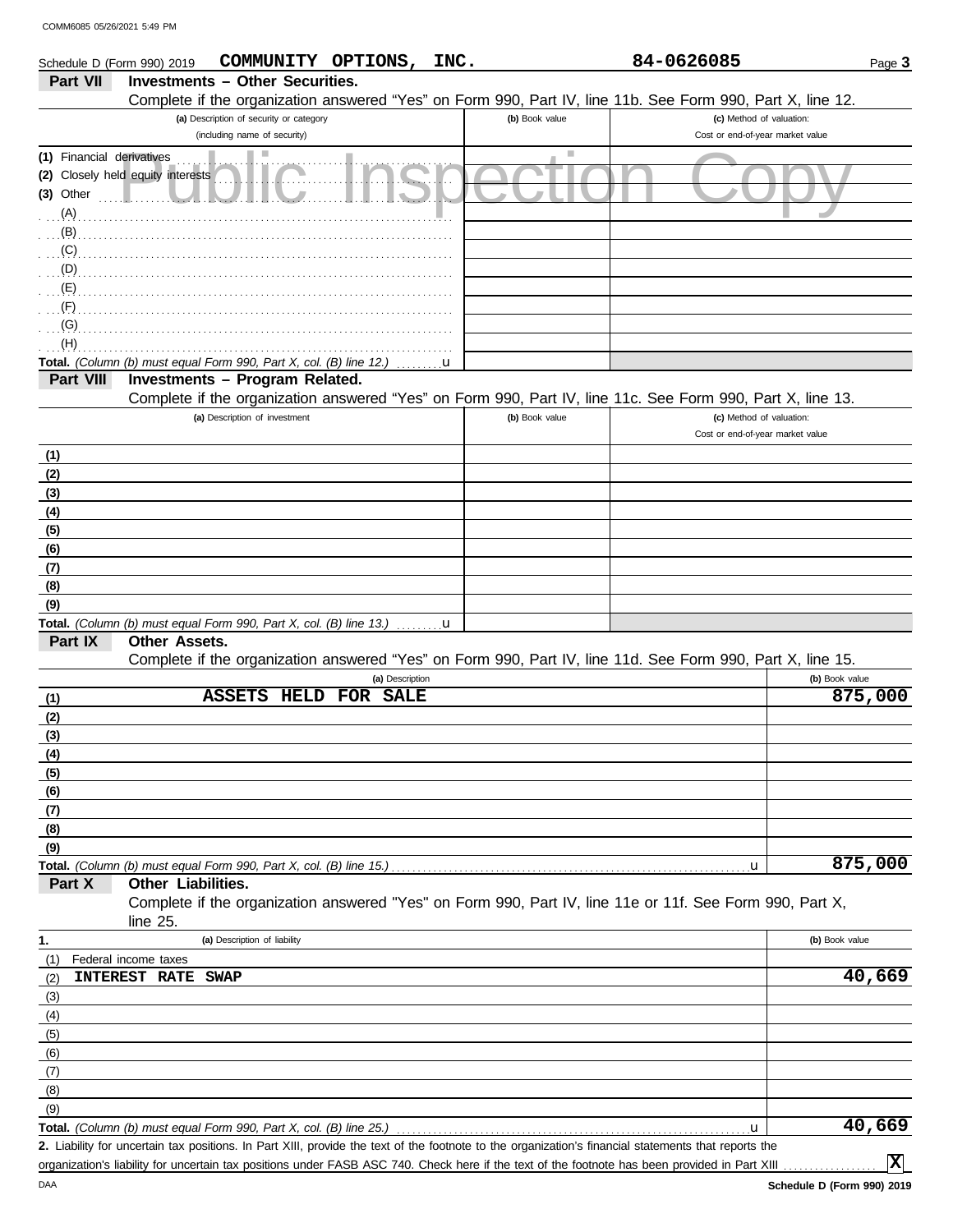Schedule D (Form 990) 2019 **COMMUNITY OPTIONS, INC.** **84-0626085** Page **3**

## Part VII Investments – Other Securities.

Complete if the organization answered "Yes" on Form 990, Part IV, line 11b. See Form 990, Part X, line 12.

| (a) Description of security or category (including name of security) | (b) Book value | (c) Method of valuation: Cost or end-of-year market value |
|---|---|---|
| (1) Financial derivatives | | |
| (2) Closely held equity interests | | |
| (3) Other | | |
| (A) | | |
| (B) | | |
| (C) | | |
| (D) | | |
| (E) | | |
| (F) | | |
| (G) | | |
| (H) | | |
| **Total.** *(Column (b) must equal Form 990, Part X, col. (B) line 12.)* u | | |

## Part VIII Investments – Program Related.

Complete if the organization answered "Yes" on Form 990, Part IV, line 11c. See Form 990, Part X, line 13.

| (a) Description of investment | (b) Book value | (c) Method of valuation: Cost or end-of-year market value |
|---|---|---|
| (1) | | |
| (2) | | |
| (3) | | |
| (4) | | |
| (5) | | |
| (6) | | |
| (7) | | |
| (8) | | |
| (9) | | |
| **Total.** *(Column (b) must equal Form 990, Part X, col. (B) line 13.)* u | | |

## Part IX Other Assets.

Complete if the organization answered "Yes" on Form 990, Part IV, line 11d. See Form 990, Part X, line 15.

| (a) Description | (b) Book value |
|---|---|
| (1) ASSETS HELD FOR SALE | 875,000 |
| (2) | |
| (3) | |
| (4) | |
| (5) | |
| (6) | |
| (7) | |
| (8) | |
| (9) | |
| **Total.** *(Column (b) must equal Form 990, Part X, col. (B) line 15.)* u | 875,000 |

## Part X Other Liabilities.

Complete if the organization answered "Yes" on Form 990, Part IV, line 11e or 11f. See Form 990, Part X, line 25.

| 1. (a) Description of liability | (b) Book value |
|---|---|
| (1) Federal income taxes | |
| (2) INTEREST RATE SWAP | 40,669 |
| (3) | |
| (4) | |
| (5) | |
| (6) | |
| (7) | |
| (8) | |
| (9) | |
| **Total.** *(Column (b) must equal Form 990, Part X, col. (B) line 25.)* u | 40,669 |

**2.** Liability for uncertain tax positions. In Part XIII, provide the text of the footnote to the organization's financial statements that reports the organization's liability for uncertain tax positions under FASB ASC 740. Check here if the text of the footnote has been provided in Part XIII .......... **X**

DAA **Schedule D (Form 990) 2019**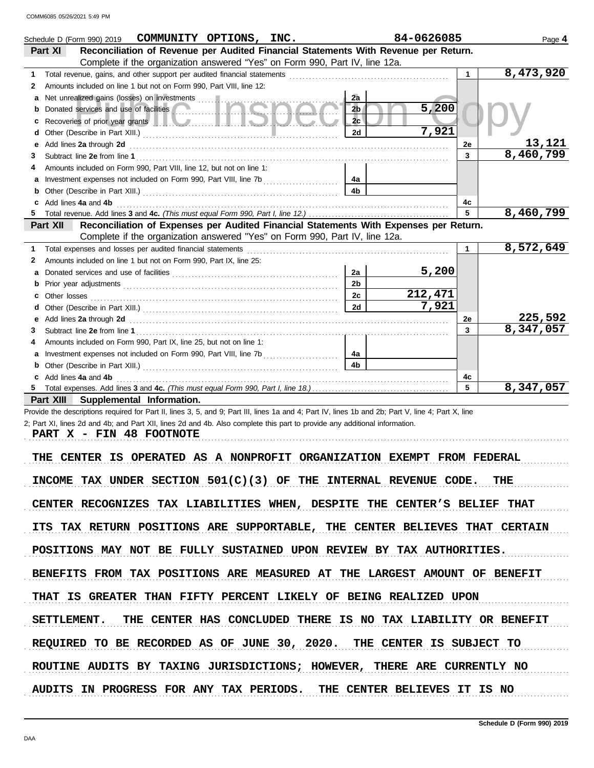Schedule D (Form 990) 2019 COMMUNITY OPTIONS, INC. 84-0626085 Page **4**

**Part XI** **Reconciliation of Revenue per Audited Financial Statements With Revenue per Return.** Complete if the organization answered "Yes" on Form 990, Part IV, line 12a.

| | | | | | |
|---|---|---|---|---|---|
| 1 | Total revenue, gains, and other support per audited financial statements | | | 1 | 8,473,920 |
| 2 | Amounts included on line 1 but not on Form 990, Part VIII, line 12: | | | | |
| a | Net unrealized gains (losses) on investments | 2a | | | |
| b | Donated services and use of facilities | 2b | 5,200 | | |
| c | Recoveries of prior year grants | 2c | | | |
| d | Other (Describe in Part XIII.) | 2d | 7,921 | | |
| e | Add lines **2a** through **2d** | | | 2e | 13,121 |
| 3 | Subtract line **2e** from line **1** | | | 3 | 8,460,799 |
| 4 | Amounts included on Form 990, Part VIII, line 12, but not on line 1: | | | | |
| a | Investment expenses not included on Form 990, Part VIII, line 7b | 4a | | | |
| b | Other (Describe in Part XIII.) | 4b | | | |
| c | Add lines **4a** and **4b** | | | 4c | |
| 5 | Total revenue. Add lines **3** and **4c.** *(This must equal Form 990, Part I, line 12.)* | | | 5 | 8,460,799 |

**Part XII** **Reconciliation of Expenses per Audited Financial Statements With Expenses per Return.** Complete if the organization answered "Yes" on Form 990, Part IV, line 12a.

| | | | | | |
|---|---|---|---|---|---|
| 1 | Total expenses and losses per audited financial statements | | | 1 | 8,572,649 |
| 2 | Amounts included on line 1 but not on Form 990, Part IX, line 25: | | | | |
| a | Donated services and use of facilities | 2a | 5,200 | | |
| b | Prior year adjustments | 2b | | | |
| c | Other losses | 2c | 212,471 | | |
| d | Other (Describe in Part XIII.) | 2d | 7,921 | | |
| e | Add lines **2a** through **2d** | | | 2e | 225,592 |
| 3 | Subtract line **2e** from line **1** | | | 3 | 8,347,057 |
| 4 | Amounts included on Form 990, Part IX, line 25, but not on line 1: | | | | |
| a | Investment expenses not included on Form 990, Part VIII, line 7b | 4a | | | |
| b | Other (Describe in Part XIII.) | 4b | | | |
| c | Add lines **4a** and **4b** | | | 4c | |
| 5 | Total expenses. Add lines **3** and **4c.** *(This must equal Form 990, Part I, line 18.)* | | | 5 | 8,347,057 |

**Part XIII** **Supplemental Information.**

Provide the descriptions required for Part II, lines 3, 5, and 9; Part III, lines 1a and 4; Part IV, lines 1b and 2b; Part V, line 4; Part X, line 2; Part XI, lines 2d and 4b; and Part XII, lines 2d and 4b. Also complete this part to provide any additional information.

PART X - FIN 48 FOOTNOTE

THE CENTER IS OPERATED AS A NONPROFIT ORGANIZATION EXEMPT FROM FEDERAL INCOME TAX UNDER SECTION 501(C)(3) OF THE INTERNAL REVENUE CODE. THE CENTER RECOGNIZES TAX LIABILITIES WHEN, DESPITE THE CENTER'S BELIEF THAT ITS TAX RETURN POSITIONS ARE SUPPORTABLE, THE CENTER BELIEVES THAT CERTAIN POSITIONS MAY NOT BE FULLY SUSTAINED UPON REVIEW BY TAX AUTHORITIES. BENEFITS FROM TAX POSITIONS ARE MEASURED AT THE LARGEST AMOUNT OF BENEFIT THAT IS GREATER THAN FIFTY PERCENT LIKELY OF BEING REALIZED UPON SETTLEMENT. THE CENTER HAS CONCLUDED THERE IS NO TAX LIABILITY OR BENEFIT REQUIRED TO BE RECORDED AS OF JUNE 30, 2020. THE CENTER IS SUBJECT TO ROUTINE AUDITS BY TAXING JURISDICTIONS; HOWEVER, THERE ARE CURRENTLY NO AUDITS IN PROGRESS FOR ANY TAX PERIODS. THE CENTER BELIEVES IT IS NO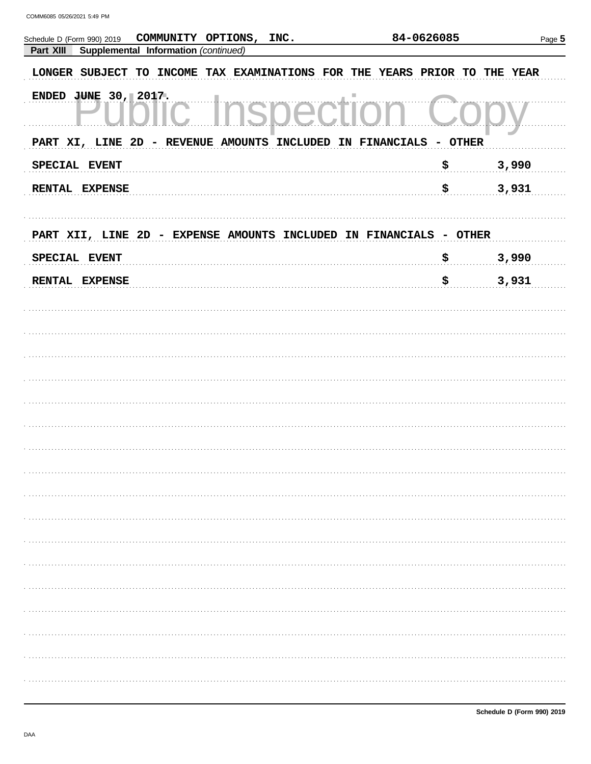Schedule D (Form 990) 2019 COMMUNITY OPTIONS, INC. 84-0626085

**Part XIII Supplemental Information** *(continued)*

LONGER SUBJECT TO INCOME TAX EXAMINATIONS FOR THE YEARS PRIOR TO THE YEAR ENDED JUNE 30, 2017.

PART XI, LINE 2D - REVENUE AMOUNTS INCLUDED IN FINANCIALS - OTHER

| | |
|---|---|
| SPECIAL EVENT | $ 3,990 |
| RENTAL EXPENSE | $ 3,931 |

PART XII, LINE 2D - EXPENSE AMOUNTS INCLUDED IN FINANCIALS - OTHER

| | |
|---|---|
| SPECIAL EVENT | $ 3,990 |
| RENTAL EXPENSE | $ 3,931 |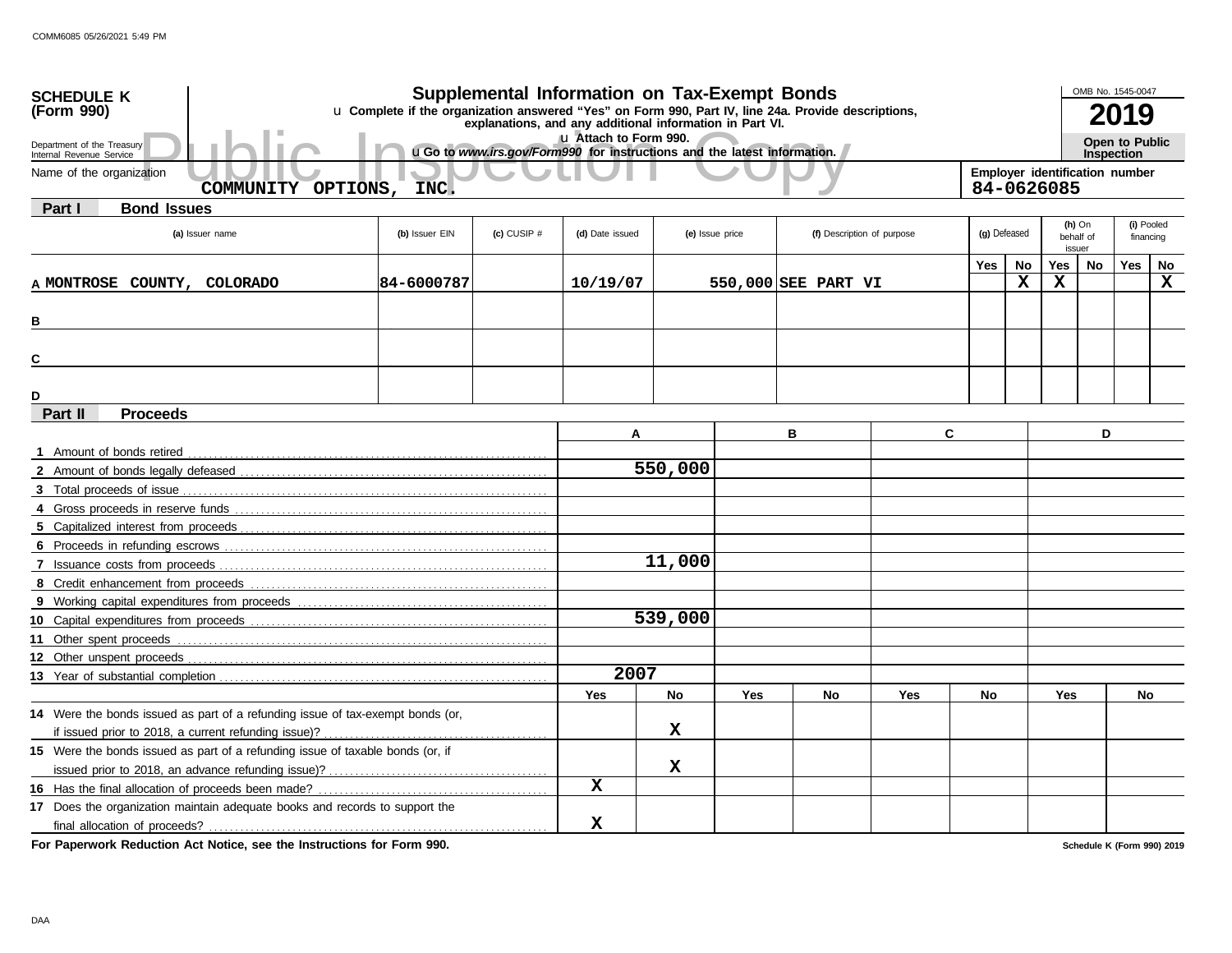**SCHEDULE K (Form 990)**

Department of the Treasury
Internal Revenue Service

# Supplemental Information on Tax-Exempt Bonds

u Complete if the organization answered "Yes" on Form 990, Part IV, line 24a. Provide descriptions, explanations, and any additional information in Part VI.

u Attach to Form 990.

u Go to *www.irs.gov/Form990* for instructions and the latest information.

OMB No. 1545-0047

**2019**

**Open to Public Inspection**

Public Inspection Copy

Name of the organization: COMMUNITY OPTIONS, INC.

Employer identification number: 84-0626085

## Part I Bond Issues

| | (a) Issuer name | (b) Issuer EIN | (c) CUSIP # | (d) Date issued | (e) Issue price | (f) Description of purpose | (g) Defeased Yes | (g) Defeased No | (h) On behalf of issuer Yes | (h) On behalf of issuer No | (i) Pooled financing Yes | (i) Pooled financing No |
|---|---|---|---|---|---|---|---|---|---|---|---|---|
| A | MONTROSE COUNTY, COLORADO | 84-6000787 | | 10/19/07 | 550,000 | SEE PART VI | | X | X | | | X |
| B | | | | | | | | | | | | |
| C | | | | | | | | | | | | |
| D | | | | | | | | | | | | |

## Part II Proceeds

| | A | B | C | D |
|---|---|---|---|---|
| 1 Amount of bonds retired | | | | |
| 2 Amount of bonds legally defeased | 550,000 | | | |
| 3 Total proceeds of issue | | | | |
| 4 Gross proceeds in reserve funds | | | | |
| 5 Capitalized interest from proceeds | | | | |
| 6 Proceeds in refunding escrows | | | | |
| 7 Issuance costs from proceeds | 11,000 | | | |
| 8 Credit enhancement from proceeds | | | | |
| 9 Working capital expenditures from proceeds | | | | |
| 10 Capital expenditures from proceeds | 539,000 | | | |
| 11 Other spent proceeds | | | | |
| 12 Other unspent proceeds | | | | |
| 13 Year of substantial completion | 2007 | | | |

| | A Yes | A No | B Yes | B No | C Yes | C No | D Yes | D No |
|---|---|---|---|---|---|---|---|---|
| 14 Were the bonds issued as part of a refunding issue of tax-exempt bonds (or, if issued prior to 2018, a current refunding issue)? | | X | | | | | | |
| 15 Were the bonds issued as part of a refunding issue of taxable bonds (or, if issued prior to 2018, an advance refunding issue)? | | X | | | | | | |
| 16 Has the final allocation of proceeds been made? | X | | | | | | | |
| 17 Does the organization maintain adequate books and records to support the final allocation of proceeds? | X | | | | | | | |

**For Paperwork Reduction Act Notice, see the Instructions for Form 990.**

Schedule K (Form 990) 2019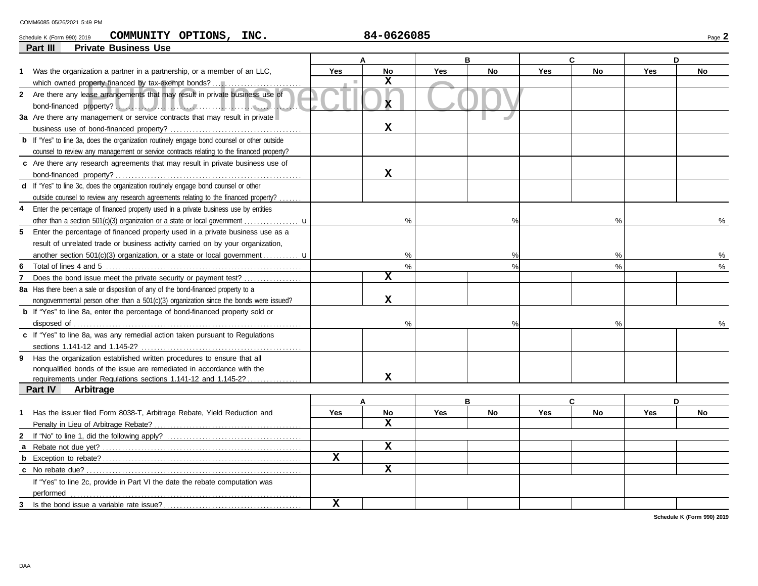Schedule K (Form 990) 2019 **COMMUNITY OPTIONS, INC.** **84-0626085**

## Part III Private Business Use

| | A | | B | | C | | D | |
|---|---|---|---|---|---|---|---|---|
| | Yes | No | Yes | No | Yes | No | Yes | No |
| **1** Was the organization a partner in a partnership, or a member of an LLC, which owned property financed by tax-exempt bonds? | | X | | | | | | |
| **2** Are there any lease arrangements that may result in private business use of bond-financed property? | | X | | | | | | |
| **3a** Are there any management or service contracts that may result in private business use of bond-financed property? | | X | | | | | | |
| **b** If "Yes" to line 3a, does the organization routinely engage bond counsel or other outside counsel to review any management or service contracts relating to the financed property? | | | | | | | | |
| **c** Are there any research agreements that may result in private business use of bond-financed property? | | X | | | | | | |
| **d** If "Yes" to line 3c, does the organization routinely engage bond counsel or other outside counsel to review any research agreements relating to the financed property? | | | | | | | | |
| **4** Enter the percentage of financed property used in a private business use by entities other than a section 501(c)(3) organization or a state or local government | % | | % | | % | | % | |
| **5** Enter the percentage of financed property used in a private business use as a result of unrelated trade or business activity carried on by your organization, another section 501(c)(3) organization, or a state or local government | % | | % | | % | | % | |
| **6** Total of lines 4 and 5 | % | | % | | % | | % | |
| **7** Does the bond issue meet the private security or payment test? | | X | | | | | | |
| **8a** Has there been a sale or disposition of any of the bond-financed property to a nongovernmental person other than a 501(c)(3) organization since the bonds were issued? | | X | | | | | | |
| **b** If "Yes" to line 8a, enter the percentage of bond-financed property sold or disposed of | % | | % | | % | | % | |
| **c** If "Yes" to line 8a, was any remedial action taken pursuant to Regulations sections 1.141-12 and 1.145-2? | | | | | | | | |
| **9** Has the organization established written procedures to ensure that all nonqualified bonds of the issue are remediated in accordance with the requirements under Regulations sections 1.141-12 and 1.145-2? | | X | | | | | | |

## Part IV Arbitrage

| | A | | B | | C | | D | |
|---|---|---|---|---|---|---|---|---|
| | Yes | No | Yes | No | Yes | No | Yes | No |
| **1** Has the issuer filed Form 8038-T, Arbitrage Rebate, Yield Reduction and Penalty in Lieu of Arbitrage Rebate? | | X | | | | | | |
| **2** If "No" to line 1, did the following apply? | | | | | | | | |
| **a** Rebate not due yet? | | X | | | | | | |
| **b** Exception to rebate? | X | | | | | | | |
| **c** No rebate due? | | X | | | | | | |
| If "Yes" to line 2c, provide in Part VI the date the rebate computation was performed | | | | | | | | |
| **3** Is the bond issue a variable rate issue? | X | | | | | | | |

**Schedule K (Form 990) 2019**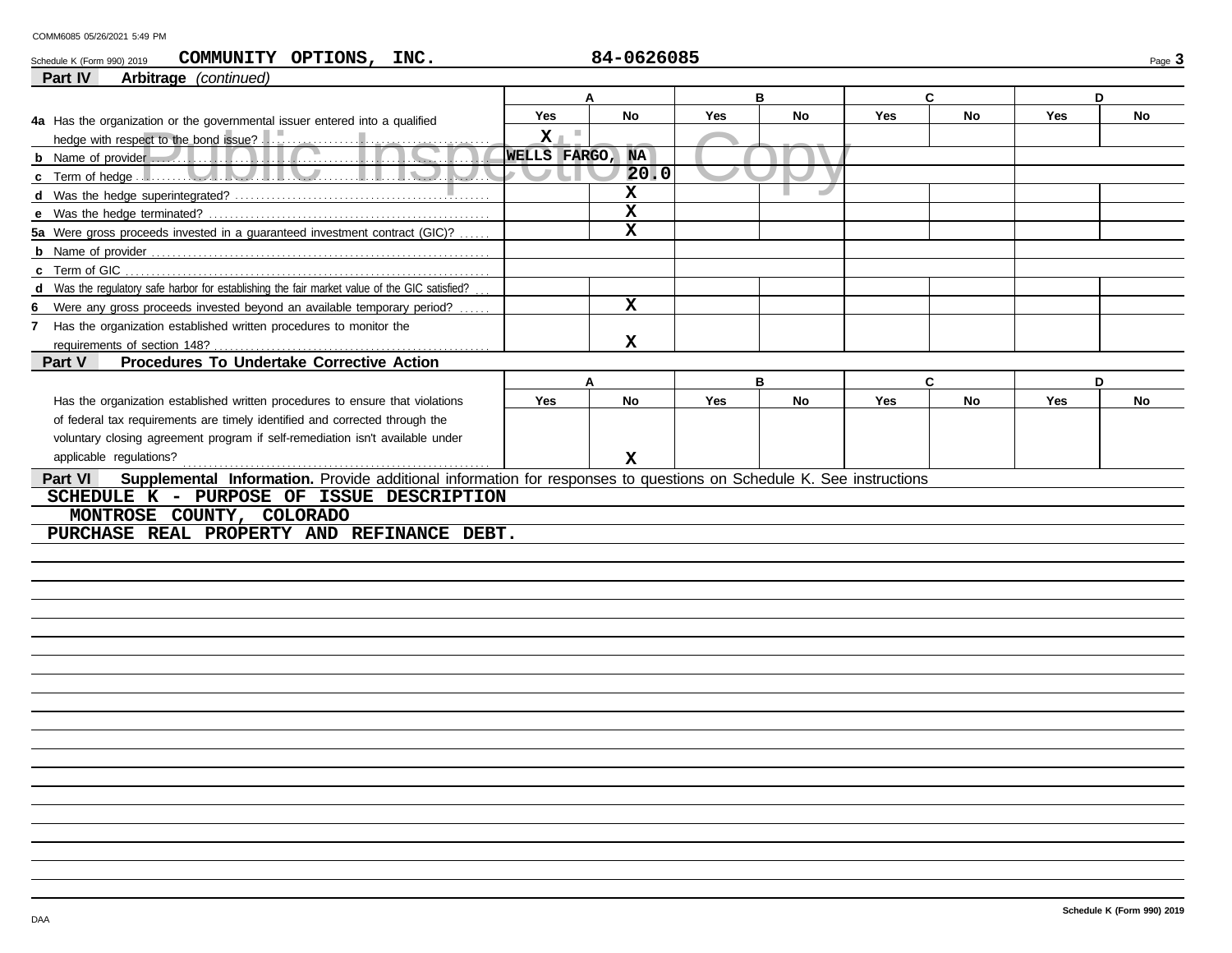Schedule K (Form 990) 2019 COMMUNITY OPTIONS, INC. 84-0626085

## Part IV Arbitrage *(continued)*

| | A | | B | | C | | D | |
|---|---|---|---|---|---|---|---|---|
| | Yes | No | Yes | No | Yes | No | Yes | No |
| **4a** Has the organization or the governmental issuer entered into a qualified hedge with respect to the bond issue? | X | | | | | | | |
| **b** Name of provider | WELLS FARGO, NA | | | | | | | |
| **c** Term of hedge | | 20.0 | | | | | | |
| **d** Was the hedge superintegrated? | | X | | | | | | |
| **e** Was the hedge terminated? | | X | | | | | | |
| **5a** Were gross proceeds invested in a guaranteed investment contract (GIC)? | | X | | | | | | |
| **b** Name of provider | | | | | | | | |
| **c** Term of GIC | | | | | | | | |
| **d** Was the regulatory safe harbor for establishing the fair market value of the GIC satisfied? | | | | | | | | |
| **6** Were any gross proceeds invested beyond an available temporary period? | | X | | | | | | |
| **7** Has the organization established written procedures to monitor the requirements of section 148? | | X | | | | | | |

## Part V Procedures To Undertake Corrective Action

| | A | | B | | C | | D | |
|---|---|---|---|---|---|---|---|---|
| | Yes | No | Yes | No | Yes | No | Yes | No |
| Has the organization established written procedures to ensure that violations of federal tax requirements are timely identified and corrected through the voluntary closing agreement program if self-remediation isn't available under applicable regulations? | | X | | | | | | |

## Part VI Supplemental Information. 
Provide additional information for responses to questions on Schedule K. See instructions

SCHEDULE K - PURPOSE OF ISSUE DESCRIPTION

MONTROSE COUNTY, COLORADO

PURCHASE REAL PROPERTY AND REFINANCE DEBT.

Schedule K (Form 990) 2019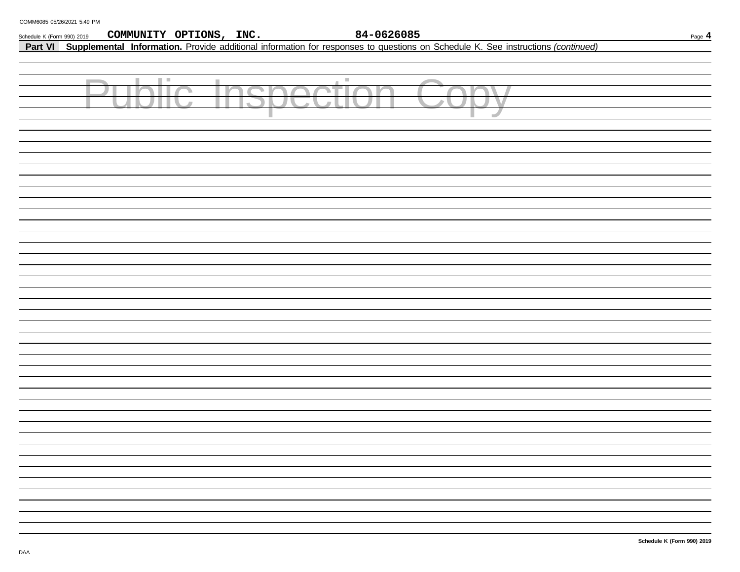COMMUNITY OPTIONS, INC. 84-0626085

**Part VI** **Supplemental Information.** Provide additional information for responses to questions on Schedule K. See instructions *(continued)*

Public Inspection Copy

DAA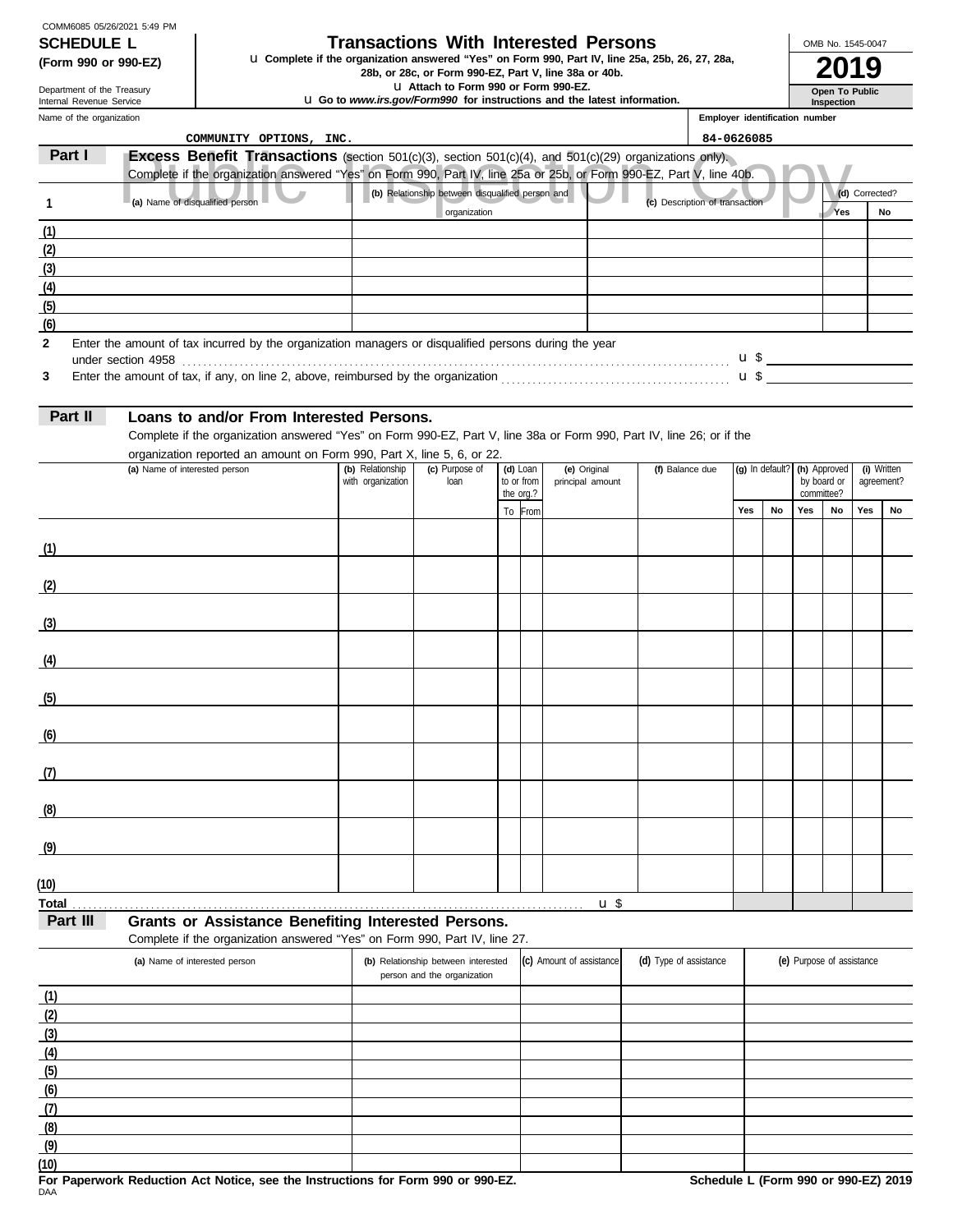COMM6085 05/26/2021 5:49 PM

**SCHEDULE L**
**(Form 990 or 990-EZ)**

Department of the Treasury
Internal Revenue Service

# Transactions With Interested Persons

u **Complete if the organization answered "Yes" on Form 990, Part IV, line 25a, 25b, 26, 27, 28a, 28b, or 28c, or Form 990-EZ, Part V, line 38a or 40b.**
u **Attach to Form 990 or Form 990-EZ.**
u **Go to *www.irs.gov/Form990* for instructions and the latest information.**

OMB No. 1545-0047
**2019**
**Open To Public Inspection**

Name of the organization: COMMUNITY OPTIONS, INC.
Employer identification number: 84-0626085

## Part I — Excess Benefit Transactions (section 501(c)(3), section 501(c)(4), and 501(c)(29) organizations only).

Complete if the organization answered "Yes" on Form 990, Part IV, line 25a or 25b, or Form 990-EZ, Part V, line 40b.

| 1 | (a) Name of disqualified person | (b) Relationship between disqualified person and organization | (c) Description of transaction | (d) Corrected? Yes | No |
|---|---|---|---|---|---|
| (1) | | | | | |
| (2) | | | | | |
| (3) | | | | | |
| (4) | | | | | |
| (5) | | | | | |
| (6) | | | | | |

**2** Enter the amount of tax incurred by the organization managers or disqualified persons during the year under section 4958 . . . u $

**3** Enter the amount of tax, if any, on line 2, above, reimbursed by the organization . . . u $

## Part II — Loans to and/or From Interested Persons.

Complete if the organization answered "Yes" on Form 990-EZ, Part V, line 38a or Form 990, Part IV, line 26; or if the organization reported an amount on Form 990, Part X, line 5, 6, or 22.

| | (a) Name of interested person | (b) Relationship with organization | (c) Purpose of loan | (d) Loan to or from the org.? To | From | (e) Original principal amount | (f) Balance due | (g) In default? Yes | No | (h) Approved by board or committee? Yes | No | (i) Written agreement? Yes | No |
|---|---|---|---|---|---|---|---|---|---|---|---|---|---|
| (1) | | | | | | | | | | | | | |
| (2) | | | | | | | | | | | | | |
| (3) | | | | | | | | | | | | | |
| (4) | | | | | | | | | | | | | |
| (5) | | | | | | | | | | | | | |
| (6) | | | | | | | | | | | | | |
| (7) | | | | | | | | | | | | | |
| (8) | | | | | | | | | | | | | |
| (9) | | | | | | | | | | | | | |
| (10) | | | | | | | | | | | | | |
| **Total** | | | | | | u $ | | | | | | | |

## Part III — Grants or Assistance Benefiting Interested Persons.

Complete if the organization answered "Yes" on Form 990, Part IV, line 27.

| | (a) Name of interested person | (b) Relationship between interested person and the organization | (c) Amount of assistance | (d) Type of assistance | (e) Purpose of assistance |
|---|---|---|---|---|---|
| (1) | | | | | |
| (2) | | | | | |
| (3) | | | | | |
| (4) | | | | | |
| (5) | | | | | |
| (6) | | | | | |
| (7) | | | | | |
| (8) | | | | | |
| (9) | | | | | |
| (10) | | | | | |

**For Paperwork Reduction Act Notice, see the Instructions for Form 990 or 990-EZ.**
DAA
**Schedule L (Form 990 or 990-EZ) 2019**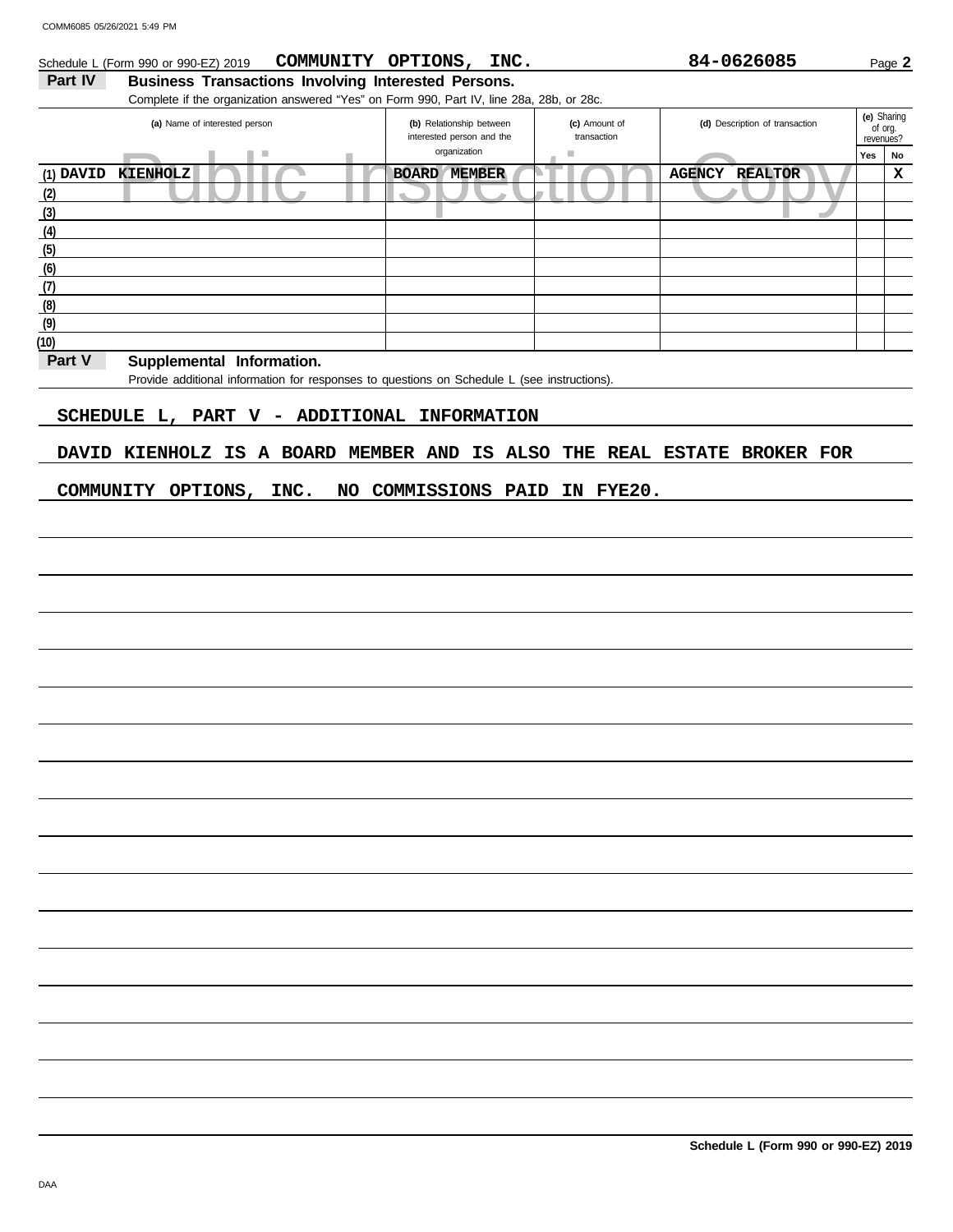Schedule L (Form 990 or 990-EZ) 2019 **COMMUNITY OPTIONS, INC.** **84-0626085** Page **2**

## Part IV Business Transactions Involving Interested Persons.

Complete if the organization answered "Yes" on Form 990, Part IV, line 28a, 28b, or 28c.

| | (a) Name of interested person | (b) Relationship between interested person and the organization | (c) Amount of transaction | (d) Description of transaction | (e) Sharing of org. revenues? Yes | No |
|---|---|---|---|---|---|---|
| (1) | DAVID KIENHOLZ | BOARD MEMBER | | AGENCY REALTOR | | X |
| (2) | | | | | | |
| (3) | | | | | | |
| (4) | | | | | | |
| (5) | | | | | | |
| (6) | | | | | | |
| (7) | | | | | | |
| (8) | | | | | | |
| (9) | | | | | | |
| (10) | | | | | | |

## Part V Supplemental Information.

Provide additional information for responses to questions on Schedule L (see instructions).

SCHEDULE L, PART V - ADDITIONAL INFORMATION

DAVID KIENHOLZ IS A BOARD MEMBER AND IS ALSO THE REAL ESTATE BROKER FOR COMMUNITY OPTIONS, INC. NO COMMISSIONS PAID IN FYE20.

**Schedule L (Form 990 or 990-EZ) 2019**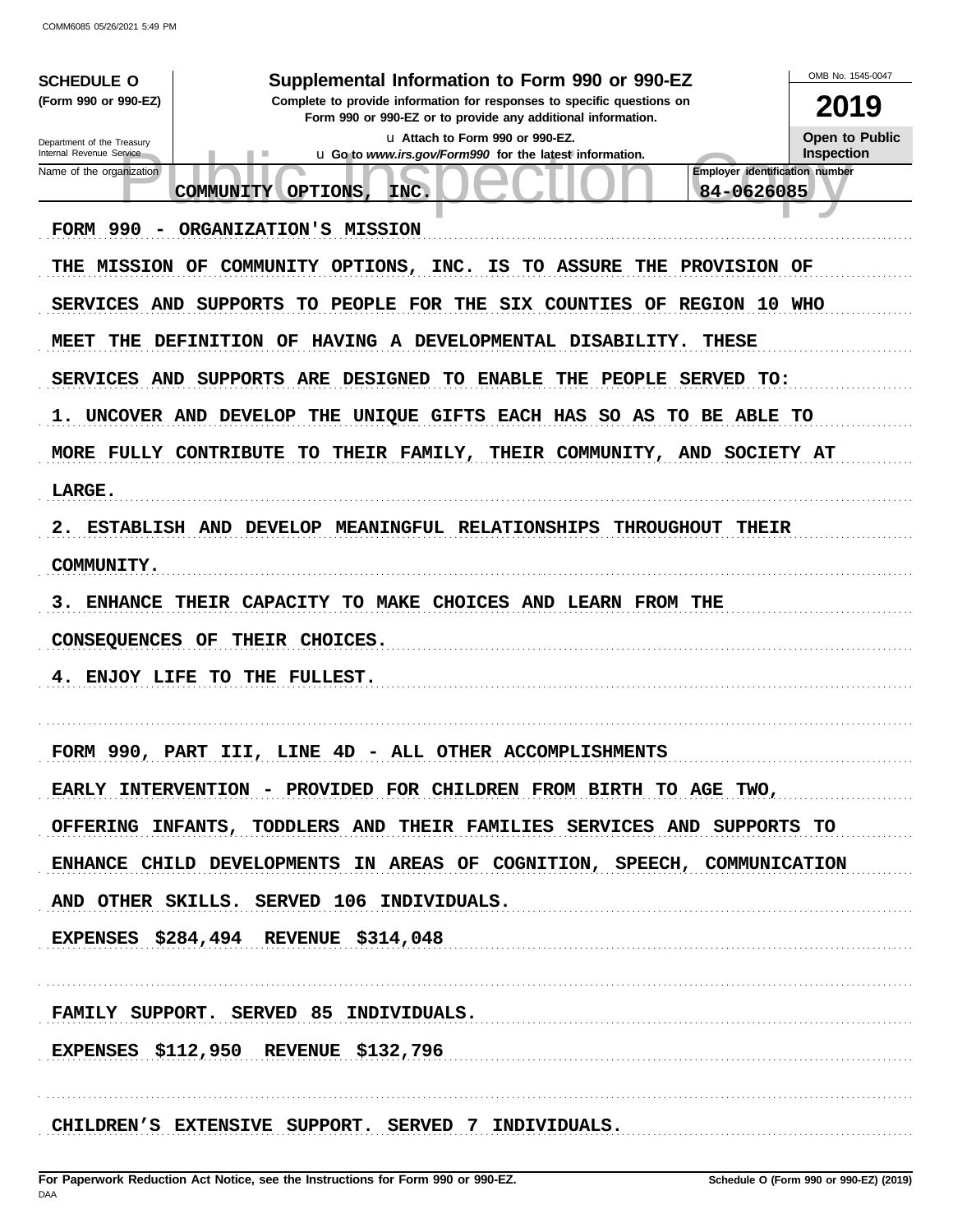**SCHEDULE O**
**(Form 990 or 990-EZ)**

Department of the Treasury
Internal Revenue Service

# Supplemental Information to Form 990 or 990-EZ

**Complete to provide information for responses to specific questions on Form 990 or 990-EZ or to provide any additional information.**

u Attach to Form 990 or 990-EZ.
u Go to *www.irs.gov/Form990* for the latest information.

OMB No. 1545-0047

**2019**

**Open to Public Inspection**

| Name of the organization | Employer identification number |
|---|---|
| COMMUNITY OPTIONS, INC. | 84-0626085 |

FORM 990 - ORGANIZATION'S MISSION

THE MISSION OF COMMUNITY OPTIONS, INC. IS TO ASSURE THE PROVISION OF SERVICES AND SUPPORTS TO PEOPLE FOR THE SIX COUNTIES OF REGION 10 WHO MEET THE DEFINITION OF HAVING A DEVELOPMENTAL DISABILITY. THESE SERVICES AND SUPPORTS ARE DESIGNED TO ENABLE THE PEOPLE SERVED TO:

1. UNCOVER AND DEVELOP THE UNIQUE GIFTS EACH HAS SO AS TO BE ABLE TO MORE FULLY CONTRIBUTE TO THEIR FAMILY, THEIR COMMUNITY, AND SOCIETY AT LARGE.
2. ESTABLISH AND DEVELOP MEANINGFUL RELATIONSHIPS THROUGHOUT THEIR COMMUNITY.
3. ENHANCE THEIR CAPACITY TO MAKE CHOICES AND LEARN FROM THE CONSEQUENCES OF THEIR CHOICES.
4. ENJOY LIFE TO THE FULLEST.

FORM 990, PART III, LINE 4D - ALL OTHER ACCOMPLISHMENTS

EARLY INTERVENTION - PROVIDED FOR CHILDREN FROM BIRTH TO AGE TWO, OFFERING INFANTS, TODDLERS AND THEIR FAMILIES SERVICES AND SUPPORTS TO ENHANCE CHILD DEVELOPMENTS IN AREAS OF COGNITION, SPEECH, COMMUNICATION AND OTHER SKILLS. SERVED 106 INDIVIDUALS.

EXPENSES $284,494 REVENUE $314,048

FAMILY SUPPORT. SERVED 85 INDIVIDUALS.

EXPENSES $112,950 REVENUE $132,796

CHILDREN'S EXTENSIVE SUPPORT. SERVED 7 INDIVIDUALS.

**For Paperwork Reduction Act Notice, see the Instructions for Form 990 or 990-EZ.** **Schedule O (Form 990 or 990-EZ) (2019)**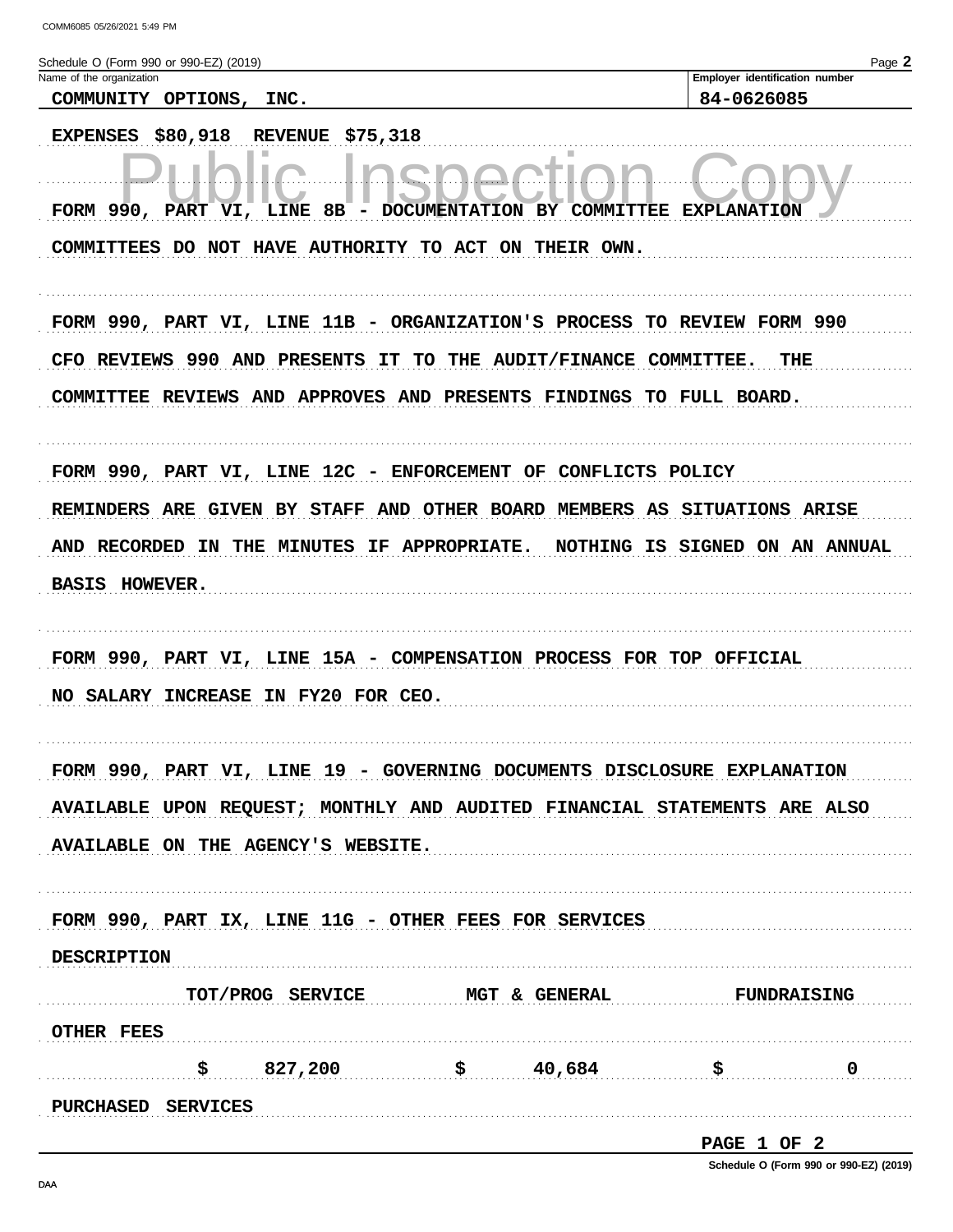Schedule O (Form 990 or 990-EZ) (2019)

Name of the organization: COMMUNITY OPTIONS, INC.

Employer identification number: 84-0626085

EXPENSES $80,918 REVENUE $75,318

FORM 990, PART VI, LINE 8B - DOCUMENTATION BY COMMITTEE EXPLANATION

COMMITTEES DO NOT HAVE AUTHORITY TO ACT ON THEIR OWN.

FORM 990, PART VI, LINE 11B - ORGANIZATION'S PROCESS TO REVIEW FORM 990

CFO REVIEWS 990 AND PRESENTS IT TO THE AUDIT/FINANCE COMMITTEE. THE COMMITTEE REVIEWS AND APPROVES AND PRESENTS FINDINGS TO FULL BOARD.

FORM 990, PART VI, LINE 12C - ENFORCEMENT OF CONFLICTS POLICY

REMINDERS ARE GIVEN BY STAFF AND OTHER BOARD MEMBERS AS SITUATIONS ARISE AND RECORDED IN THE MINUTES IF APPROPRIATE. NOTHING IS SIGNED ON AN ANNUAL BASIS HOWEVER.

FORM 990, PART VI, LINE 15A - COMPENSATION PROCESS FOR TOP OFFICIAL

NO SALARY INCREASE IN FY20 FOR CEO.

FORM 990, PART VI, LINE 19 - GOVERNING DOCUMENTS DISCLOSURE EXPLANATION

AVAILABLE UPON REQUEST; MONTHLY AND AUDITED FINANCIAL STATEMENTS ARE ALSO AVAILABLE ON THE AGENCY'S WEBSITE.

FORM 990, PART IX, LINE 11G - OTHER FEES FOR SERVICES

| DESCRIPTION | TOT/PROG SERVICE | MGT & GENERAL | FUNDRAISING |
|---|---|---|---|
| OTHER FEES | $ 827,200 | $ 40,684 | $ 0 |
| PURCHASED SERVICES | | | |

PAGE 1 OF 2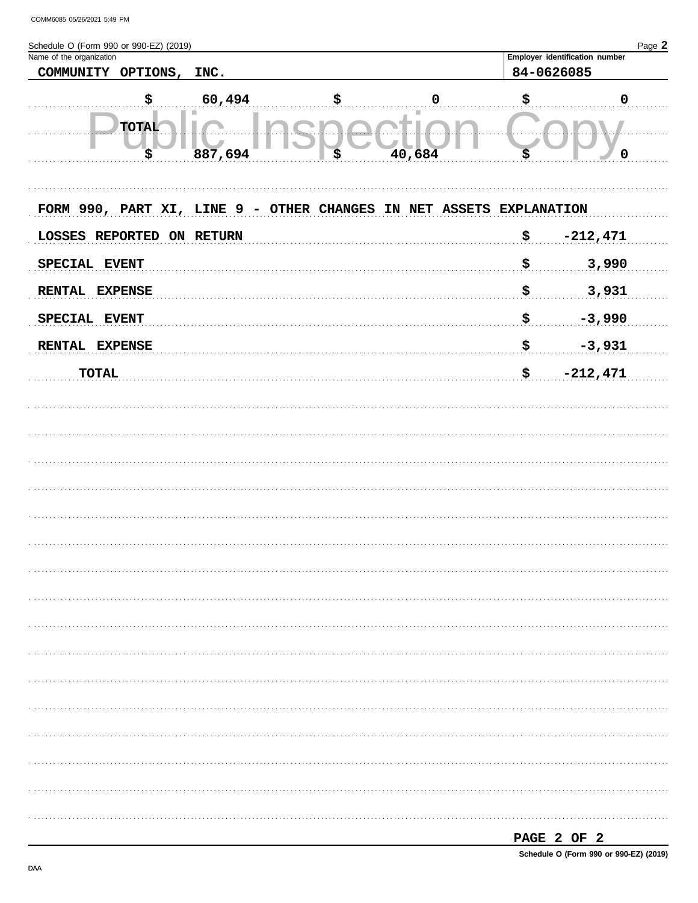Schedule O (Form 990 or 990-EZ) (2019)

| Name of the organization | Employer identification number |
|---|---|
| COMMUNITY OPTIONS, INC. | 84-0626085 |

| | | | |
|---|---|---|---|
| | $ 60,494 | $ 0 | $ 0 |
| TOTAL | | | |
| | $ 887,694 | $ 40,684 | $ 0 |

FORM 990, PART XI, LINE 9 - OTHER CHANGES IN NET ASSETS EXPLANATION

| | |
|---|---|
| LOSSES REPORTED ON RETURN | $ -212,471 |
| SPECIAL EVENT | $ 3,990 |
| RENTAL EXPENSE | $ 3,931 |
| SPECIAL EVENT | $ -3,990 |
| RENTAL EXPENSE | $ -3,931 |
| TOTAL | $ -212,471 |

Schedule O (Form 990 or 990-EZ) (2019)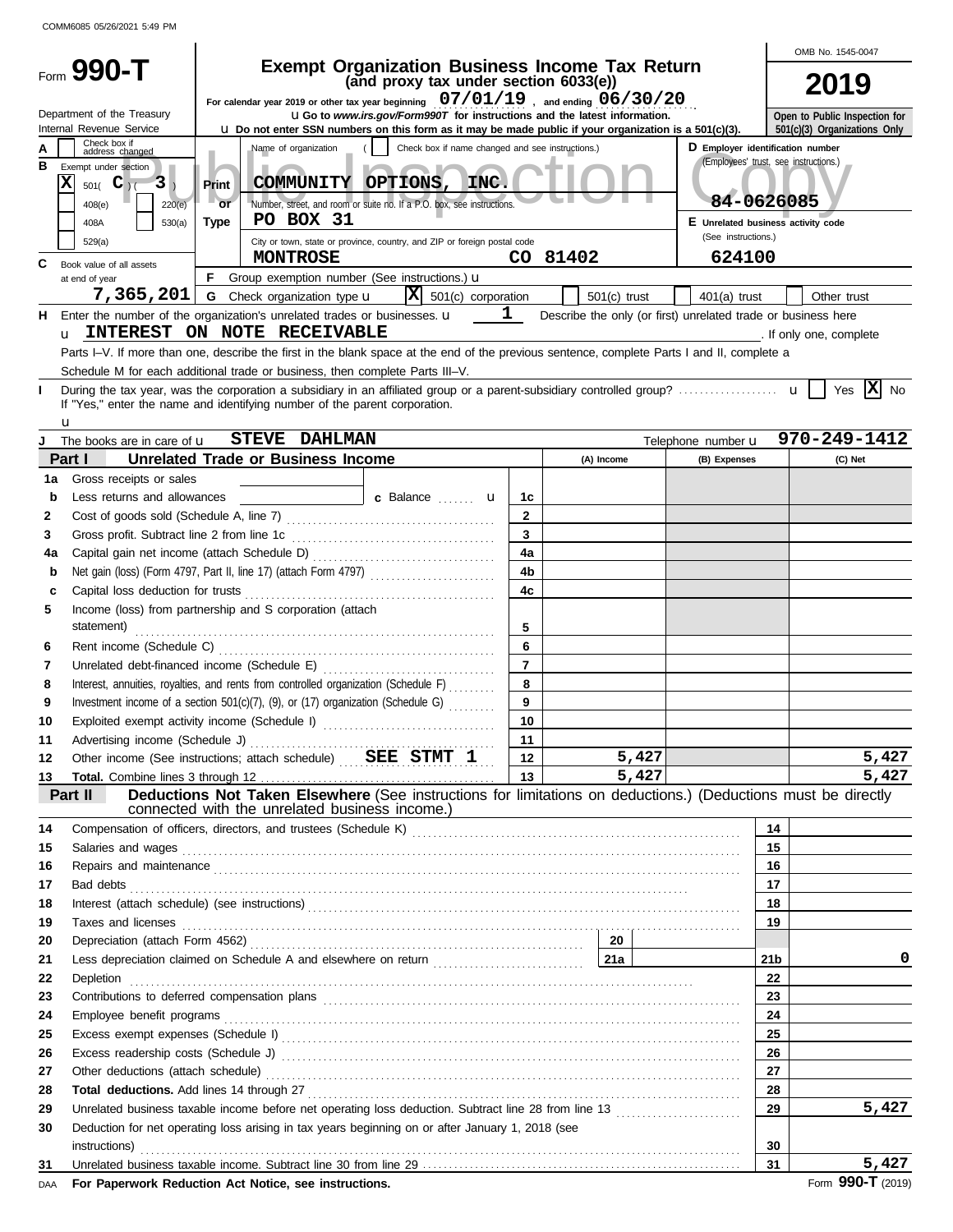COMM6085 05/26/2021 5:49 PM

# Form 990-T

## Exempt Organization Business Income Tax Return
### (and proxy tax under section 6033(e))

OMB No. 1545-0047

**2019**

For calendar year 2019 or other tax year beginning 07/01/19 , and ending 06/30/20

Department of the Treasury
Internal Revenue Service

▶ Go to *www.irs.gov/Form990T* for instructions and the latest information.
▶ Do not enter SSN numbers on this form as it may be made public if your organization is a 501(c)(3).

Open to Public Inspection for 501(c)(3) Organizations Only

Public Inspection Copy

**A** Check box if address changed ☐

**B** Exempt under section
- [X] 501( C )( 3 )
- [ ] 408(e) [ ] 220(e)
- [ ] 408A [ ] 530(a)
- [ ] 529(a)

Print or Type

Name of organization ( ☐ Check box if name changed and see instructions.)
**COMMUNITY OPTIONS, INC.**

Number, street, and room or suite no. If a P.O. box, see instructions.
**PO BOX 31**

City or town, state or province, country, and ZIP or foreign postal code
**MONTROSE CO 81402**

**D** Employer identification number (Employees' trust, see instructions.)
**84-0626085**

**E** Unrelated business activity code (See instructions.)
**624100**

**C** Book value of all assets at end of year **7,365,201**

**F** Group exemption number (See instructions.) ▶

**G** Check organization type ▶ [X] 501(c) corporation [ ] 501(c) trust [ ] 401(a) trust [ ] Other trust

**H** Enter the number of the organization's unrelated trades or businesses. ▶ **1** Describe the only (or first) unrelated trade or business here ▶ **INTEREST ON NOTE RECEIVABLE** . If only one, complete Parts I–V. If more than one, describe the first in the blank space at the end of the previous sentence, complete Parts I and II, complete a Schedule M for each additional trade or business, then complete Parts III–V.

**I** During the tax year, was the corporation a subsidiary in an affiliated group or a parent-subsidiary controlled group? ▶ [ ] Yes [X] No
If "Yes," enter the name and identifying number of the parent corporation. ▶

**J** The books are in care of ▶ **STEVE DAHLMAN** Telephone number ▶ **970-249-1412**

| **Part I** | **Unrelated Trade or Business Income** | | (A) Income | (B) Expenses | (C) Net |
|---|---|---|---|---|---|
| 1a | Gross receipts or sales | | | | |
| b | Less returns and allowances | c Balance ▶ 1c | | | |
| 2 | Cost of goods sold (Schedule A, line 7) | 2 | | | |
| 3 | Gross profit. Subtract line 2 from line 1c | 3 | | | |
| 4a | Capital gain net income (attach Schedule D) | 4a | | | |
| b | Net gain (loss) (Form 4797, Part II, line 17) (attach Form 4797) | 4b | | | |
| c | Capital loss deduction for trusts | 4c | | | |
| 5 | Income (loss) from partnership and S corporation (attach statement) | 5 | | | |
| 6 | Rent income (Schedule C) | 6 | | | |
| 7 | Unrelated debt-financed income (Schedule E) | 7 | | | |
| 8 | Interest, annuities, royalties, and rents from controlled organization (Schedule F) | 8 | | | |
| 9 | Investment income of a section 501(c)(7), (9), or (17) organization (Schedule G) | 9 | | | |
| 10 | Exploited exempt activity income (Schedule I) | 10 | | | |
| 11 | Advertising income (Schedule J) | 11 | | | |
| 12 | Other income (See instructions; attach schedule) SEE STMT 1 | 12 | 5,427 | | 5,427 |
| 13 | **Total.** Combine lines 3 through 12 | 13 | 5,427 | | 5,427 |

**Part II** **Deductions Not Taken Elsewhere** (See instructions for limitations on deductions.) (Deductions must be directly connected with the unrelated business income.)

| Line | Description | | Amount |
|---|---|---|---|
| 14 | Compensation of officers, directors, and trustees (Schedule K) | 14 | |
| 15 | Salaries and wages | 15 | |
| 16 | Repairs and maintenance | 16 | |
| 17 | Bad debts | 17 | |
| 18 | Interest (attach schedule) (see instructions) | 18 | |
| 19 | Taxes and licenses | 19 | |
| 20 | Depreciation (attach Form 4562) — 20 | | |
| 21 | Less depreciation claimed on Schedule A and elsewhere on return — 21a | 21b | 0 |
| 22 | Depletion | 22 | |
| 23 | Contributions to deferred compensation plans | 23 | |
| 24 | Employee benefit programs | 24 | |
| 25 | Excess exempt expenses (Schedule I) | 25 | |
| 26 | Excess readership costs (Schedule J) | 26 | |
| 27 | Other deductions (attach schedule) | 27 | |
| 28 | **Total deductions.** Add lines 14 through 27 | 28 | |
| 29 | Unrelated business taxable income before net operating loss deduction. Subtract line 28 from line 13 | 29 | 5,427 |
| 30 | Deduction for net operating loss arising in tax years beginning on or after January 1, 2018 (see instructions) | 30 | |
| 31 | Unrelated business taxable income. Subtract line 30 from line 29 | 31 | 5,427 |

DAA **For Paperwork Reduction Act Notice, see instructions.** Form **990-T** (2019)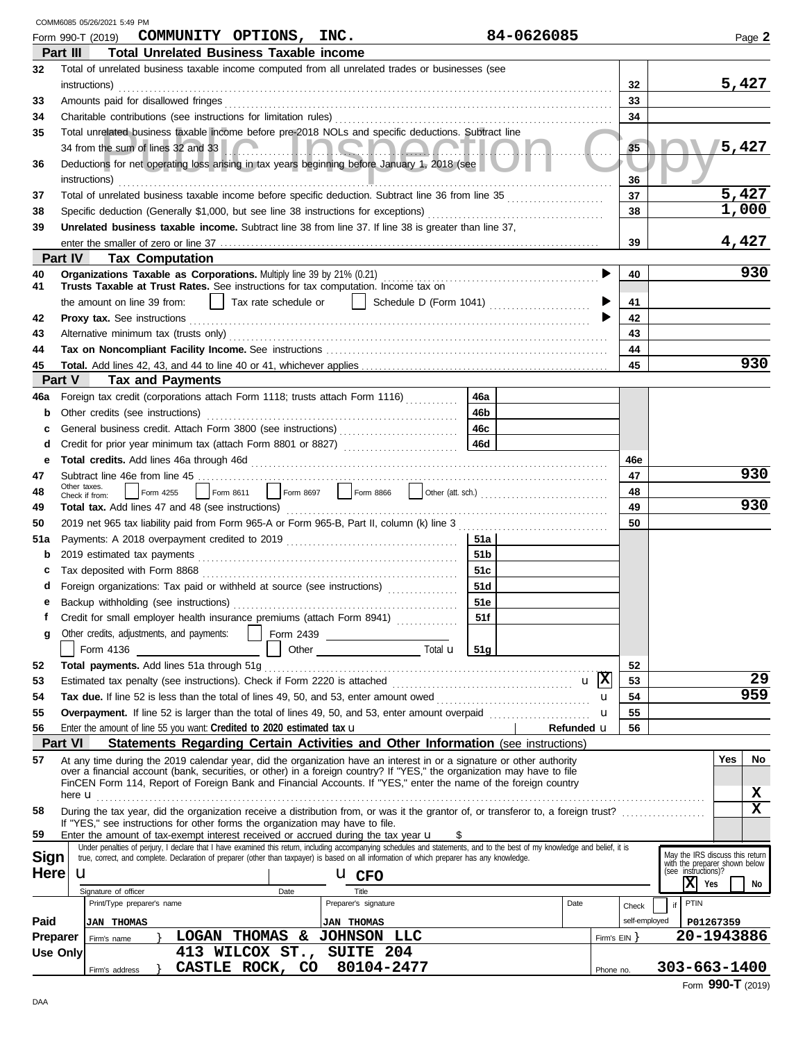COMM6085 05/26/2021 5:49 PM

Form 990-T (2019) **COMMUNITY OPTIONS, INC.** **84-0626085** Page **2**

## Part III Total Unrelated Business Taxable income

| | | | |
|---|---|---|---|
| 32 | Total of unrelated business taxable income computed from all unrelated trades or businesses (see instructions) | 32 | 5,427 |
| 33 | Amounts paid for disallowed fringes | 33 | |
| 34 | Charitable contributions (see instructions for limitation rules) | 34 | |
| 35 | Total unrelated business taxable income before pre-2018 NOLs and specific deductions. Subtract line 34 from the sum of lines 32 and 33 | 35 | 5,427 |
| 36 | Deductions for net operating loss arising in tax years beginning before January 1, 2018 (see instructions) | 36 | |
| 37 | Total of unrelated business taxable income before specific deduction. Subtract line 36 from line 35 | 37 | 5,427 |
| 38 | Specific deduction (Generally $1,000, but see line 38 instructions for exceptions) | 38 | 1,000 |
| 39 | **Unrelated business taxable income.** Subtract line 38 from line 37. If line 38 is greater than line 37, enter the smaller of zero or line 37 | 39 | 4,427 |

## Part IV Tax Computation

| | | | |
|---|---|---|---|
| 40 | **Organizations Taxable as Corporations.** Multiply line 39 by 21% (0.21) | 40 | 930 |
| 41 | **Trusts Taxable at Trust Rates.** See instructions for tax computation. Income tax on the amount on line 39 from: ☐ Tax rate schedule or ☐ Schedule D (Form 1041) | 41 | |
| 42 | **Proxy tax.** See instructions | 42 | |
| 43 | Alternative minimum tax (trusts only) | 43 | |
| 44 | **Tax on Noncompliant Facility Income.** See instructions | 44 | |
| 45 | **Total.** Add lines 42, 43, and 44 to line 40 or 41, whichever applies | 45 | 930 |

## Part V Tax and Payments

| | | | | | |
|---|---|---|---|---|---|
| 46a | Foreign tax credit (corporations attach Form 1118; trusts attach Form 1116) | 46a | | | |
| b | Other credits (see instructions) | 46b | | | |
| c | General business credit. Attach Form 3800 (see instructions) | 46c | | | |
| d | Credit for prior year minimum tax (attach Form 8801 or 8827) | 46d | | | |
| e | **Total credits.** Add lines 46a through 46d | | | 46e | |
| 47 | Subtract line 46e from line 45 | | | 47 | 930 |
| 48 | Other taxes. Check if from: ☐ Form 4255 ☐ Form 8611 ☐ Form 8697 ☐ Form 8866 ☐ Other (att. sch.) | | | 48 | |
| 49 | **Total tax.** Add lines 47 and 48 (see instructions) | | | 49 | 930 |
| 50 | 2019 net 965 tax liability paid from Form 965-A or Form 965-B, Part II, column (k) line 3 | | | 50 | |
| 51a | Payments: A 2018 overpayment credited to 2019 | 51a | | | |
| b | 2019 estimated tax payments | 51b | | | |
| c | Tax deposited with Form 8868 | 51c | | | |
| d | Foreign organizations: Tax paid or withheld at source (see instructions) | 51d | | | |
| e | Backup withholding (see instructions) | 51e | | | |
| f | Credit for small employer health insurance premiums (attach Form 8941) | 51f | | | |
| g | Other credits, adjustments, and payments: ☐ Form 2439 ____ ☐ Form 4136 ____ ☐ Other ____ Total | 51g | | | |
| 52 | **Total payments.** Add lines 51a through 51g | | | 52 | |
| 53 | Estimated tax penalty (see instructions). Check if Form 2220 is attached ☒ | | | 53 | 29 |
| 54 | **Tax due.** If line 52 is less than the total of lines 49, 50, and 53, enter amount owed | | | 54 | 959 |
| 55 | **Overpayment.** If line 52 is larger than the total of lines 49, 50, and 53, enter amount overpaid | | | 55 | |
| 56 | Enter the amount of line 55 you want: **Credited to 2020 estimated tax** | | Refunded | 56 | |

## Part VI Statements Regarding Certain Activities and Other Information (see instructions)

| | | Yes | No |
|---|---|---|---|
| 57 | At any time during the 2019 calendar year, did the organization have an interest in or a signature or other authority over a financial account (bank, securities, or other) in a foreign country? If "YES," the organization may have to file FinCEN Form 114, Report of Foreign Bank and Financial Accounts. If "YES," enter the name of the foreign country here | | X |
| 58 | During the tax year, did the organization receive a distribution from, or was it the grantor of, or transferor to, a foreign trust? If "YES," see instructions for other forms the organization may have to file. | | X |
| 59 | Enter the amount of tax-exempt interest received or accrued during the tax year $ | | |

**Sign Here**

Under penalties of perjury, I declare that I have examined this return, including accompanying schedules and statements, and to the best of my knowledge and belief, it is true, correct, and complete. Declaration of preparer (other than taxpayer) is based on all information of which preparer has any knowledge.

Signature of officer: ____ Date: ____ Title: **CFO**

May the IRS discuss this return with the preparer shown below (see instructions)? ☒ Yes ☐ No

**Paid Preparer Use Only**

| Print/Type preparer's name | Preparer's signature | Date | Check ☐ if self-employed | PTIN |
|---|---|---|---|---|
| JAN THOMAS | JAN THOMAS | | | P01267359 |

Firm's name: **LOGAN THOMAS & JOHNSON LLC** — Firm's EIN: **20-1943886**

Firm's address: **413 WILCOX ST., SUITE 204, CASTLE ROCK, CO 80104-2477** — Phone no. **303-663-1400**

Form **990-T** (2019)

DAA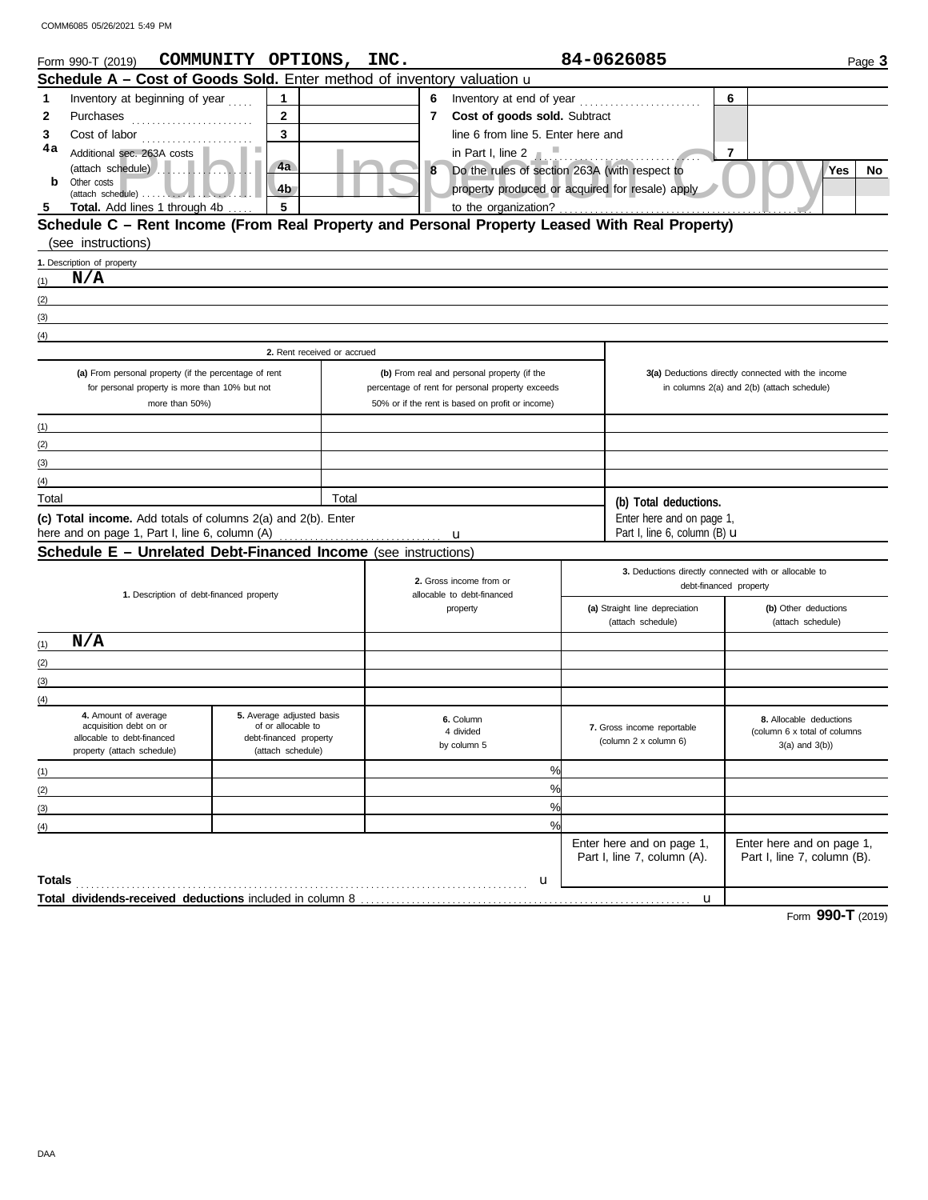COMM6085 05/26/2021 5:49 PM

Form 990-T (2019) **COMMUNITY OPTIONS, INC.** **84-0626085** Page **3**

## Schedule A – Cost of Goods Sold. Enter method of inventory valuation

| | | | | | | | |
|---|---|---|---|---|---|---|---|
| **1** | Inventory at beginning of year | 1 | | **6** | Inventory at end of year | 6 | |
| **2** | Purchases | 2 | | **7** | **Cost of goods sold.** Subtract line 6 from line 5. Enter here and in Part I, line 2 | 7 | |
| **3** | Cost of labor | 3 | | | | | |
| **4a** | Additional sec. 263A costs (attach schedule) | 4a | | **8** | Do the rules of section 263A (with respect to property produced or acquired for resale) apply to the organization? | Yes | No |
| **b** | Other costs (attach schedule) | 4b | | | | | |
| **5** | **Total.** Add lines 1 through 4b | 5 | | | | | |

## Schedule C – Rent Income (From Real Property and Personal Property Leased With Real Property) (see instructions)

1. Description of property

(1) **N/A**

(2)

(3)

(4)

| | 2. Rent received or accrued | | |
|---|---|---|---|
| | **(a)** From personal property (if the percentage of rent for personal property is more than 10% but not more than 50%) | **(b)** From real and personal property (if the percentage of rent for personal property exceeds 50% or if the rent is based on profit or income) | **3(a)** Deductions directly connected with the income in columns 2(a) and 2(b) (attach schedule) |
| (1) | | | |
| (2) | | | |
| (3) | | | |
| (4) | | | |
| Total | | Total | **(b) Total deductions.** Enter here and on page 1, Part I, line 6, column (B) |

**(c) Total income.** Add totals of columns 2(a) and 2(b). Enter here and on page 1, Part I, line 6, column (A)

## Schedule E – Unrelated Debt-Financed Income (see instructions)

| | 1. Description of debt-financed property | 2. Gross income from or allocable to debt-financed property | 3. Deductions directly connected with or allocable to debt-financed property: **(a)** Straight line depreciation (attach schedule) | **(b)** Other deductions (attach schedule) |
|---|---|---|---|---|
| (1) | **N/A** | | | |
| (2) | | | | |
| (3) | | | | |
| (4) | | | | |

| | 4. Amount of average acquisition debt on or allocable to debt-financed property (attach schedule) | 5. Average adjusted basis of or allocable to debt-financed property (attach schedule) | 6. Column 4 divided by column 5 | 7. Gross income reportable (column 2 x column 6) | 8. Allocable deductions (column 6 x total of columns 3(a) and 3(b)) |
|---|---|---|---|---|---|
| (1) | | | % | | |
| (2) | | | % | | |
| (3) | | | % | | |
| (4) | | | % | | |
| | | | | Enter here and on page 1, Part I, line 7, column (A). | Enter here and on page 1, Part I, line 7, column (B). |
| **Totals** | | | | | |
| **Total dividends-received deductions** included in column 8 | | | | | |

Form **990-T** (2019)

DAA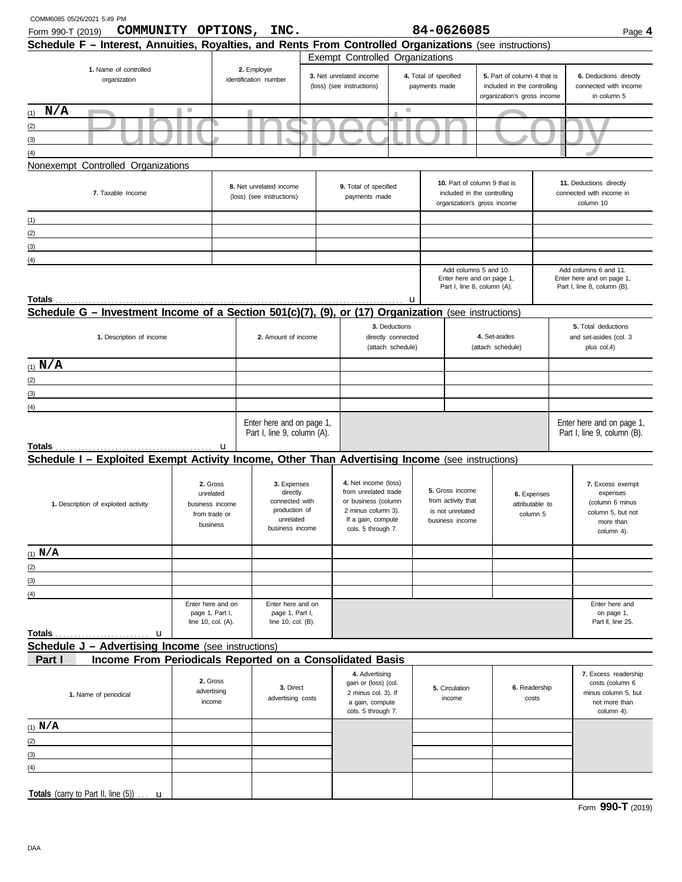Form 990-T (2019) **COMMUNITY OPTIONS, INC.** 84-0626085

## Schedule F – Interest, Annuities, Royalties, and Rents From Controlled Organizations (see instructions)

Public Inspection Copy

| 1. Name of controlled organization | 2. Employer identification number | Exempt Controlled Organizations | | | |
|---|---|---|---|---|---|
| | | 3. Net unrelated income (loss) (see instructions) | 4. Total of specified payments made | 5. Part of column 4 that is included in the controlling organization's gross income | 6. Deductions directly connected with income in column 5 |
| (1) N/A | | | | | |
| (2) | | | | | |
| (3) | | | | | |
| (4) | | | | | |

Nonexempt Controlled Organizations

| 7. Taxable Income | 8. Net unrelated income (loss) (see instructions) | 9. Total of specified payments made | 10. Part of column 9 that is included in the controlling organization's gross income | 11. Deductions directly connected with income in column 10 |
|---|---|---|---|---|
| (1) | | | | |
| (2) | | | | |
| (3) | | | | |
| (4) | | | | |
| | | | Add columns 5 and 10. Enter here and on page 1, Part I, line 8, column (A). | Add columns 6 and 11. Enter here and on page 1, Part I, line 8, column (B). |
| **Totals** ▸ | | | | |

## Schedule G – Investment Income of a Section 501(c)(7), (9), or (17) Organization (see instructions)

| 1. Description of income | 2. Amount of income | 3. Deductions directly connected (attach schedule) | 4. Set-asides (attach schedule) | 5. Total deductions and set-asides (col. 3 plus col.4) |
|---|---|---|---|---|
| (1) N/A | | | | |
| (2) | | | | |
| (3) | | | | |
| (4) | | | | |
| | Enter here and on page 1, Part I, line 9, column (A). | | | Enter here and on page 1, Part I, line 9, column (B). |
| **Totals** ▸ | | | | |

## Schedule I – Exploited Exempt Activity Income, Other Than Advertising Income (see instructions)

| 1. Description of exploited activity | 2. Gross unrelated business income from trade or business | 3. Expenses directly connected with production of unrelated business income | 4. Net income (loss) from unrelated trade or business (column 2 minus column 3). If a gain, compute cols. 5 through 7. | 5. Gross income from activity that is not unrelated business income | 6. Expenses attributable to column 5 | 7. Excess exempt expenses (column 6 minus column 5, but not more than column 4). |
|---|---|---|---|---|---|---|
| (1) N/A | | | | | | |
| (2) | | | | | | |
| (3) | | | | | | |
| (4) | | | | | | |
| | Enter here and on page 1, Part I, line 10, col. (A). | Enter here and on page 1, Part I, line 10, col. (B). | | | | Enter here and on page 1, Part II, line 25. |
| **Totals** ▸ | | | | | | |

## Schedule J – Advertising Income (see instructions)

### Part I Income From Periodicals Reported on a Consolidated Basis

| 1. Name of periodical | 2. Gross advertising income | 3. Direct advertising costs | 4. Advertising gain or (loss) (col. 2 minus col. 3). If a gain, compute cols. 5 through 7. | 5. Circulation income | 6. Readership costs | 7. Excess readership costs (column 6 minus column 5, but not more than column 4). |
|---|---|---|---|---|---|---|
| (1) N/A | | | | | | |
| (2) | | | | | | |
| (3) | | | | | | |
| (4) | | | | | | |
| **Totals** (carry to Part II, line (5)) ▸ | | | | | | |

Form **990-T** (2019)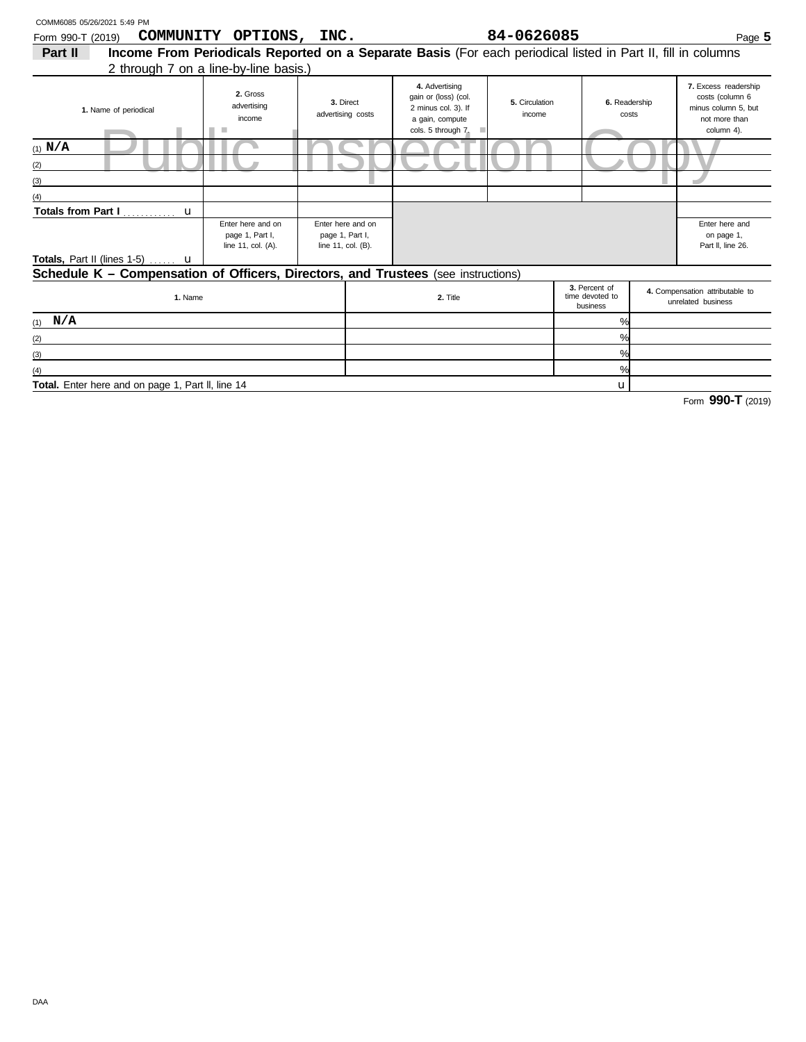COMM6085 05/26/2021 5:49 PM

Form 990-T (2019) **COMMUNITY OPTIONS, INC.** **84-0626085** Page **5**

## Part II Income From Periodicals Reported on a Separate Basis (For each periodical listed in Part II, fill in columns 2 through 7 on a line-by-line basis.)

Public Inspection Copy

| 1. Name of periodical | 2. Gross advertising income | 3. Direct advertising costs | 4. Advertising gain or (loss) (col. 2 minus col. 3). If a gain, compute cols. 5 through 7. | 5. Circulation income | 6. Readership costs | 7. Excess readership costs (column 6 minus column 5, but not more than column 4). |
|---|---|---|---|---|---|---|
| (1) N/A | | | | | | |
| (2) | | | | | | |
| (3) | | | | | | |
| (4) | | | | | | |
| Totals from Part I u | | | | | | |
| Totals, Part II (lines 1-5) u | Enter here and on page 1, Part I, line 11, col. (A). | Enter here and on page 1, Part I, line 11, col. (B). | | | | Enter here and on page 1, Part II, line 26. |

## Schedule K – Compensation of Officers, Directors, and Trustees (see instructions)

| 1. Name | 2. Title | 3. Percent of time devoted to business | 4. Compensation attributable to unrelated business |
|---|---|---|---|
| (1) N/A | | % | |
| (2) | | % | |
| (3) | | % | |
| (4) | | % | |
| **Total.** Enter here and on page 1, Part II, line 14 | | u | |

Form **990-T** (2019)

DAA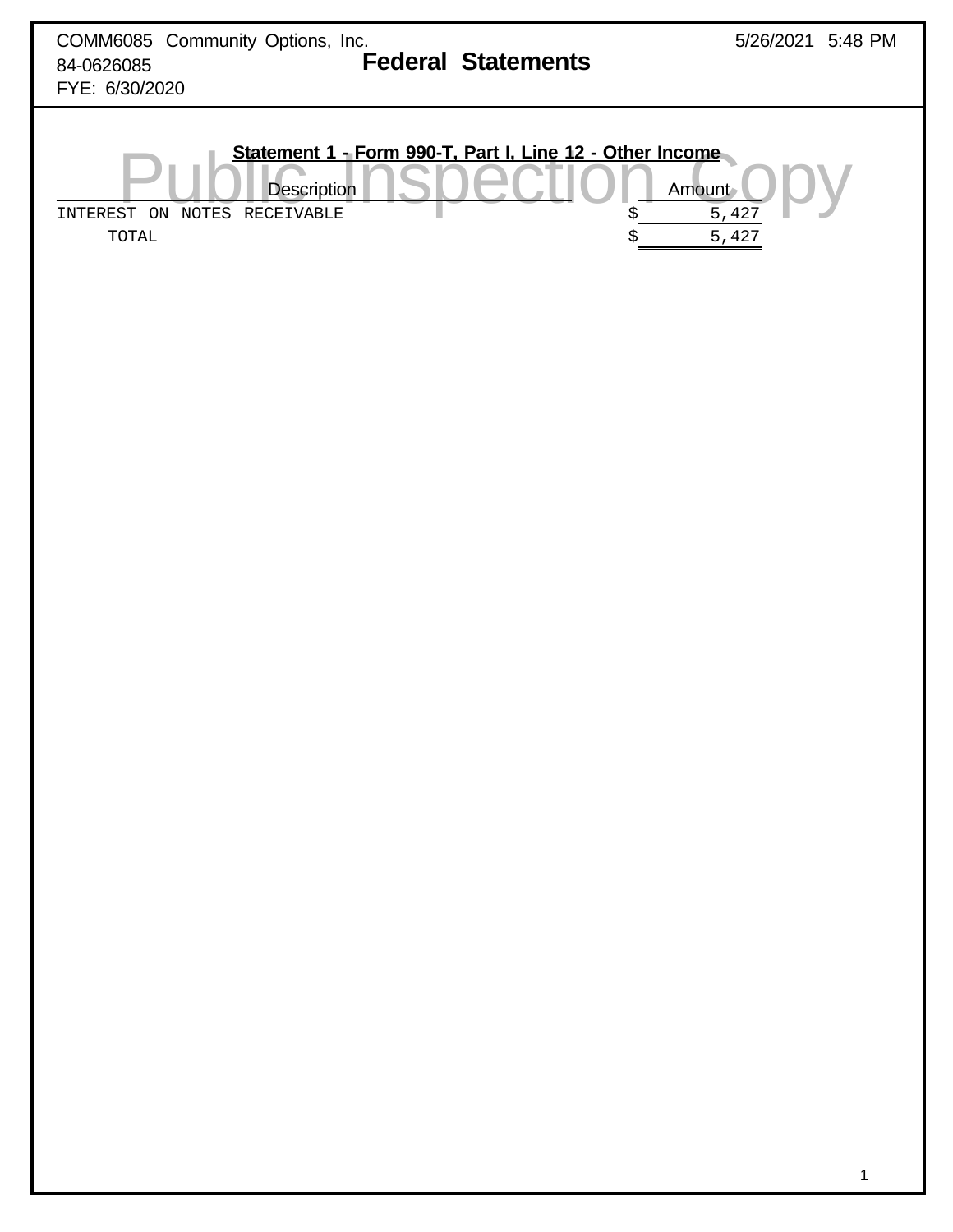COMM6085 Community Options, Inc.
84-0626085
FYE: 6/30/2020

5/26/2021 5:48 PM

# Federal Statements

Public Inspection Copy

## Statement 1 - Form 990-T, Part I, Line 12 - Other Income

| Description | Amount |
|---|---|
| INTEREST ON NOTES RECEIVABLE | $ 5,427 |
| TOTAL | $ 5,427 |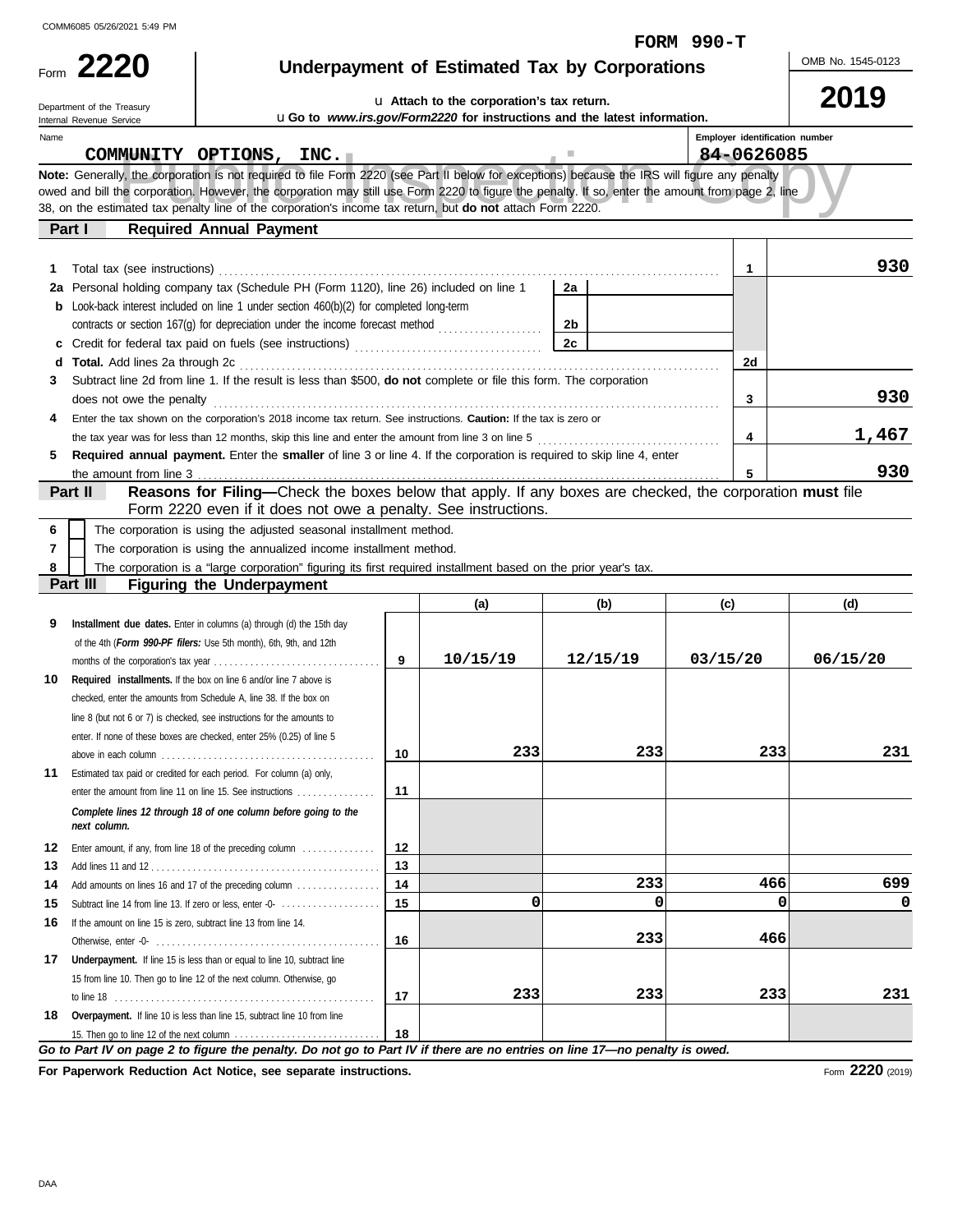COMM6085 05/26/2021 5:49 PM

**FORM 990-T**

# Form 2220 — Underpayment of Estimated Tax by Corporations

Department of the Treasury
Internal Revenue Service

u Attach to the corporation's tax return.
u Go to *www.irs.gov/Form2220* for instructions and the latest information.

OMB No. 1545-0123

**2019**

| Name | Employer identification number |
|---|---|
| COMMUNITY OPTIONS, INC. | 84-0626085 |

**Note:** Generally, the corporation is not required to file Form 2220 (see Part II below for exceptions) because the IRS will figure any penalty owed and bill the corporation. However, the corporation may still use Form 2220 to figure the penalty. If so, enter the amount from page 2, line 38, on the estimated tax penalty line of the corporation's income tax return, but **do not** attach Form 2220.

## Part I — Required Annual Payment

| Line | Description | | | Line | Amount |
|---|---|---|---|---|---|
| 1 | Total tax (see instructions) | | | 1 | 930 |
| 2a | Personal holding company tax (Schedule PH (Form 1120), line 26) included on line 1 | 2a | | | |
| b | Look-back interest included on line 1 under section 460(b)(2) for completed long-term contracts or section 167(g) for depreciation under the income forecast method | 2b | | | |
| c | Credit for federal tax paid on fuels (see instructions) | 2c | | | |
| d | **Total.** Add lines 2a through 2c | | | 2d | |
| 3 | Subtract line 2d from line 1. If the result is less than $500, **do not** complete or file this form. The corporation does not owe the penalty | | | 3 | 930 |
| 4 | Enter the tax shown on the corporation's 2018 income tax return. See instructions. **Caution:** If the tax is zero or the tax year was for less than 12 months, skip this line and enter the amount from line 3 on line 5 | | | 4 | 1,467 |
| 5 | **Required annual payment.** Enter the **smaller** of line 3 or line 4. If the corporation is required to skip line 4, enter the amount from line 3 | | | 5 | 930 |

## Part II — Reasons for Filing—Check the boxes below that apply. If any boxes are checked, the corporation **must** file Form 2220 even if it does not owe a penalty. See instructions.

6 ☐ The corporation is using the adjusted seasonal installment method.

7 ☐ The corporation is using the annualized income installment method.

8 ☐ The corporation is a "large corporation" figuring its first required installment based on the prior year's tax.

## Part III — Figuring the Underpayment

| Line | Description | | (a) | (b) | (c) | (d) |
|---|---|---|---|---|---|---|
| 9 | **Installment due dates.** Enter in columns (a) through (d) the 15th day of the 4th (*Form 990-PF filers:* Use 5th month), 6th, 9th, and 12th months of the corporation's tax year | 9 | 10/15/19 | 12/15/19 | 03/15/20 | 06/15/20 |
| 10 | **Required installments.** If the box on line 6 and/or line 7 above is checked, enter the amounts from Schedule A, line 38. If the box on line 8 (but not 6 or 7) is checked, see instructions for the amounts to enter. If none of these boxes are checked, enter 25% (0.25) of line 5 above in each column | 10 | 233 | 233 | 233 | 231 |
| 11 | Estimated tax paid or credited for each period. For column (a) only, enter the amount from line 11 on line 15. See instructions | 11 | | | | |
| | ***Complete lines 12 through 18 of one column before going to the next column.*** | | | | | |
| 12 | Enter amount, if any, from line 18 of the preceding column | 12 | | | | |
| 13 | Add lines 11 and 12 | 13 | | | | |
| 14 | Add amounts on lines 16 and 17 of the preceding column | 14 | | 233 | 466 | 699 |
| 15 | Subtract line 14 from line 13. If zero or less, enter -0- | 15 | 0 | 0 | 0 | 0 |
| 16 | If the amount on line 15 is zero, subtract line 13 from line 14. Otherwise, enter -0- | 16 | | 233 | 466 | |
| 17 | **Underpayment.** If line 15 is less than or equal to line 10, subtract line 15 from line 10. Then go to line 12 of the next column. Otherwise, go to line 18 | 17 | 233 | 233 | 233 | 231 |
| 18 | **Overpayment.** If line 10 is less than line 15, subtract line 10 from line 15. Then go to line 12 of the next column | 18 | | | | |

***Go to Part IV on page 2 to figure the penalty. Do not go to Part IV if there are no entries on line 17—no penalty is owed.***

**For Paperwork Reduction Act Notice, see separate instructions.**

Form **2220** (2019)

DAA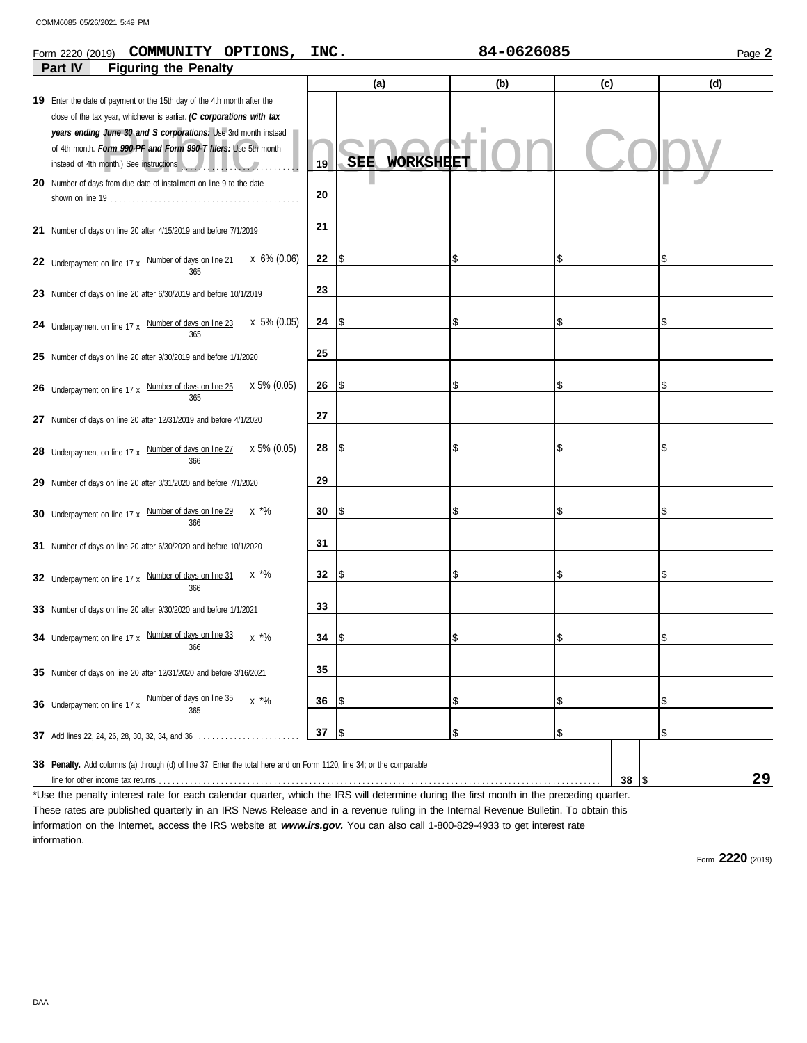Form 2220 (2019) **COMMUNITY OPTIONS, INC.** **84-0626085** Page **2**

## Part IV Figuring the Penalty

| | | | (a) | (b) | (c) | (d) |
|---|---|---|---|---|---|---|
| **19** | Enter the date of payment or the 15th day of the 4th month after the close of the tax year, whichever is earlier. ***(C corporations with tax years ending June 30 and S corporations:*** Use 3rd month instead of 4th month. ***Form 990-PF and Form 990-T filers:*** Use 5th month instead of 4th month.) See instructions | 19 | **SEE WORKSHEET** | | | |
| **20** | Number of days from due date of installment on line 9 to the date shown on line 19 | 20 | | | | |
| **21** | Number of days on line 20 after 4/15/2019 and before 7/1/2019 | 21 | | | | |
| **22** | Underpayment on line 17 x (Number of days on line 21 / 365) x 6% (0.06) | 22 | $ | $ | $ | $ |
| **23** | Number of days on line 20 after 6/30/2019 and before 10/1/2019 | 23 | | | | |
| **24** | Underpayment on line 17 x (Number of days on line 23 / 365) x 5% (0.05) | 24 | $ | $ | $ | $ |
| **25** | Number of days on line 20 after 9/30/2019 and before 1/1/2020 | 25 | | | | |
| **26** | Underpayment on line 17 x (Number of days on line 25 / 365) x 5% (0.05) | 26 | $ | $ | $ | $ |
| **27** | Number of days on line 20 after 12/31/2019 and before 4/1/2020 | 27 | | | | |
| **28** | Underpayment on line 17 x (Number of days on line 27 / 366) x 5% (0.05) | 28 | $ | $ | $ | $ |
| **29** | Number of days on line 20 after 3/31/2020 and before 7/1/2020 | 29 | | | | |
| **30** | Underpayment on line 17 x (Number of days on line 29 / 366) x *% | 30 | $ | $ | $ | $ |
| **31** | Number of days on line 20 after 6/30/2020 and before 10/1/2020 | 31 | | | | |
| **32** | Underpayment on line 17 x (Number of days on line 31 / 366) x *% | 32 | $ | $ | $ | $ |
| **33** | Number of days on line 20 after 9/30/2020 and before 1/1/2021 | 33 | | | | |
| **34** | Underpayment on line 17 x (Number of days on line 33 / 366) x *% | 34 | $ | $ | $ | $ |
| **35** | Number of days on line 20 after 12/31/2020 and before 3/16/2021 | 35 | | | | |
| **36** | Underpayment on line 17 x (Number of days on line 35 / 365) x *% | 36 | $ | $ | $ | $ |
| **37** | Add lines 22, 24, 26, 28, 30, 32, 34, and 36 | 37 | $ | $ | $ | $ |

**38 Penalty.** Add columns (a) through (d) of line 37. Enter the total here and on Form 1120, line 34; or the comparable line for other income tax returns . . . **38** $ **29**

*Use the penalty interest rate for each calendar quarter, which the IRS will determine during the first month in the preceding quarter. These rates are published quarterly in an IRS News Release and in a revenue ruling in the Internal Revenue Bulletin. To obtain this information on the Internet, access the IRS website at ***www.irs.gov.*** You can also call 1-800-829-4933 to get interest rate information.

Form **2220** (2019)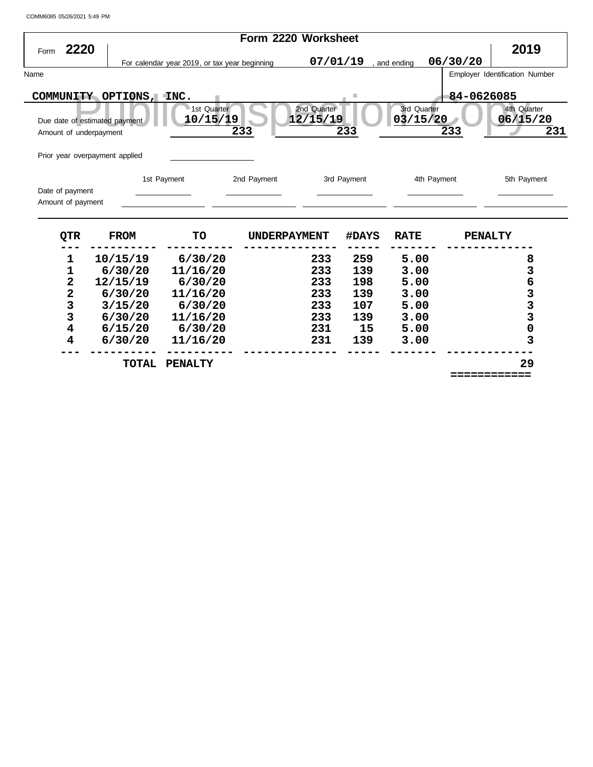COMM6085 05/26/2021 5:49 PM

# Form 2220 Worksheet

Form **2220** — **2019**

For calendar year 2019, or tax year beginning **07/01/19**, and ending **06/30/20**

Name: **COMMUNITY OPTIONS, INC.**

Employer Identification Number: **84-0626085**

Public Inspection Copy

| | 1st Quarter | 2nd Quarter | 3rd Quarter | 4th Quarter |
|---|---|---|---|---|
| Due date of estimated payment | 10/15/19 | 12/15/19 | 03/15/20 | 06/15/20 |
| Amount of underpayment | 233 | 233 | 233 | 231 |

Prior year overpayment applied ________

| | 1st Payment | 2nd Payment | 3rd Payment | 4th Payment | 5th Payment |
|---|---|---|---|---|---|
| Date of payment | | | | | |
| Amount of payment | | | | | |

| QTR | FROM | TO | UNDERPAYMENT | #DAYS | RATE | PENALTY |
|---|---|---|---|---|---|---|
| 1 | 10/15/19 | 6/30/20 | 233 | 259 | 5.00 | 8 |
| 1 | 6/30/20 | 11/16/20 | 233 | 139 | 3.00 | 3 |
| 2 | 12/15/19 | 6/30/20 | 233 | 198 | 5.00 | 6 |
| 2 | 6/30/20 | 11/16/20 | 233 | 139 | 3.00 | 3 |
| 3 | 3/15/20 | 6/30/20 | 233 | 107 | 5.00 | 3 |
| 3 | 6/30/20 | 11/16/20 | 233 | 139 | 3.00 | 3 |
| 4 | 6/15/20 | 6/30/20 | 231 | 15 | 5.00 | 0 |
| 4 | 6/30/20 | 11/16/20 | 231 | 139 | 3.00 | 3 |
| | TOTAL | PENALTY | | | | 29 |